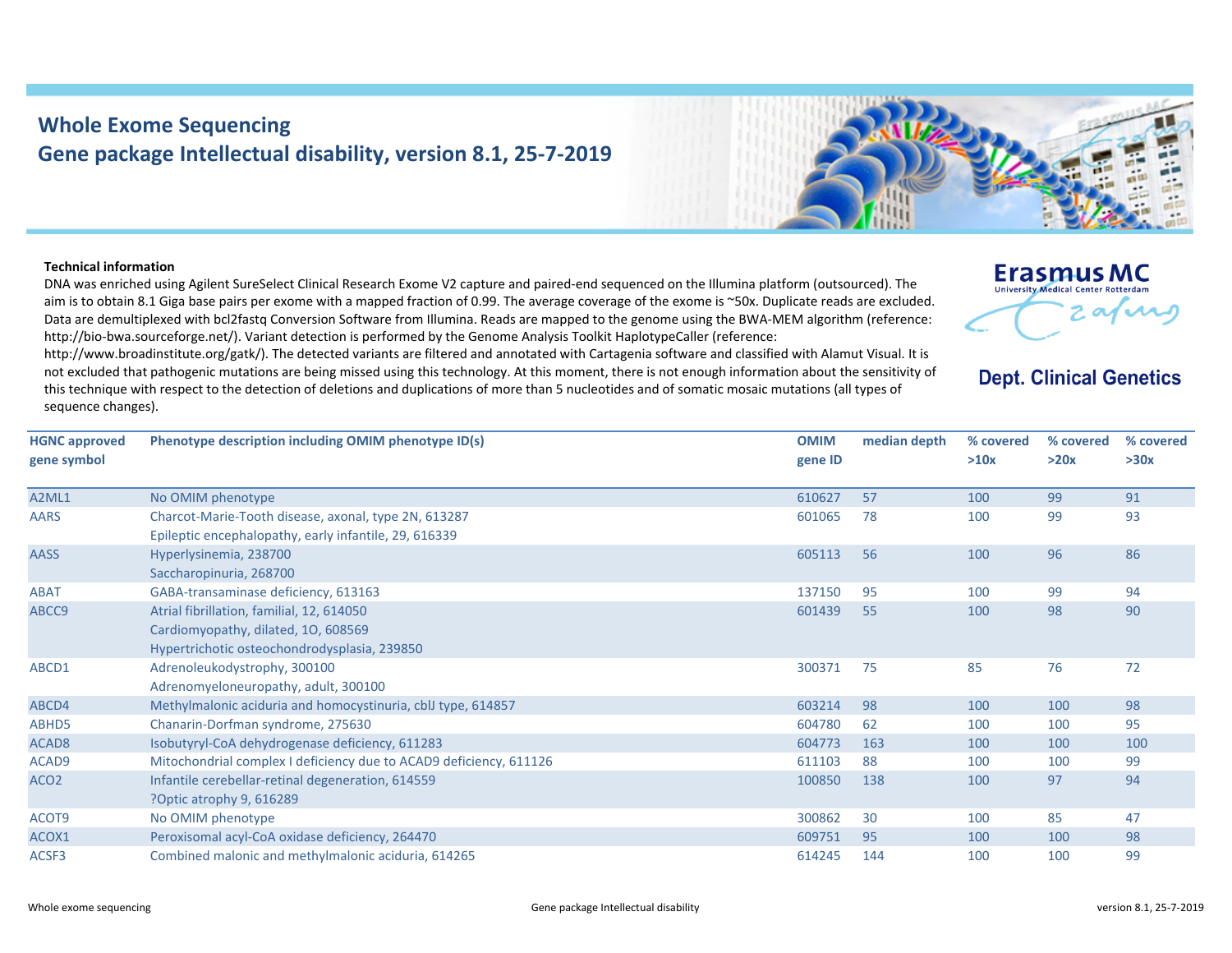# Whole Exome Sequencing

## Gene package Intellectual disability, version 8.1, 25-7-2019

Erasmus MC
University Medical Center Rotterdam

**Dept. Clinical Genetics**

**Technical information**

DNA was enriched using Agilent SureSelect Clinical Research Exome V2 capture and paired-end sequenced on the Illumina platform (outsourced). The aim is to obtain 8.1 Giga base pairs per exome with a mapped fraction of 0.99. The average coverage of the exome is ~50x. Duplicate reads are excluded. Data are demultiplexed with bcl2fastq Conversion Software from Illumina. Reads are mapped to the genome using the BWA-MEM algorithm (reference: http://bio-bwa.sourceforge.net/). Variant detection is performed by the Genome Analysis Toolkit HaplotypeCaller (reference: http://www.broadinstitute.org/gatk/). The detected variants are filtered and annotated with Cartagenia software and classified with Alamut Visual. It is not excluded that pathogenic mutations are being missed using this technology. At this moment, there is not enough information about the sensitivity of this technique with respect to the detection of deletions and duplications of more than 5 nucleotides and of somatic mosaic mutations (all types of sequence changes).

| HGNC approved gene symbol | Phenotype description including OMIM phenotype ID(s) | OMIM gene ID | median depth | % covered >10x | % covered >20x | % covered >30x |
|---|---|---|---|---|---|---|
| A2ML1 | No OMIM phenotype | 610627 | 57 | 100 | 99 | 91 |
| AARS | Charcot-Marie-Tooth disease, axonal, type 2N, 613287<br>Epileptic encephalopathy, early infantile, 29, 616339 | 601065 | 78 | 100 | 99 | 93 |
| AASS | Hyperlysinemia, 238700<br>Saccharopinuria, 268700 | 605113 | 56 | 100 | 96 | 86 |
| ABAT | GABA-transaminase deficiency, 613163 | 137150 | 95 | 100 | 99 | 94 |
| ABCC9 | Atrial fibrillation, familial, 12, 614050<br>Cardiomyopathy, dilated, 1O, 608569<br>Hypertrichotic osteochondrodysplasia, 239850 | 601439 | 55 | 100 | 98 | 90 |
| ABCD1 | Adrenoleukodystrophy, 300100<br>Adrenomyeloneuropathy, adult, 300100 | 300371 | 75 | 85 | 76 | 72 |
| ABCD4 | Methylmalonic aciduria and homocystinuria, cblJ type, 614857 | 603214 | 98 | 100 | 100 | 98 |
| ABHD5 | Chanarin-Dorfman syndrome, 275630 | 604780 | 62 | 100 | 100 | 95 |
| ACAD8 | Isobutyryl-CoA dehydrogenase deficiency, 611283 | 604773 | 163 | 100 | 100 | 100 |
| ACAD9 | Mitochondrial complex I deficiency due to ACAD9 deficiency, 611126 | 611103 | 88 | 100 | 100 | 99 |
| ACO2 | Infantile cerebellar-retinal degeneration, 614559<br>?Optic atrophy 9, 616289 | 100850 | 138 | 100 | 97 | 94 |
| ACOT9 | No OMIM phenotype | 300862 | 30 | 100 | 85 | 47 |
| ACOX1 | Peroxisomal acyl-CoA oxidase deficiency, 264470 | 609751 | 95 | 100 | 100 | 98 |
| ACSF3 | Combined malonic and methylmalonic aciduria, 614265 | 614245 | 144 | 100 | 100 | 99 |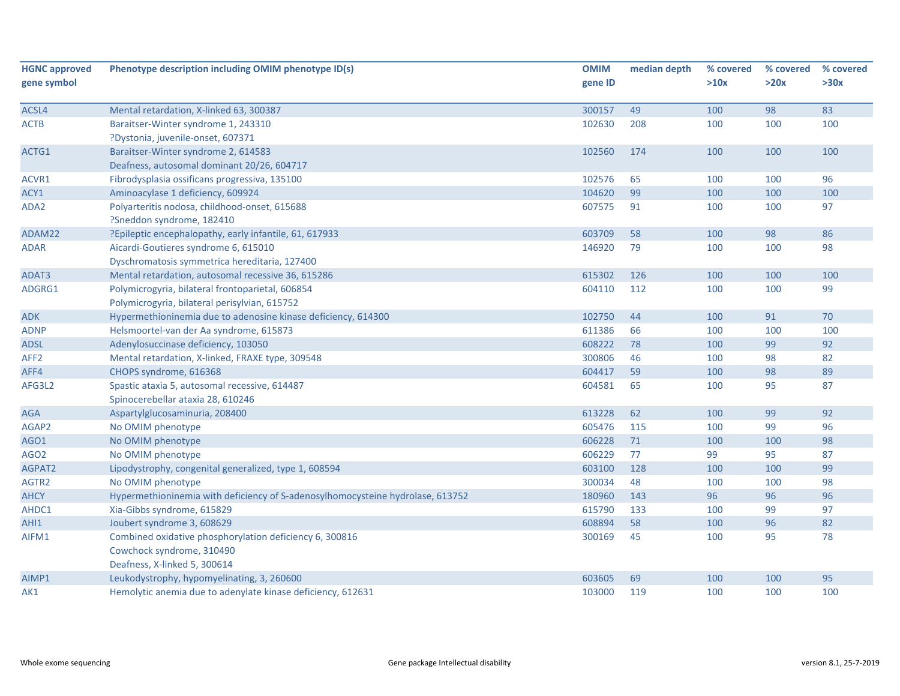| HGNC approved gene symbol | Phenotype description including OMIM phenotype ID(s) | OMIM gene ID | median depth | % covered >10x | % covered >20x | % covered >30x |
|---|---|---|---|---|---|---|
| ACSL4 | Mental retardation, X-linked 63, 300387 | 300157 | 49 | 100 | 98 | 83 |
| ACTB | Baraitser-Winter syndrome 1, 243310<br>?Dystonia, juvenile-onset, 607371 | 102630 | 208 | 100 | 100 | 100 |
| ACTG1 | Baraitser-Winter syndrome 2, 614583<br>Deafness, autosomal dominant 20/26, 604717 | 102560 | 174 | 100 | 100 | 100 |
| ACVR1 | Fibrodysplasia ossificans progressiva, 135100 | 102576 | 65 | 100 | 100 | 96 |
| ACY1 | Aminoacylase 1 deficiency, 609924 | 104620 | 99 | 100 | 100 | 100 |
| ADA2 | Polyarteritis nodosa, childhood-onset, 615688<br>?Sneddon syndrome, 182410 | 607575 | 91 | 100 | 100 | 97 |
| ADAM22 | ?Epileptic encephalopathy, early infantile, 61, 617933 | 603709 | 58 | 100 | 98 | 86 |
| ADAR | Aicardi-Goutieres syndrome 6, 615010<br>Dyschromatosis symmetrica hereditaria, 127400 | 146920 | 79 | 100 | 100 | 98 |
| ADAT3 | Mental retardation, autosomal recessive 36, 615286 | 615302 | 126 | 100 | 100 | 100 |
| ADGRG1 | Polymicrogyria, bilateral frontoparietal, 606854<br>Polymicrogyria, bilateral perisylvian, 615752 | 604110 | 112 | 100 | 100 | 99 |
| ADK | Hypermethioninemia due to adenosine kinase deficiency, 614300 | 102750 | 44 | 100 | 91 | 70 |
| ADNP | Helsmoortel-van der Aa syndrome, 615873 | 611386 | 66 | 100 | 100 | 100 |
| ADSL | Adenylosuccinase deficiency, 103050 | 608222 | 78 | 100 | 99 | 92 |
| AFF2 | Mental retardation, X-linked, FRAXE type, 309548 | 300806 | 46 | 100 | 98 | 82 |
| AFF4 | CHOPS syndrome, 616368 | 604417 | 59 | 100 | 98 | 89 |
| AFG3L2 | Spastic ataxia 5, autosomal recessive, 614487<br>Spinocerebellar ataxia 28, 610246 | 604581 | 65 | 100 | 95 | 87 |
| AGA | Aspartylglucosaminuria, 208400 | 613228 | 62 | 100 | 99 | 92 |
| AGAP2 | No OMIM phenotype | 605476 | 115 | 100 | 99 | 96 |
| AGO1 | No OMIM phenotype | 606228 | 71 | 100 | 100 | 98 |
| AGO2 | No OMIM phenotype | 606229 | 77 | 99 | 95 | 87 |
| AGPAT2 | Lipodystrophy, congenital generalized, type 1, 608594 | 603100 | 128 | 100 | 100 | 99 |
| AGTR2 | No OMIM phenotype | 300034 | 48 | 100 | 100 | 98 |
| AHCY | Hypermethioninemia with deficiency of S-adenosylhomocysteine hydrolase, 613752 | 180960 | 143 | 96 | 96 | 96 |
| AHDC1 | Xia-Gibbs syndrome, 615829 | 615790 | 133 | 100 | 99 | 97 |
| AHI1 | Joubert syndrome 3, 608629 | 608894 | 58 | 100 | 96 | 82 |
| AIFM1 | Combined oxidative phosphorylation deficiency 6, 300816<br>Cowchock syndrome, 310490<br>Deafness, X-linked 5, 300614 | 300169 | 45 | 100 | 95 | 78 |
| AIMP1 | Leukodystrophy, hypomyelinating, 3, 260600 | 603605 | 69 | 100 | 100 | 95 |
| AK1 | Hemolytic anemia due to adenylate kinase deficiency, 612631 | 103000 | 119 | 100 | 100 | 100 |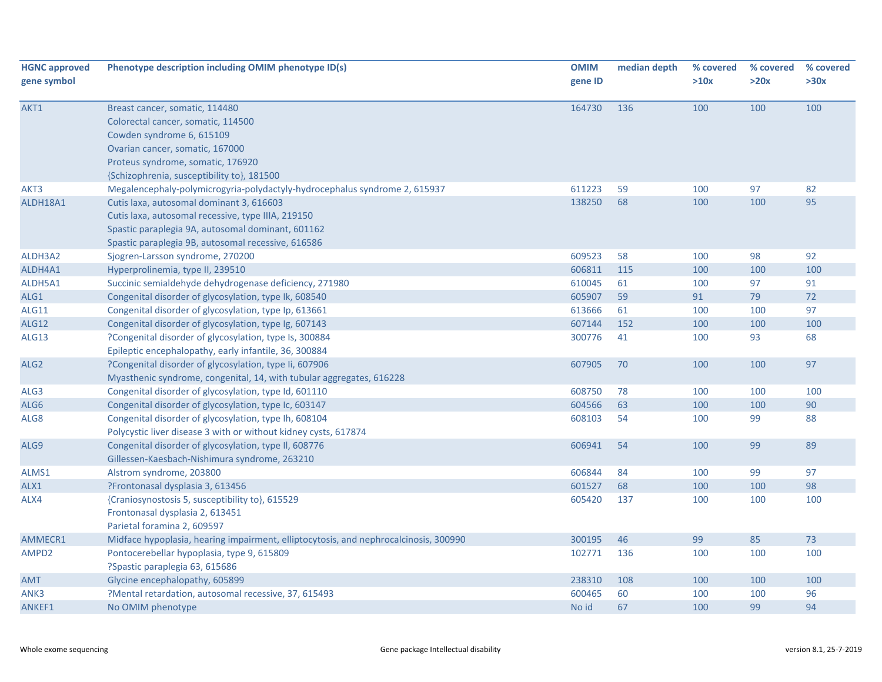| HGNC approved gene symbol | Phenotype description including OMIM phenotype ID(s) | OMIM gene ID | median depth | % covered >10x | % covered >20x | % covered >30x |
|---|---|---|---|---|---|---|
| AKT1 | Breast cancer, somatic, 114480<br>Colorectal cancer, somatic, 114500<br>Cowden syndrome 6, 615109<br>Ovarian cancer, somatic, 167000<br>Proteus syndrome, somatic, 176920<br>{Schizophrenia, susceptibility to}, 181500 | 164730 | 136 | 100 | 100 | 100 |
| AKT3 | Megalencephaly-polymicrogyria-polydactyly-hydrocephalus syndrome 2, 615937 | 611223 | 59 | 100 | 97 | 82 |
| ALDH18A1 | Cutis laxa, autosomal dominant 3, 616603<br>Cutis laxa, autosomal recessive, type IIIA, 219150<br>Spastic paraplegia 9A, autosomal dominant, 601162<br>Spastic paraplegia 9B, autosomal recessive, 616586 | 138250 | 68 | 100 | 100 | 95 |
| ALDH3A2 | Sjogren-Larsson syndrome, 270200 | 609523 | 58 | 100 | 98 | 92 |
| ALDH4A1 | Hyperprolinemia, type II, 239510 | 606811 | 115 | 100 | 100 | 100 |
| ALDH5A1 | Succinic semialdehyde dehydrogenase deficiency, 271980 | 610045 | 61 | 100 | 97 | 91 |
| ALG1 | Congenital disorder of glycosylation, type Ik, 608540 | 605907 | 59 | 91 | 79 | 72 |
| ALG11 | Congenital disorder of glycosylation, type Ip, 613661 | 613666 | 61 | 100 | 100 | 97 |
| ALG12 | Congenital disorder of glycosylation, type Ig, 607143 | 607144 | 152 | 100 | 100 | 100 |
| ALG13 | ?Congenital disorder of glycosylation, type Is, 300884<br>Epileptic encephalopathy, early infantile, 36, 300884 | 300776 | 41 | 100 | 93 | 68 |
| ALG2 | ?Congenital disorder of glycosylation, type Ii, 607906<br>Myasthenic syndrome, congenital, 14, with tubular aggregates, 616228 | 607905 | 70 | 100 | 100 | 97 |
| ALG3 | Congenital disorder of glycosylation, type Id, 601110 | 608750 | 78 | 100 | 100 | 100 |
| ALG6 | Congenital disorder of glycosylation, type Ic, 603147 | 604566 | 63 | 100 | 100 | 90 |
| ALG8 | Congenital disorder of glycosylation, type Ih, 608104<br>Polycystic liver disease 3 with or without kidney cysts, 617874 | 608103 | 54 | 100 | 99 | 88 |
| ALG9 | Congenital disorder of glycosylation, type Il, 608776<br>Gillessen-Kaesbach-Nishimura syndrome, 263210 | 606941 | 54 | 100 | 99 | 89 |
| ALMS1 | Alstrom syndrome, 203800 | 606844 | 84 | 100 | 99 | 97 |
| ALX1 | ?Frontonasal dysplasia 3, 613456 | 601527 | 68 | 100 | 100 | 98 |
| ALX4 | {Craniosynostosis 5, susceptibility to}, 615529<br>Frontonasal dysplasia 2, 613451<br>Parietal foramina 2, 609597 | 605420 | 137 | 100 | 100 | 100 |
| AMMECR1 | Midface hypoplasia, hearing impairment, elliptocytosis, and nephrocalcinosis, 300990 | 300195 | 46 | 99 | 85 | 73 |
| AMPD2 | Pontocerebellar hypoplasia, type 9, 615809<br>?Spastic paraplegia 63, 615686 | 102771 | 136 | 100 | 100 | 100 |
| AMT | Glycine encephalopathy, 605899 | 238310 | 108 | 100 | 100 | 100 |
| ANK3 | ?Mental retardation, autosomal recessive, 37, 615493 | 600465 | 60 | 100 | 100 | 96 |
| ANKEF1 | No OMIM phenotype | No id | 67 | 100 | 99 | 94 |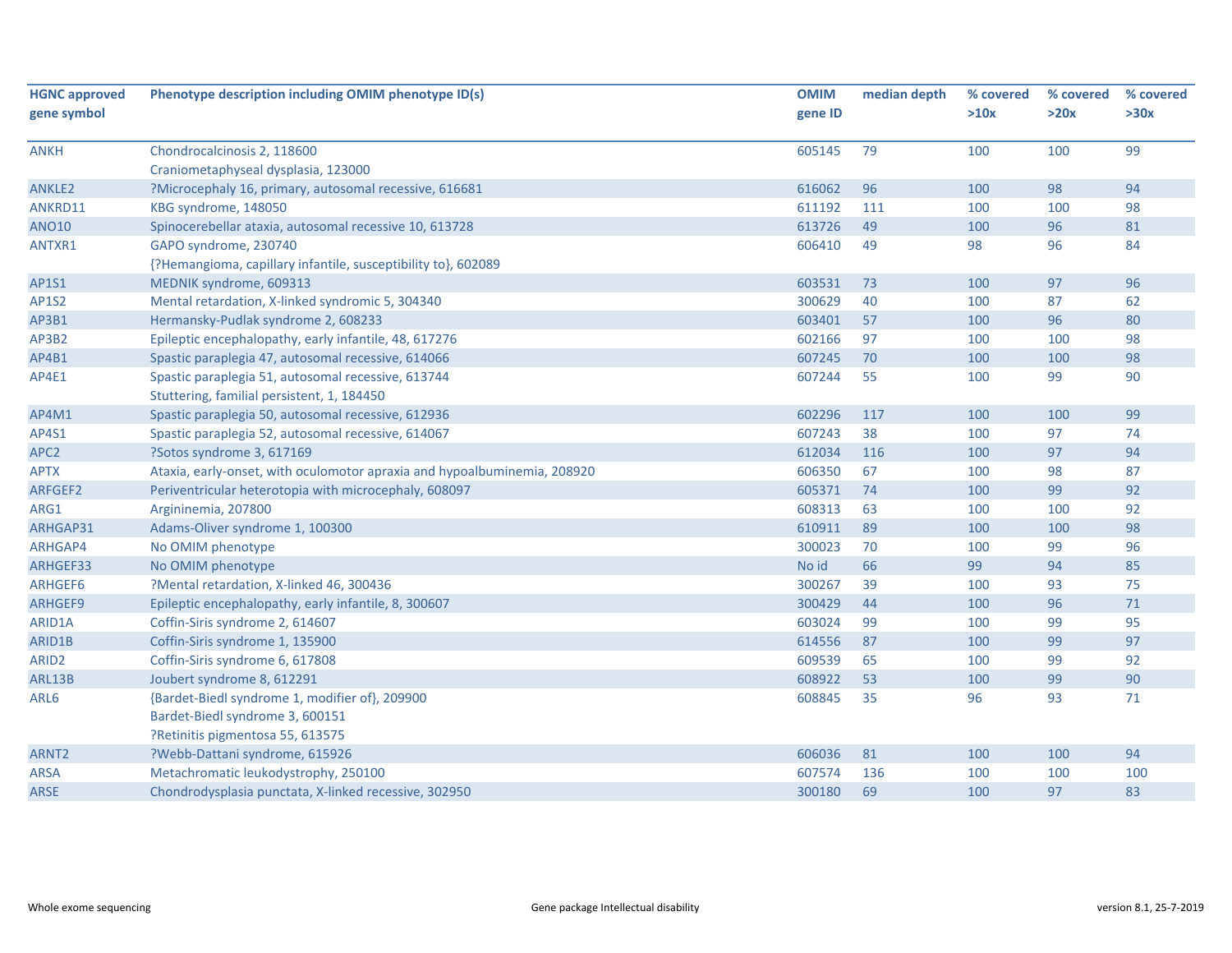| HGNC approved gene symbol | Phenotype description including OMIM phenotype ID(s) | OMIM gene ID | median depth | % covered >10x | % covered >20x | % covered >30x |
|---|---|---|---|---|---|---|
| ANKH | Chondrocalcinosis 2, 118600<br>Craniometaphyseal dysplasia, 123000 | 605145 | 79 | 100 | 100 | 99 |
| ANKLE2 | ?Microcephaly 16, primary, autosomal recessive, 616681 | 616062 | 96 | 100 | 98 | 94 |
| ANKRD11 | KBG syndrome, 148050 | 611192 | 111 | 100 | 100 | 98 |
| ANO10 | Spinocerebellar ataxia, autosomal recessive 10, 613728 | 613726 | 49 | 100 | 96 | 81 |
| ANTXR1 | GAPO syndrome, 230740<br>{?Hemangioma, capillary infantile, susceptibility to}, 602089 | 606410 | 49 | 98 | 96 | 84 |
| AP1S1 | MEDNIK syndrome, 609313 | 603531 | 73 | 100 | 97 | 96 |
| AP1S2 | Mental retardation, X-linked syndromic 5, 304340 | 300629 | 40 | 100 | 87 | 62 |
| AP3B1 | Hermansky-Pudlak syndrome 2, 608233 | 603401 | 57 | 100 | 96 | 80 |
| AP3B2 | Epileptic encephalopathy, early infantile, 48, 617276 | 602166 | 97 | 100 | 100 | 98 |
| AP4B1 | Spastic paraplegia 47, autosomal recessive, 614066 | 607245 | 70 | 100 | 100 | 98 |
| AP4E1 | Spastic paraplegia 51, autosomal recessive, 613744<br>Stuttering, familial persistent, 1, 184450 | 607244 | 55 | 100 | 99 | 90 |
| AP4M1 | Spastic paraplegia 50, autosomal recessive, 612936 | 602296 | 117 | 100 | 100 | 99 |
| AP4S1 | Spastic paraplegia 52, autosomal recessive, 614067 | 607243 | 38 | 100 | 97 | 74 |
| APC2 | ?Sotos syndrome 3, 617169 | 612034 | 116 | 100 | 97 | 94 |
| APTX | Ataxia, early-onset, with oculomotor apraxia and hypoalbuminemia, 208920 | 606350 | 67 | 100 | 98 | 87 |
| ARFGEF2 | Periventricular heterotopia with microcephaly, 608097 | 605371 | 74 | 100 | 99 | 92 |
| ARG1 | Argininemia, 207800 | 608313 | 63 | 100 | 100 | 92 |
| ARHGAP31 | Adams-Oliver syndrome 1, 100300 | 610911 | 89 | 100 | 100 | 98 |
| ARHGAP4 | No OMIM phenotype | 300023 | 70 | 100 | 99 | 96 |
| ARHGEF33 | No OMIM phenotype | No id | 66 | 99 | 94 | 85 |
| ARHGEF6 | ?Mental retardation, X-linked 46, 300436 | 300267 | 39 | 100 | 93 | 75 |
| ARHGEF9 | Epileptic encephalopathy, early infantile, 8, 300607 | 300429 | 44 | 100 | 96 | 71 |
| ARID1A | Coffin-Siris syndrome 2, 614607 | 603024 | 99 | 100 | 99 | 95 |
| ARID1B | Coffin-Siris syndrome 1, 135900 | 614556 | 87 | 100 | 99 | 97 |
| ARID2 | Coffin-Siris syndrome 6, 617808 | 609539 | 65 | 100 | 99 | 92 |
| ARL13B | Joubert syndrome 8, 612291 | 608922 | 53 | 100 | 99 | 90 |
| ARL6 | {Bardet-Biedl syndrome 1, modifier of}, 209900<br>Bardet-Biedl syndrome 3, 600151<br>?Retinitis pigmentosa 55, 613575 | 608845 | 35 | 96 | 93 | 71 |
| ARNT2 | ?Webb-Dattani syndrome, 615926 | 606036 | 81 | 100 | 100 | 94 |
| ARSA | Metachromatic leukodystrophy, 250100 | 607574 | 136 | 100 | 100 | 100 |
| ARSE | Chondrodysplasia punctata, X-linked recessive, 302950 | 300180 | 69 | 100 | 97 | 83 |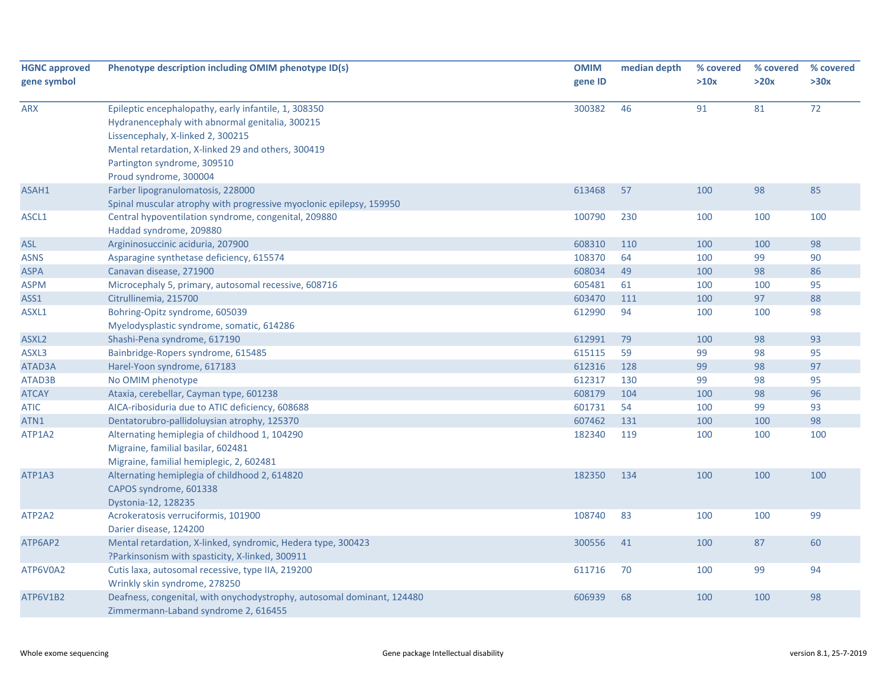| HGNC approved gene symbol | Phenotype description including OMIM phenotype ID(s) | OMIM gene ID | median depth | % covered >10x | % covered >20x | % covered >30x |
|---|---|---|---|---|---|---|
| ARX | Epileptic encephalopathy, early infantile, 1, 308350<br>Hydranencephaly with abnormal genitalia, 300215<br>Lissencephaly, X-linked 2, 300215<br>Mental retardation, X-linked 29 and others, 300419<br>Partington syndrome, 309510<br>Proud syndrome, 300004 | 300382 | 46 | 91 | 81 | 72 |
| ASAH1 | Farber lipogranulomatosis, 228000<br>Spinal muscular atrophy with progressive myoclonic epilepsy, 159950 | 613468 | 57 | 100 | 98 | 85 |
| ASCL1 | Central hypoventilation syndrome, congenital, 209880<br>Haddad syndrome, 209880 | 100790 | 230 | 100 | 100 | 100 |
| ASL | Argininosuccinic aciduria, 207900 | 608310 | 110 | 100 | 100 | 98 |
| ASNS | Asparagine synthetase deficiency, 615574 | 108370 | 64 | 100 | 99 | 90 |
| ASPA | Canavan disease, 271900 | 608034 | 49 | 100 | 98 | 86 |
| ASPM | Microcephaly 5, primary, autosomal recessive, 608716 | 605481 | 61 | 100 | 100 | 95 |
| ASS1 | Citrullinemia, 215700 | 603470 | 111 | 100 | 97 | 88 |
| ASXL1 | Bohring-Opitz syndrome, 605039<br>Myelodysplastic syndrome, somatic, 614286 | 612990 | 94 | 100 | 100 | 98 |
| ASXL2 | Shashi-Pena syndrome, 617190 | 612991 | 79 | 100 | 98 | 93 |
| ASXL3 | Bainbridge-Ropers syndrome, 615485 | 615115 | 59 | 99 | 98 | 95 |
| ATAD3A | Harel-Yoon syndrome, 617183 | 612316 | 128 | 99 | 98 | 97 |
| ATAD3B | No OMIM phenotype | 612317 | 130 | 99 | 98 | 95 |
| ATCAY | Ataxia, cerebellar, Cayman type, 601238 | 608179 | 104 | 100 | 98 | 96 |
| ATIC | AICA-ribosiduria due to ATIC deficiency, 608688 | 601731 | 54 | 100 | 99 | 93 |
| ATN1 | Dentatorubro-pallidoluysian atrophy, 125370 | 607462 | 131 | 100 | 100 | 98 |
| ATP1A2 | Alternating hemiplegia of childhood 1, 104290<br>Migraine, familial basilar, 602481<br>Migraine, familial hemiplegic, 2, 602481 | 182340 | 119 | 100 | 100 | 100 |
| ATP1A3 | Alternating hemiplegia of childhood 2, 614820<br>CAPOS syndrome, 601338<br>Dystonia-12, 128235 | 182350 | 134 | 100 | 100 | 100 |
| ATP2A2 | Acrokeratosis verruciformis, 101900<br>Darier disease, 124200 | 108740 | 83 | 100 | 100 | 99 |
| ATP6AP2 | Mental retardation, X-linked, syndromic, Hedera type, 300423<br>?Parkinsonism with spasticity, X-linked, 300911 | 300556 | 41 | 100 | 87 | 60 |
| ATP6V0A2 | Cutis laxa, autosomal recessive, type IIA, 219200<br>Wrinkly skin syndrome, 278250 | 611716 | 70 | 100 | 99 | 94 |
| ATP6V1B2 | Deafness, congenital, with onychodystrophy, autosomal dominant, 124480<br>Zimmermann-Laband syndrome 2, 616455 | 606939 | 68 | 100 | 100 | 98 |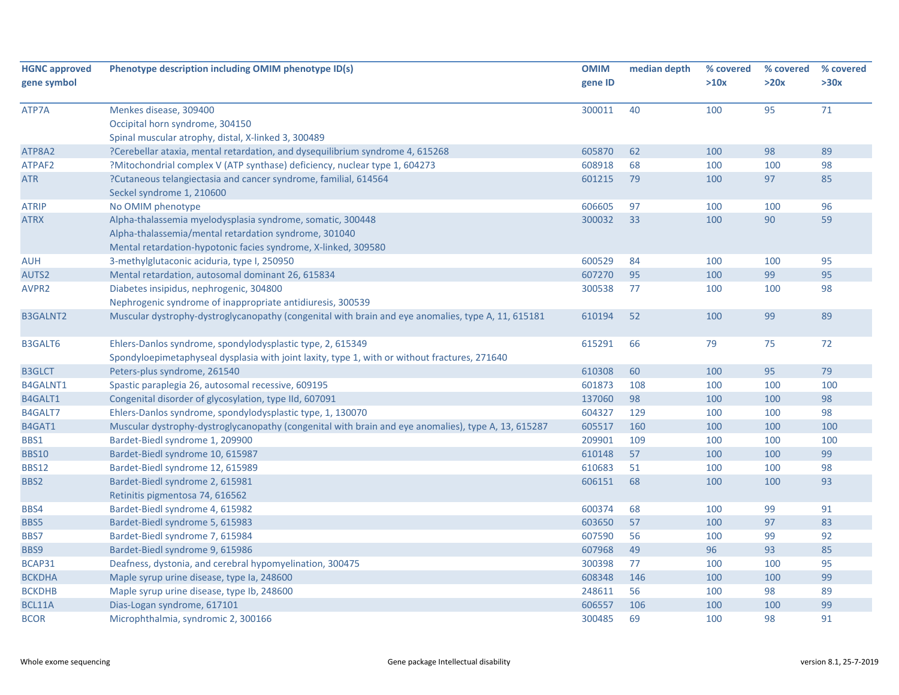| HGNC approved gene symbol | Phenotype description including OMIM phenotype ID(s) | OMIM gene ID | median depth | % covered >10x | % covered >20x | % covered >30x |
|---|---|---|---|---|---|---|
| ATP7A | Menkes disease, 309400<br>Occipital horn syndrome, 304150<br>Spinal muscular atrophy, distal, X-linked 3, 300489 | 300011 | 40 | 100 | 95 | 71 |
| ATP8A2 | ?Cerebellar ataxia, mental retardation, and dysequilibrium syndrome 4, 615268 | 605870 | 62 | 100 | 98 | 89 |
| ATPAF2 | ?Mitochondrial complex V (ATP synthase) deficiency, nuclear type 1, 604273 | 608918 | 68 | 100 | 100 | 98 |
| ATR | ?Cutaneous telangiectasia and cancer syndrome, familial, 614564<br>Seckel syndrome 1, 210600 | 601215 | 79 | 100 | 97 | 85 |
| ATRIP | No OMIM phenotype | 606605 | 97 | 100 | 100 | 96 |
| ATRX | Alpha-thalassemia myelodysplasia syndrome, somatic, 300448<br>Alpha-thalassemia/mental retardation syndrome, 301040<br>Mental retardation-hypotonic facies syndrome, X-linked, 309580 | 300032 | 33 | 100 | 90 | 59 |
| AUH | 3-methylglutaconic aciduria, type I, 250950 | 600529 | 84 | 100 | 100 | 95 |
| AUTS2 | Mental retardation, autosomal dominant 26, 615834 | 607270 | 95 | 100 | 99 | 95 |
| AVPR2 | Diabetes insipidus, nephrogenic, 304800<br>Nephrogenic syndrome of inappropriate antidiuresis, 300539 | 300538 | 77 | 100 | 100 | 98 |
| B3GALNT2 | Muscular dystrophy-dystroglycanopathy (congenital with brain and eye anomalies, type A, 11, 615181 | 610194 | 52 | 100 | 99 | 89 |
| B3GALT6 | Ehlers-Danlos syndrome, spondylodysplastic type, 2, 615349<br>Spondyloepimetaphyseal dysplasia with joint laxity, type 1, with or without fractures, 271640 | 615291 | 66 | 79 | 75 | 72 |
| B3GLCT | Peters-plus syndrome, 261540 | 610308 | 60 | 100 | 95 | 79 |
| B4GALNT1 | Spastic paraplegia 26, autosomal recessive, 609195 | 601873 | 108 | 100 | 100 | 100 |
| B4GALT1 | Congenital disorder of glycosylation, type IId, 607091 | 137060 | 98 | 100 | 100 | 98 |
| B4GALT7 | Ehlers-Danlos syndrome, spondylodysplastic type, 1, 130070 | 604327 | 129 | 100 | 100 | 98 |
| B4GAT1 | Muscular dystrophy-dystroglycanopathy (congenital with brain and eye anomalies), type A, 13, 615287 | 605517 | 160 | 100 | 100 | 100 |
| BBS1 | Bardet-Biedl syndrome 1, 209900 | 209901 | 109 | 100 | 100 | 100 |
| BBS10 | Bardet-Biedl syndrome 10, 615987 | 610148 | 57 | 100 | 100 | 99 |
| BBS12 | Bardet-Biedl syndrome 12, 615989 | 610683 | 51 | 100 | 100 | 98 |
| BBS2 | Bardet-Biedl syndrome 2, 615981<br>Retinitis pigmentosa 74, 616562 | 606151 | 68 | 100 | 100 | 93 |
| BBS4 | Bardet-Biedl syndrome 4, 615982 | 600374 | 68 | 100 | 99 | 91 |
| BBS5 | Bardet-Biedl syndrome 5, 615983 | 603650 | 57 | 100 | 97 | 83 |
| BBS7 | Bardet-Biedl syndrome 7, 615984 | 607590 | 56 | 100 | 99 | 92 |
| BBS9 | Bardet-Biedl syndrome 9, 615986 | 607968 | 49 | 96 | 93 | 85 |
| BCAP31 | Deafness, dystonia, and cerebral hypomyelination, 300475 | 300398 | 77 | 100 | 100 | 95 |
| BCKDHA | Maple syrup urine disease, type Ia, 248600 | 608348 | 146 | 100 | 100 | 99 |
| BCKDHB | Maple syrup urine disease, type Ib, 248600 | 248611 | 56 | 100 | 98 | 89 |
| BCL11A | Dias-Logan syndrome, 617101 | 606557 | 106 | 100 | 100 | 99 |
| BCOR | Microphthalmia, syndromic 2, 300166 | 300485 | 69 | 100 | 98 | 91 |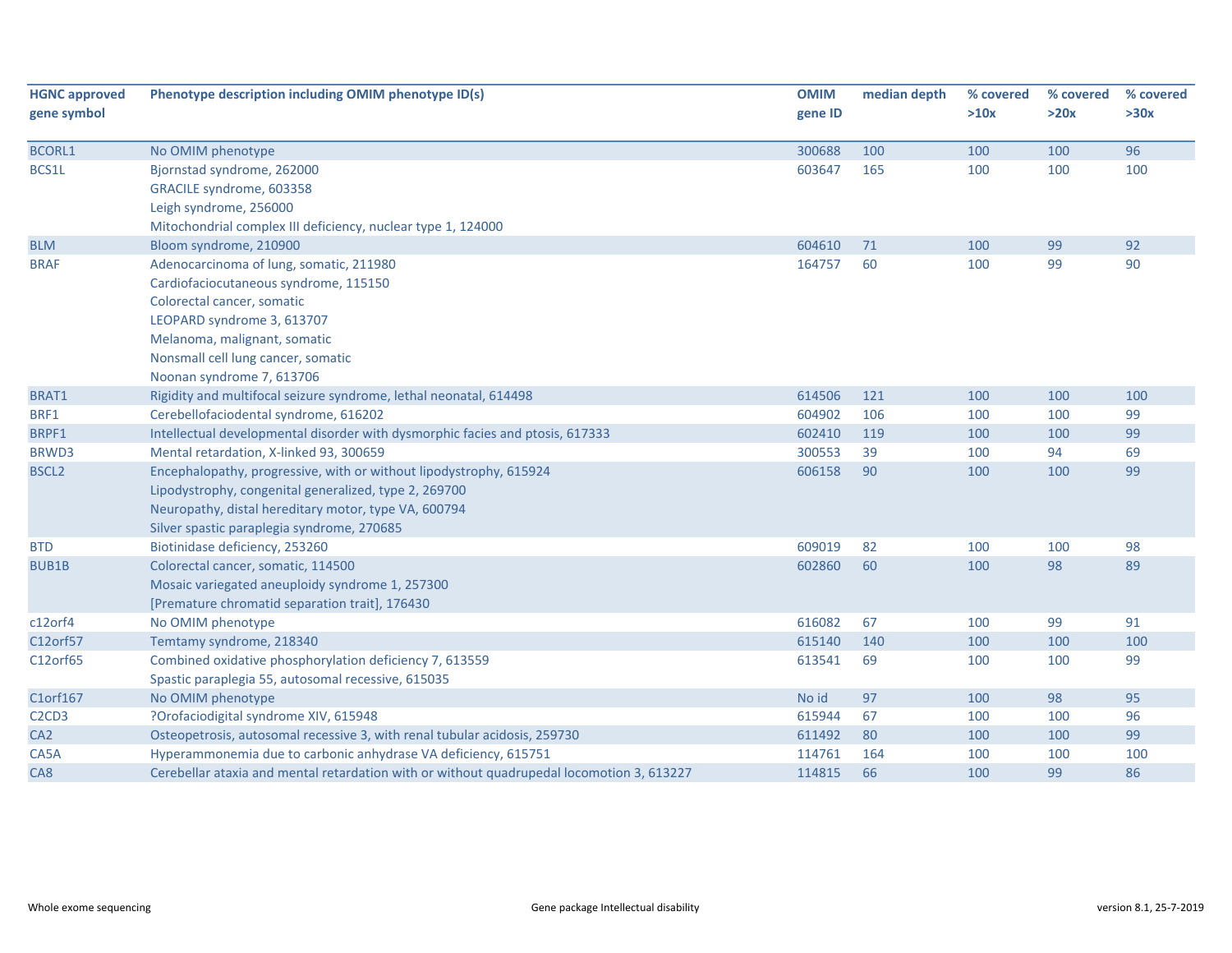| HGNC approved gene symbol | Phenotype description including OMIM phenotype ID(s) | OMIM gene ID | median depth | % covered >10x | % covered >20x | % covered >30x |
|---|---|---|---|---|---|---|
| BCORL1 | No OMIM phenotype | 300688 | 100 | 100 | 100 | 96 |
| BCS1L | Bjornstad syndrome, 262000<br>GRACILE syndrome, 603358<br>Leigh syndrome, 256000<br>Mitochondrial complex III deficiency, nuclear type 1, 124000 | 603647 | 165 | 100 | 100 | 100 |
| BLM | Bloom syndrome, 210900 | 604610 | 71 | 100 | 99 | 92 |
| BRAF | Adenocarcinoma of lung, somatic, 211980<br>Cardiofaciocutaneous syndrome, 115150<br>Colorectal cancer, somatic<br>LEOPARD syndrome 3, 613707<br>Melanoma, malignant, somatic<br>Nonsmall cell lung cancer, somatic<br>Noonan syndrome 7, 613706 | 164757 | 60 | 100 | 99 | 90 |
| BRAT1 | Rigidity and multifocal seizure syndrome, lethal neonatal, 614498 | 614506 | 121 | 100 | 100 | 100 |
| BRF1 | Cerebellofaciodental syndrome, 616202 | 604902 | 106 | 100 | 100 | 99 |
| BRPF1 | Intellectual developmental disorder with dysmorphic facies and ptosis, 617333 | 602410 | 119 | 100 | 100 | 99 |
| BRWD3 | Mental retardation, X-linked 93, 300659 | 300553 | 39 | 100 | 94 | 69 |
| BSCL2 | Encephalopathy, progressive, with or without lipodystrophy, 615924<br>Lipodystrophy, congenital generalized, type 2, 269700<br>Neuropathy, distal hereditary motor, type VA, 600794<br>Silver spastic paraplegia syndrome, 270685 | 606158 | 90 | 100 | 100 | 99 |
| BTD | Biotinidase deficiency, 253260 | 609019 | 82 | 100 | 100 | 98 |
| BUB1B | Colorectal cancer, somatic, 114500<br>Mosaic variegated aneuploidy syndrome 1, 257300<br>[Premature chromatid separation trait], 176430 | 602860 | 60 | 100 | 98 | 89 |
| c12orf4 | No OMIM phenotype | 616082 | 67 | 100 | 99 | 91 |
| C12orf57 | Temtamy syndrome, 218340 | 615140 | 140 | 100 | 100 | 100 |
| C12orf65 | Combined oxidative phosphorylation deficiency 7, 613559<br>Spastic paraplegia 55, autosomal recessive, 615035 | 613541 | 69 | 100 | 100 | 99 |
| C1orf167 | No OMIM phenotype | No id | 97 | 100 | 98 | 95 |
| C2CD3 | ?Orofaciodigital syndrome XIV, 615948 | 615944 | 67 | 100 | 100 | 96 |
| CA2 | Osteopetrosis, autosomal recessive 3, with renal tubular acidosis, 259730 | 611492 | 80 | 100 | 100 | 99 |
| CA5A | Hyperammonemia due to carbonic anhydrase VA deficiency, 615751 | 114761 | 164 | 100 | 100 | 100 |
| CA8 | Cerebellar ataxia and mental retardation with or without quadrupedal locomotion 3, 613227 | 114815 | 66 | 100 | 99 | 86 |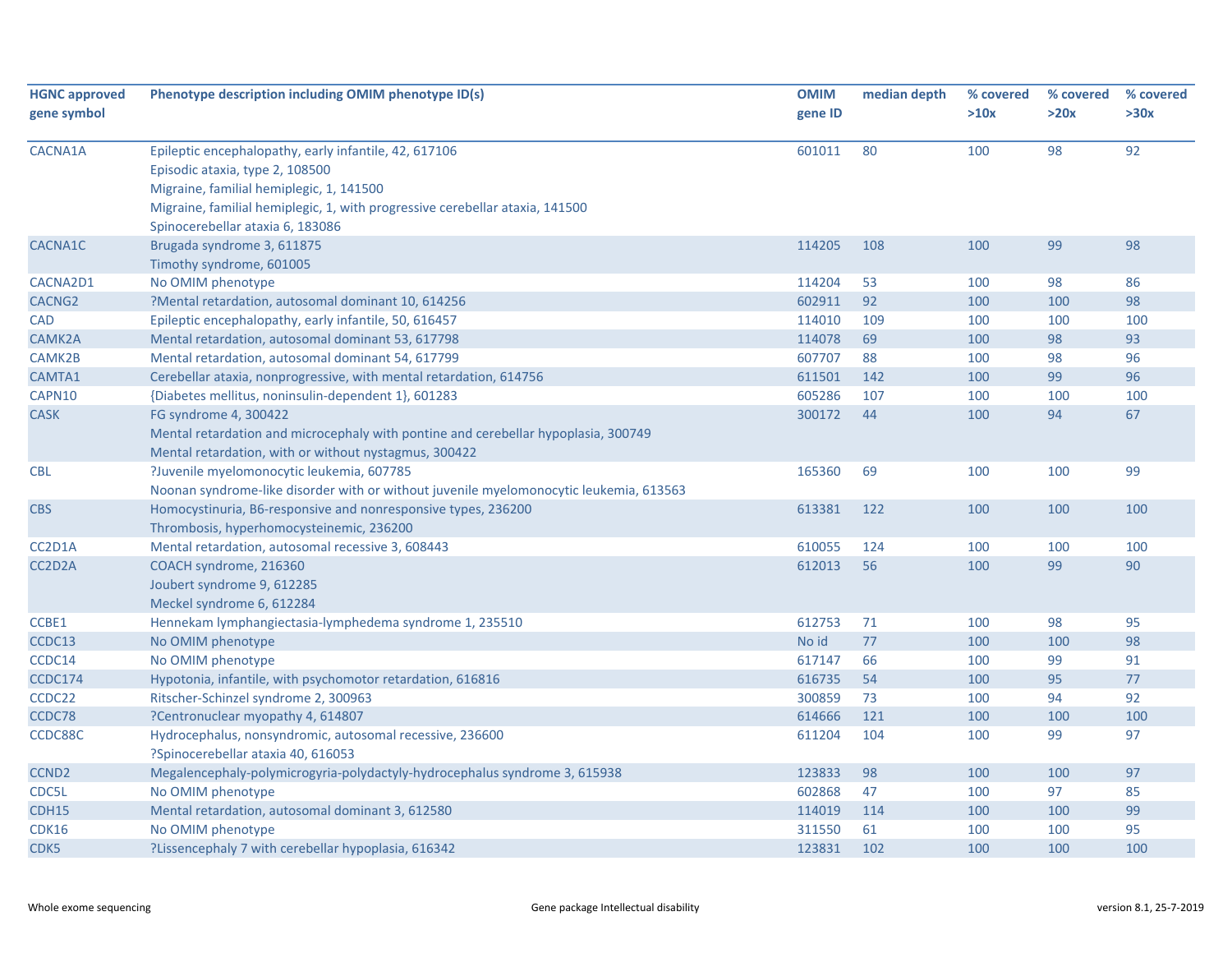| HGNC approved gene symbol | Phenotype description including OMIM phenotype ID(s) | OMIM gene ID | median depth | % covered >10x | % covered >20x | % covered >30x |
|---|---|---|---|---|---|---|
| CACNA1A | Epileptic encephalopathy, early infantile, 42, 617106<br>Episodic ataxia, type 2, 108500<br>Migraine, familial hemiplegic, 1, 141500<br>Migraine, familial hemiplegic, 1, with progressive cerebellar ataxia, 141500<br>Spinocerebellar ataxia 6, 183086 | 601011 | 80 | 100 | 98 | 92 |
| CACNA1C | Brugada syndrome 3, 611875<br>Timothy syndrome, 601005 | 114205 | 108 | 100 | 99 | 98 |
| CACNA2D1 | No OMIM phenotype | 114204 | 53 | 100 | 98 | 86 |
| CACNG2 | ?Mental retardation, autosomal dominant 10, 614256 | 602911 | 92 | 100 | 100 | 98 |
| CAD | Epileptic encephalopathy, early infantile, 50, 616457 | 114010 | 109 | 100 | 100 | 100 |
| CAMK2A | Mental retardation, autosomal dominant 53, 617798 | 114078 | 69 | 100 | 98 | 93 |
| CAMK2B | Mental retardation, autosomal dominant 54, 617799 | 607707 | 88 | 100 | 98 | 96 |
| CAMTA1 | Cerebellar ataxia, nonprogressive, with mental retardation, 614756 | 611501 | 142 | 100 | 99 | 96 |
| CAPN10 | {Diabetes mellitus, noninsulin-dependent 1}, 601283 | 605286 | 107 | 100 | 100 | 100 |
| CASK | FG syndrome 4, 300422<br>Mental retardation and microcephaly with pontine and cerebellar hypoplasia, 300749<br>Mental retardation, with or without nystagmus, 300422 | 300172 | 44 | 100 | 94 | 67 |
| CBL | ?Juvenile myelomonocytic leukemia, 607785<br>Noonan syndrome-like disorder with or without juvenile myelomonocytic leukemia, 613563 | 165360 | 69 | 100 | 100 | 99 |
| CBS | Homocystinuria, B6-responsive and nonresponsive types, 236200<br>Thrombosis, hyperhomocysteinemic, 236200 | 613381 | 122 | 100 | 100 | 100 |
| CC2D1A | Mental retardation, autosomal recessive 3, 608443 | 610055 | 124 | 100 | 100 | 100 |
| CC2D2A | COACH syndrome, 216360<br>Joubert syndrome 9, 612285<br>Meckel syndrome 6, 612284 | 612013 | 56 | 100 | 99 | 90 |
| CCBE1 | Hennekam lymphangiectasia-lymphedema syndrome 1, 235510 | 612753 | 71 | 100 | 98 | 95 |
| CCDC13 | No OMIM phenotype | No id | 77 | 100 | 100 | 98 |
| CCDC14 | No OMIM phenotype | 617147 | 66 | 100 | 99 | 91 |
| CCDC174 | Hypotonia, infantile, with psychomotor retardation, 616816 | 616735 | 54 | 100 | 95 | 77 |
| CCDC22 | Ritscher-Schinzel syndrome 2, 300963 | 300859 | 73 | 100 | 94 | 92 |
| CCDC78 | ?Centronuclear myopathy 4, 614807 | 614666 | 121 | 100 | 100 | 100 |
| CCDC88C | Hydrocephalus, nonsyndromic, autosomal recessive, 236600<br>?Spinocerebellar ataxia 40, 616053 | 611204 | 104 | 100 | 99 | 97 |
| CCND2 | Megalencephaly-polymicrogyria-polydactyly-hydrocephalus syndrome 3, 615938 | 123833 | 98 | 100 | 100 | 97 |
| CDC5L | No OMIM phenotype | 602868 | 47 | 100 | 97 | 85 |
| CDH15 | Mental retardation, autosomal dominant 3, 612580 | 114019 | 114 | 100 | 100 | 99 |
| CDK16 | No OMIM phenotype | 311550 | 61 | 100 | 100 | 95 |
| CDK5 | ?Lissencephaly 7 with cerebellar hypoplasia, 616342 | 123831 | 102 | 100 | 100 | 100 |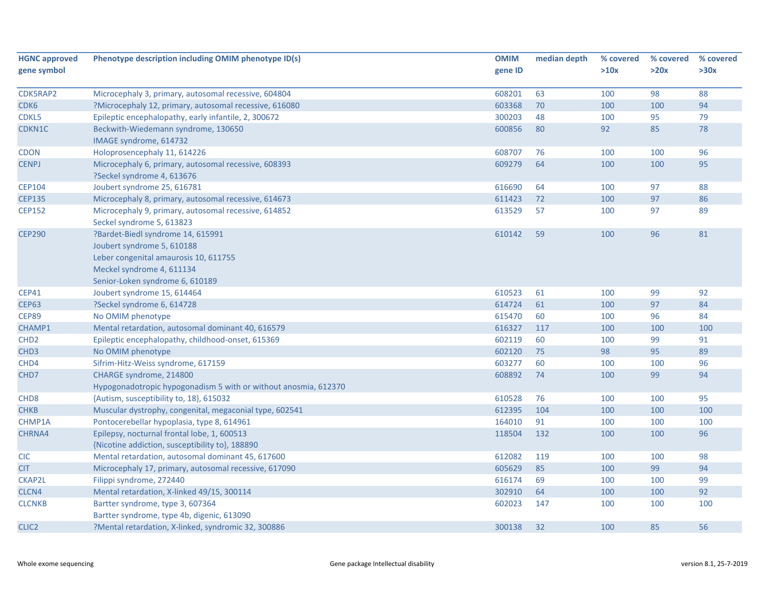| HGNC approved gene symbol | Phenotype description including OMIM phenotype ID(s) | OMIM gene ID | median depth | % covered >10x | % covered >20x | % covered >30x |
|---|---|---|---|---|---|---|
| CDK5RAP2 | Microcephaly 3, primary, autosomal recessive, 604804 | 608201 | 63 | 100 | 98 | 88 |
| CDK6 | ?Microcephaly 12, primary, autosomal recessive, 616080 | 603368 | 70 | 100 | 100 | 94 |
| CDKL5 | Epileptic encephalopathy, early infantile, 2, 300672 | 300203 | 48 | 100 | 95 | 79 |
| CDKN1C | Beckwith-Wiedemann syndrome, 130650<br>IMAGE syndrome, 614732 | 600856 | 80 | 92 | 85 | 78 |
| CDON | Holoprosencephaly 11, 614226 | 608707 | 76 | 100 | 100 | 96 |
| CENPJ | Microcephaly 6, primary, autosomal recessive, 608393<br>?Seckel syndrome 4, 613676 | 609279 | 64 | 100 | 100 | 95 |
| CEP104 | Joubert syndrome 25, 616781 | 616690 | 64 | 100 | 97 | 88 |
| CEP135 | Microcephaly 8, primary, autosomal recessive, 614673 | 611423 | 72 | 100 | 97 | 86 |
| CEP152 | Microcephaly 9, primary, autosomal recessive, 614852<br>Seckel syndrome 5, 613823 | 613529 | 57 | 100 | 97 | 89 |
| CEP290 | ?Bardet-Biedl syndrome 14, 615991<br>Joubert syndrome 5, 610188<br>Leber congenital amaurosis 10, 611755<br>Meckel syndrome 4, 611134<br>Senior-Loken syndrome 6, 610189 | 610142 | 59 | 100 | 96 | 81 |
| CEP41 | Joubert syndrome 15, 614464 | 610523 | 61 | 100 | 99 | 92 |
| CEP63 | ?Seckel syndrome 6, 614728 | 614724 | 61 | 100 | 97 | 84 |
| CEP89 | No OMIM phenotype | 615470 | 60 | 100 | 96 | 84 |
| CHAMP1 | Mental retardation, autosomal dominant 40, 616579 | 616327 | 117 | 100 | 100 | 100 |
| CHD2 | Epileptic encephalopathy, childhood-onset, 615369 | 602119 | 60 | 100 | 99 | 91 |
| CHD3 | No OMIM phenotype | 602120 | 75 | 98 | 95 | 89 |
| CHD4 | Sifrim-Hitz-Weiss syndrome, 617159 | 603277 | 60 | 100 | 100 | 96 |
| CHD7 | CHARGE syndrome, 214800<br>Hypogonadotropic hypogonadism 5 with or without anosmia, 612370 | 608892 | 74 | 100 | 99 | 94 |
| CHD8 | {Autism, susceptibility to, 18}, 615032 | 610528 | 76 | 100 | 100 | 95 |
| CHKB | Muscular dystrophy, congenital, megaconial type, 602541 | 612395 | 104 | 100 | 100 | 100 |
| CHMP1A | Pontocerebellar hypoplasia, type 8, 614961 | 164010 | 91 | 100 | 100 | 100 |
| CHRNA4 | Epilepsy, nocturnal frontal lobe, 1, 600513<br>{Nicotine addiction, susceptibility to}, 188890 | 118504 | 132 | 100 | 100 | 96 |
| CIC | Mental retardation, autosomal dominant 45, 617600 | 612082 | 119 | 100 | 100 | 98 |
| CIT | Microcephaly 17, primary, autosomal recessive, 617090 | 605629 | 85 | 100 | 99 | 94 |
| CKAP2L | Filippi syndrome, 272440 | 616174 | 69 | 100 | 100 | 99 |
| CLCN4 | Mental retardation, X-linked 49/15, 300114 | 302910 | 64 | 100 | 100 | 92 |
| CLCNKB | Bartter syndrome, type 3, 607364<br>Bartter syndrome, type 4b, digenic, 613090 | 602023 | 147 | 100 | 100 | 100 |
| CLIC2 | ?Mental retardation, X-linked, syndromic 32, 300886 | 300138 | 32 | 100 | 85 | 56 |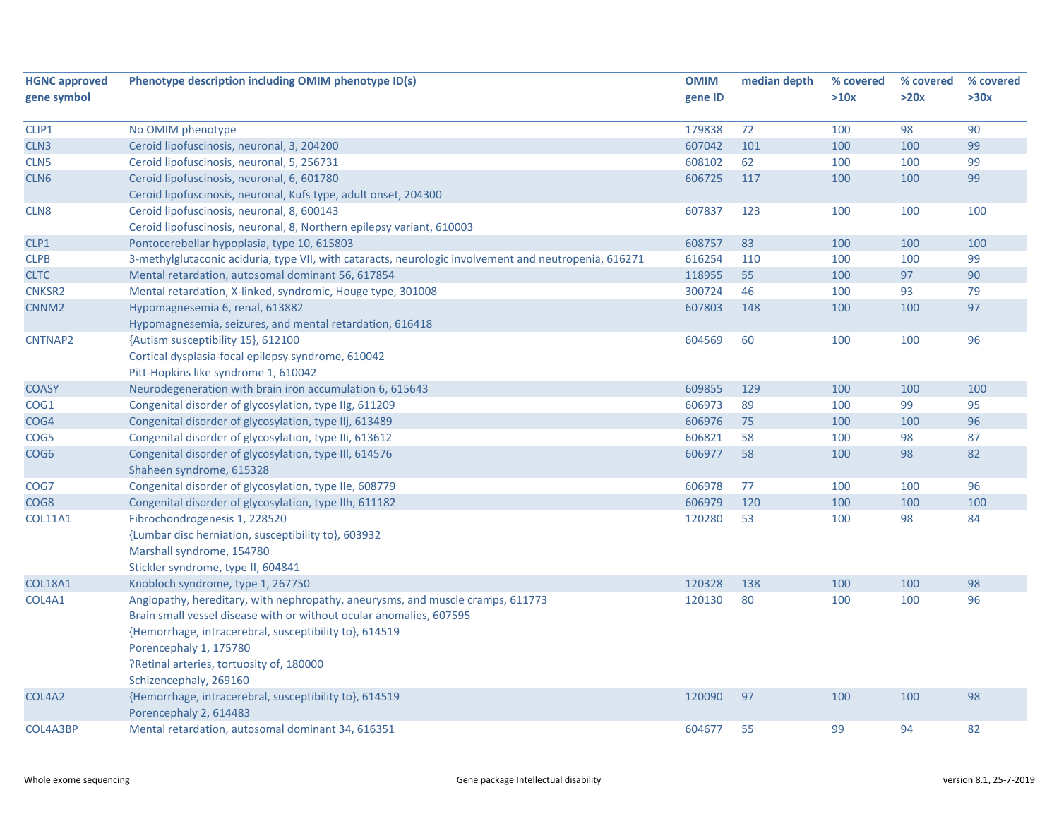| HGNC approved gene symbol | Phenotype description including OMIM phenotype ID(s) | OMIM gene ID | median depth | % covered >10x | % covered >20x | % covered >30x |
|---|---|---|---|---|---|---|
| CLIP1 | No OMIM phenotype | 179838 | 72 | 100 | 98 | 90 |
| CLN3 | Ceroid lipofuscinosis, neuronal, 3, 204200 | 607042 | 101 | 100 | 100 | 99 |
| CLN5 | Ceroid lipofuscinosis, neuronal, 5, 256731 | 608102 | 62 | 100 | 100 | 99 |
| CLN6 | Ceroid lipofuscinosis, neuronal, 6, 601780<br>Ceroid lipofuscinosis, neuronal, Kufs type, adult onset, 204300 | 606725 | 117 | 100 | 100 | 99 |
| CLN8 | Ceroid lipofuscinosis, neuronal, 8, 600143<br>Ceroid lipofuscinosis, neuronal, 8, Northern epilepsy variant, 610003 | 607837 | 123 | 100 | 100 | 100 |
| CLP1 | Pontocerebellar hypoplasia, type 10, 615803 | 608757 | 83 | 100 | 100 | 100 |
| CLPB | 3-methylglutaconic aciduria, type VII, with cataracts, neurologic involvement and neutropenia, 616271 | 616254 | 110 | 100 | 100 | 99 |
| CLTC | Mental retardation, autosomal dominant 56, 617854 | 118955 | 55 | 100 | 97 | 90 |
| CNKSR2 | Mental retardation, X-linked, syndromic, Houge type, 301008 | 300724 | 46 | 100 | 93 | 79 |
| CNNM2 | Hypomagnesemia 6, renal, 613882<br>Hypomagnesemia, seizures, and mental retardation, 616418 | 607803 | 148 | 100 | 100 | 97 |
| CNTNAP2 | {Autism susceptibility 15}, 612100<br>Cortical dysplasia-focal epilepsy syndrome, 610042<br>Pitt-Hopkins like syndrome 1, 610042 | 604569 | 60 | 100 | 100 | 96 |
| COASY | Neurodegeneration with brain iron accumulation 6, 615643 | 609855 | 129 | 100 | 100 | 100 |
| COG1 | Congenital disorder of glycosylation, type IIg, 611209 | 606973 | 89 | 100 | 99 | 95 |
| COG4 | Congenital disorder of glycosylation, type IIj, 613489 | 606976 | 75 | 100 | 100 | 96 |
| COG5 | Congenital disorder of glycosylation, type IIi, 613612 | 606821 | 58 | 100 | 98 | 87 |
| COG6 | Congenital disorder of glycosylation, type III, 614576<br>Shaheen syndrome, 615328 | 606977 | 58 | 100 | 98 | 82 |
| COG7 | Congenital disorder of glycosylation, type IIe, 608779 | 606978 | 77 | 100 | 100 | 96 |
| COG8 | Congenital disorder of glycosylation, type IIh, 611182 | 606979 | 120 | 100 | 100 | 100 |
| COL11A1 | Fibrochondrogenesis 1, 228520<br>{Lumbar disc herniation, susceptibility to}, 603932<br>Marshall syndrome, 154780<br>Stickler syndrome, type II, 604841 | 120280 | 53 | 100 | 98 | 84 |
| COL18A1 | Knobloch syndrome, type 1, 267750 | 120328 | 138 | 100 | 100 | 98 |
| COL4A1 | Angiopathy, hereditary, with nephropathy, aneurysms, and muscle cramps, 611773<br>Brain small vessel disease with or without ocular anomalies, 607595<br>{Hemorrhage, intracerebral, susceptibility to}, 614519<br>Porencephaly 1, 175780<br>?Retinal arteries, tortuosity of, 180000<br>Schizencephaly, 269160 | 120130 | 80 | 100 | 100 | 96 |
| COL4A2 | {Hemorrhage, intracerebral, susceptibility to}, 614519<br>Porencephaly 2, 614483 | 120090 | 97 | 100 | 100 | 98 |
| COL4A3BP | Mental retardation, autosomal dominant 34, 616351 | 604677 | 55 | 99 | 94 | 82 |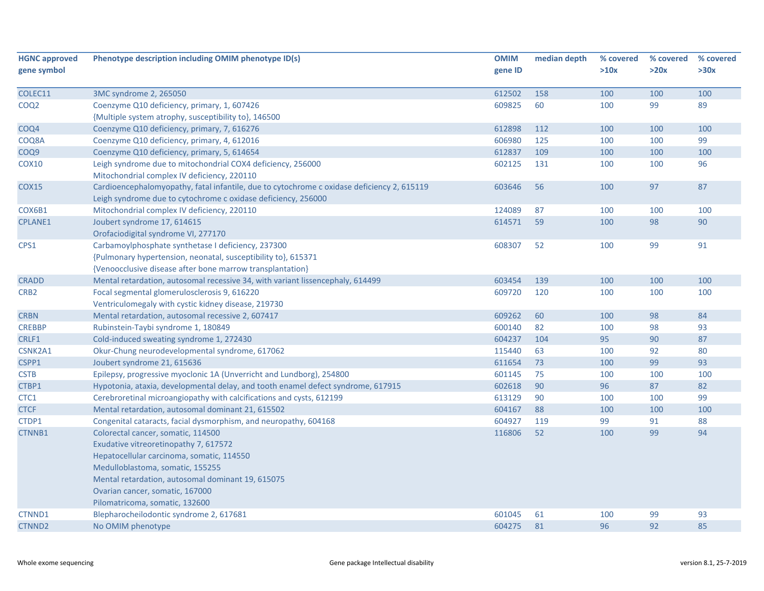| HGNC approved gene symbol | Phenotype description including OMIM phenotype ID(s) | OMIM gene ID | median depth | % covered >10x | % covered >20x | % covered >30x |
|---|---|---|---|---|---|---|
| COLEC11 | 3MC syndrome 2, 265050 | 612502 | 158 | 100 | 100 | 100 |
| COQ2 | Coenzyme Q10 deficiency, primary, 1, 607426<br>{Multiple system atrophy, susceptibility to}, 146500 | 609825 | 60 | 100 | 99 | 89 |
| COQ4 | Coenzyme Q10 deficiency, primary, 7, 616276 | 612898 | 112 | 100 | 100 | 100 |
| COQ8A | Coenzyme Q10 deficiency, primary, 4, 612016 | 606980 | 125 | 100 | 100 | 99 |
| COQ9 | Coenzyme Q10 deficiency, primary, 5, 614654 | 612837 | 109 | 100 | 100 | 100 |
| COX10 | Leigh syndrome due to mitochondrial COX4 deficiency, 256000<br>Mitochondrial complex IV deficiency, 220110 | 602125 | 131 | 100 | 100 | 96 |
| COX15 | Cardioencephalomyopathy, fatal infantile, due to cytochrome c oxidase deficiency 2, 615119<br>Leigh syndrome due to cytochrome c oxidase deficiency, 256000 | 603646 | 56 | 100 | 97 | 87 |
| COX6B1 | Mitochondrial complex IV deficiency, 220110 | 124089 | 87 | 100 | 100 | 100 |
| CPLANE1 | Joubert syndrome 17, 614615<br>Orofaciodigital syndrome VI, 277170 | 614571 | 59 | 100 | 98 | 90 |
| CPS1 | Carbamoylphosphate synthetase I deficiency, 237300<br>{Pulmonary hypertension, neonatal, susceptibility to}, 615371<br>{Venoocclusive disease after bone marrow transplantation} | 608307 | 52 | 100 | 99 | 91 |
| CRADD | Mental retardation, autosomal recessive 34, with variant lissencephaly, 614499 | 603454 | 139 | 100 | 100 | 100 |
| CRB2 | Focal segmental glomerulosclerosis 9, 616220<br>Ventriculomegaly with cystic kidney disease, 219730 | 609720 | 120 | 100 | 100 | 100 |
| CRBN | Mental retardation, autosomal recessive 2, 607417 | 609262 | 60 | 100 | 98 | 84 |
| CREBBP | Rubinstein-Taybi syndrome 1, 180849 | 600140 | 82 | 100 | 98 | 93 |
| CRLF1 | Cold-induced sweating syndrome 1, 272430 | 604237 | 104 | 95 | 90 | 87 |
| CSNK2A1 | Okur-Chung neurodevelopmental syndrome, 617062 | 115440 | 63 | 100 | 92 | 80 |
| CSPP1 | Joubert syndrome 21, 615636 | 611654 | 73 | 100 | 99 | 93 |
| CSTB | Epilepsy, progressive myoclonic 1A (Unverricht and Lundborg), 254800 | 601145 | 75 | 100 | 100 | 100 |
| CTBP1 | Hypotonia, ataxia, developmental delay, and tooth enamel defect syndrome, 617915 | 602618 | 90 | 96 | 87 | 82 |
| CTC1 | Cerebroretinal microangiopathy with calcifications and cysts, 612199 | 613129 | 90 | 100 | 100 | 99 |
| CTCF | Mental retardation, autosomal dominant 21, 615502 | 604167 | 88 | 100 | 100 | 100 |
| CTDP1 | Congenital cataracts, facial dysmorphism, and neuropathy, 604168 | 604927 | 119 | 99 | 91 | 88 |
| CTNNB1 | Colorectal cancer, somatic, 114500<br>Exudative vitreoretinopathy 7, 617572<br>Hepatocellular carcinoma, somatic, 114550<br>Medulloblastoma, somatic, 155255<br>Mental retardation, autosomal dominant 19, 615075<br>Ovarian cancer, somatic, 167000<br>Pilomatricoma, somatic, 132600 | 116806 | 52 | 100 | 99 | 94 |
| CTNND1 | Blepharocheilodontic syndrome 2, 617681 | 601045 | 61 | 100 | 99 | 93 |
| CTNND2 | No OMIM phenotype | 604275 | 81 | 96 | 92 | 85 |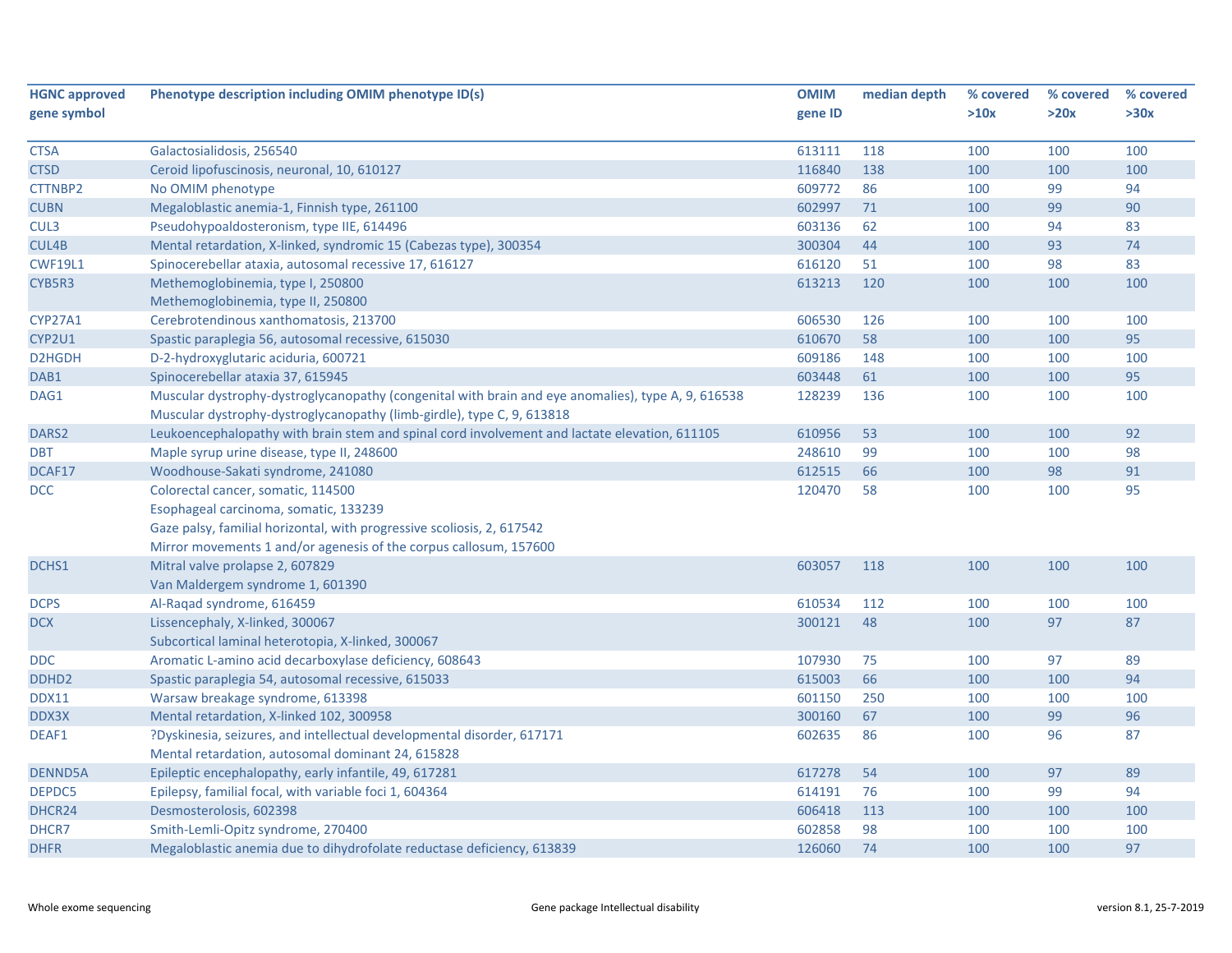| HGNC approved gene symbol | Phenotype description including OMIM phenotype ID(s) | OMIM gene ID | median depth | % covered >10x | % covered >20x | % covered >30x |
|---|---|---|---|---|---|---|
| CTSA | Galactosialidosis, 256540 | 613111 | 118 | 100 | 100 | 100 |
| CTSD | Ceroid lipofuscinosis, neuronal, 10, 610127 | 116840 | 138 | 100 | 100 | 100 |
| CTTNBP2 | No OMIM phenotype | 609772 | 86 | 100 | 99 | 94 |
| CUBN | Megaloblastic anemia-1, Finnish type, 261100 | 602997 | 71 | 100 | 99 | 90 |
| CUL3 | Pseudohypoaldosteronism, type IIE, 614496 | 603136 | 62 | 100 | 94 | 83 |
| CUL4B | Mental retardation, X-linked, syndromic 15 (Cabezas type), 300354 | 300304 | 44 | 100 | 93 | 74 |
| CWF19L1 | Spinocerebellar ataxia, autosomal recessive 17, 616127 | 616120 | 51 | 100 | 98 | 83 |
| CYB5R3 | Methemoglobinemia, type I, 250800<br>Methemoglobinemia, type II, 250800 | 613213 | 120 | 100 | 100 | 100 |
| CYP27A1 | Cerebrotendinous xanthomatosis, 213700 | 606530 | 126 | 100 | 100 | 100 |
| CYP2U1 | Spastic paraplegia 56, autosomal recessive, 615030 | 610670 | 58 | 100 | 100 | 95 |
| D2HGDH | D-2-hydroxyglutaric aciduria, 600721 | 609186 | 148 | 100 | 100 | 100 |
| DAB1 | Spinocerebellar ataxia 37, 615945 | 603448 | 61 | 100 | 100 | 95 |
| DAG1 | Muscular dystrophy-dystroglycanopathy (congenital with brain and eye anomalies), type A, 9, 616538<br>Muscular dystrophy-dystroglycanopathy (limb-girdle), type C, 9, 613818 | 128239 | 136 | 100 | 100 | 100 |
| DARS2 | Leukoencephalopathy with brain stem and spinal cord involvement and lactate elevation, 611105 | 610956 | 53 | 100 | 100 | 92 |
| DBT | Maple syrup urine disease, type II, 248600 | 248610 | 99 | 100 | 100 | 98 |
| DCAF17 | Woodhouse-Sakati syndrome, 241080 | 612515 | 66 | 100 | 98 | 91 |
| DCC | Colorectal cancer, somatic, 114500<br>Esophageal carcinoma, somatic, 133239<br>Gaze palsy, familial horizontal, with progressive scoliosis, 2, 617542<br>Mirror movements 1 and/or agenesis of the corpus callosum, 157600 | 120470 | 58 | 100 | 100 | 95 |
| DCHS1 | Mitral valve prolapse 2, 607829<br>Van Maldergem syndrome 1, 601390 | 603057 | 118 | 100 | 100 | 100 |
| DCPS | Al-Raqad syndrome, 616459 | 610534 | 112 | 100 | 100 | 100 |
| DCX | Lissencephaly, X-linked, 300067<br>Subcortical laminal heterotopia, X-linked, 300067 | 300121 | 48 | 100 | 97 | 87 |
| DDC | Aromatic L-amino acid decarboxylase deficiency, 608643 | 107930 | 75 | 100 | 97 | 89 |
| DDHD2 | Spastic paraplegia 54, autosomal recessive, 615033 | 615003 | 66 | 100 | 100 | 94 |
| DDX11 | Warsaw breakage syndrome, 613398 | 601150 | 250 | 100 | 100 | 100 |
| DDX3X | Mental retardation, X-linked 102, 300958 | 300160 | 67 | 100 | 99 | 96 |
| DEAF1 | ?Dyskinesia, seizures, and intellectual developmental disorder, 617171<br>Mental retardation, autosomal dominant 24, 615828 | 602635 | 86 | 100 | 96 | 87 |
| DENND5A | Epileptic encephalopathy, early infantile, 49, 617281 | 617278 | 54 | 100 | 97 | 89 |
| DEPDC5 | Epilepsy, familial focal, with variable foci 1, 604364 | 614191 | 76 | 100 | 99 | 94 |
| DHCR24 | Desmosterolosis, 602398 | 606418 | 113 | 100 | 100 | 100 |
| DHCR7 | Smith-Lemli-Opitz syndrome, 270400 | 602858 | 98 | 100 | 100 | 100 |
| DHFR | Megaloblastic anemia due to dihydrofolate reductase deficiency, 613839 | 126060 | 74 | 100 | 100 | 97 |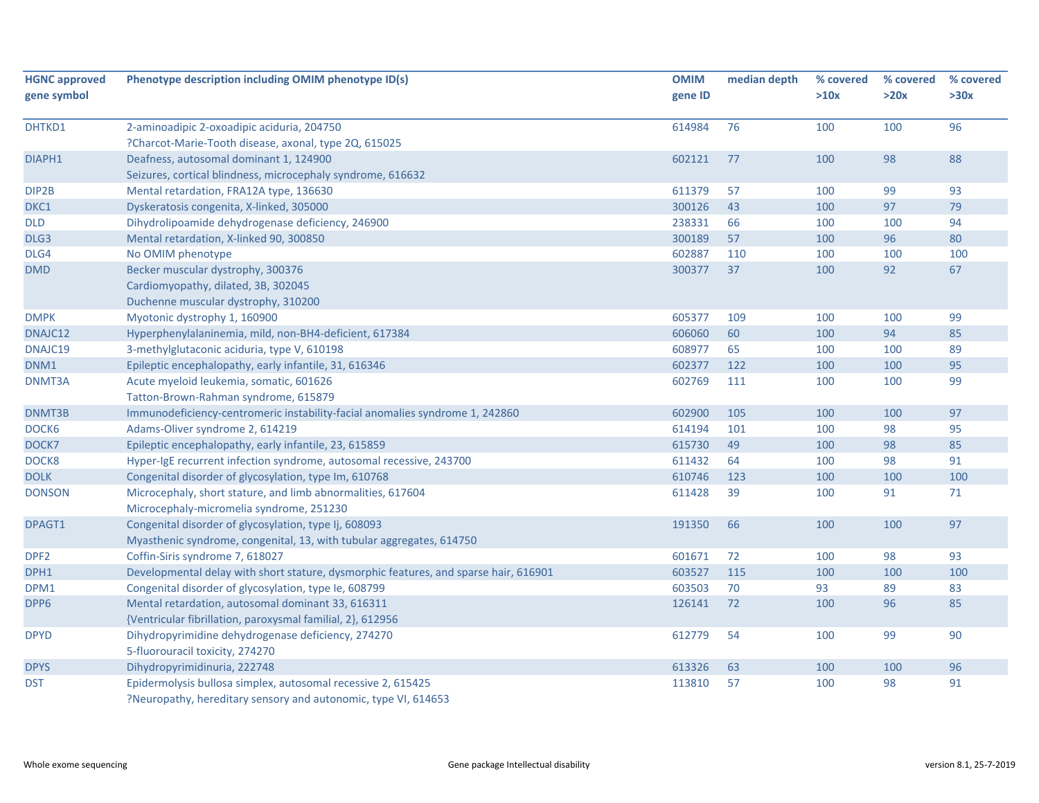| HGNC approved gene symbol | Phenotype description including OMIM phenotype ID(s) | OMIM gene ID | median depth | % covered >10x | % covered >20x | % covered >30x |
|---|---|---|---|---|---|---|
| DHTKD1 | 2-aminoadipic 2-oxoadipic aciduria, 204750<br>?Charcot-Marie-Tooth disease, axonal, type 2Q, 615025 | 614984 | 76 | 100 | 100 | 96 |
| DIAPH1 | Deafness, autosomal dominant 1, 124900<br>Seizures, cortical blindness, microcephaly syndrome, 616632 | 602121 | 77 | 100 | 98 | 88 |
| DIP2B | Mental retardation, FRA12A type, 136630 | 611379 | 57 | 100 | 99 | 93 |
| DKC1 | Dyskeratosis congenita, X-linked, 305000 | 300126 | 43 | 100 | 97 | 79 |
| DLD | Dihydrolipoamide dehydrogenase deficiency, 246900 | 238331 | 66 | 100 | 100 | 94 |
| DLG3 | Mental retardation, X-linked 90, 300850 | 300189 | 57 | 100 | 96 | 80 |
| DLG4 | No OMIM phenotype | 602887 | 110 | 100 | 100 | 100 |
| DMD | Becker muscular dystrophy, 300376<br>Cardiomyopathy, dilated, 3B, 302045<br>Duchenne muscular dystrophy, 310200 | 300377 | 37 | 100 | 92 | 67 |
| DMPK | Myotonic dystrophy 1, 160900 | 605377 | 109 | 100 | 100 | 99 |
| DNAJC12 | Hyperphenylalaninemia, mild, non-BH4-deficient, 617384 | 606060 | 60 | 100 | 94 | 85 |
| DNAJC19 | 3-methylglutaconic aciduria, type V, 610198 | 608977 | 65 | 100 | 100 | 89 |
| DNM1 | Epileptic encephalopathy, early infantile, 31, 616346 | 602377 | 122 | 100 | 100 | 95 |
| DNMT3A | Acute myeloid leukemia, somatic, 601626<br>Tatton-Brown-Rahman syndrome, 615879 | 602769 | 111 | 100 | 100 | 99 |
| DNMT3B | Immunodeficiency-centromeric instability-facial anomalies syndrome 1, 242860 | 602900 | 105 | 100 | 100 | 97 |
| DOCK6 | Adams-Oliver syndrome 2, 614219 | 614194 | 101 | 100 | 98 | 95 |
| DOCK7 | Epileptic encephalopathy, early infantile, 23, 615859 | 615730 | 49 | 100 | 98 | 85 |
| DOCK8 | Hyper-IgE recurrent infection syndrome, autosomal recessive, 243700 | 611432 | 64 | 100 | 98 | 91 |
| DOLK | Congenital disorder of glycosylation, type Im, 610768 | 610746 | 123 | 100 | 100 | 100 |
| DONSON | Microcephaly, short stature, and limb abnormalities, 617604<br>Microcephaly-micromelia syndrome, 251230 | 611428 | 39 | 100 | 91 | 71 |
| DPAGT1 | Congenital disorder of glycosylation, type Ij, 608093<br>Myasthenic syndrome, congenital, 13, with tubular aggregates, 614750 | 191350 | 66 | 100 | 100 | 97 |
| DPF2 | Coffin-Siris syndrome 7, 618027 | 601671 | 72 | 100 | 98 | 93 |
| DPH1 | Developmental delay with short stature, dysmorphic features, and sparse hair, 616901 | 603527 | 115 | 100 | 100 | 100 |
| DPM1 | Congenital disorder of glycosylation, type Ie, 608799 | 603503 | 70 | 93 | 89 | 83 |
| DPP6 | Mental retardation, autosomal dominant 33, 616311<br>{Ventricular fibrillation, paroxysmal familial, 2}, 612956 | 126141 | 72 | 100 | 96 | 85 |
| DPYD | Dihydropyrimidine dehydrogenase deficiency, 274270<br>5-fluorouracil toxicity, 274270 | 612779 | 54 | 100 | 99 | 90 |
| DPYS | Dihydropyrimidinuria, 222748 | 613326 | 63 | 100 | 100 | 96 |
| DST | Epidermolysis bullosa simplex, autosomal recessive 2, 615425<br>?Neuropathy, hereditary sensory and autonomic, type VI, 614653 | 113810 | 57 | 100 | 98 | 91 |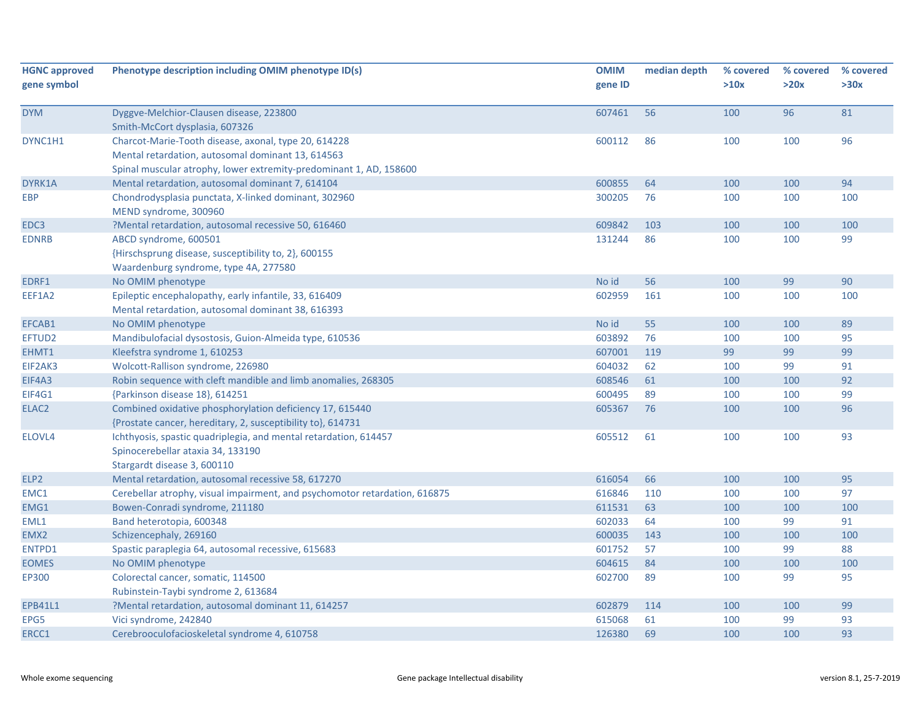| HGNC approved gene symbol | Phenotype description including OMIM phenotype ID(s) | OMIM gene ID | median depth | % covered >10x | % covered >20x | % covered >30x |
|---|---|---|---|---|---|---|
| DYM | Dyggve-Melchior-Clausen disease, 223800<br>Smith-McCort dysplasia, 607326 | 607461 | 56 | 100 | 96 | 81 |
| DYNC1H1 | Charcot-Marie-Tooth disease, axonal, type 20, 614228<br>Mental retardation, autosomal dominant 13, 614563<br>Spinal muscular atrophy, lower extremity-predominant 1, AD, 158600 | 600112 | 86 | 100 | 100 | 96 |
| DYRK1A | Mental retardation, autosomal dominant 7, 614104 | 600855 | 64 | 100 | 100 | 94 |
| EBP | Chondrodysplasia punctata, X-linked dominant, 302960<br>MEND syndrome, 300960 | 300205 | 76 | 100 | 100 | 100 |
| EDC3 | ?Mental retardation, autosomal recessive 50, 616460 | 609842 | 103 | 100 | 100 | 100 |
| EDNRB | ABCD syndrome, 600501<br>{Hirschsprung disease, susceptibility to, 2}, 600155<br>Waardenburg syndrome, type 4A, 277580 | 131244 | 86 | 100 | 100 | 99 |
| EDRF1 | No OMIM phenotype | No id | 56 | 100 | 99 | 90 |
| EEF1A2 | Epileptic encephalopathy, early infantile, 33, 616409<br>Mental retardation, autosomal dominant 38, 616393 | 602959 | 161 | 100 | 100 | 100 |
| EFCAB1 | No OMIM phenotype | No id | 55 | 100 | 100 | 89 |
| EFTUD2 | Mandibulofacial dysostosis, Guion-Almeida type, 610536 | 603892 | 76 | 100 | 100 | 95 |
| EHMT1 | Kleefstra syndrome 1, 610253 | 607001 | 119 | 99 | 99 | 99 |
| EIF2AK3 | Wolcott-Rallison syndrome, 226980 | 604032 | 62 | 100 | 99 | 91 |
| EIF4A3 | Robin sequence with cleft mandible and limb anomalies, 268305 | 608546 | 61 | 100 | 100 | 92 |
| EIF4G1 | {Parkinson disease 18}, 614251 | 600495 | 89 | 100 | 100 | 99 |
| ELAC2 | Combined oxidative phosphorylation deficiency 17, 615440<br>{Prostate cancer, hereditary, 2, susceptibility to}, 614731 | 605367 | 76 | 100 | 100 | 96 |
| ELOVL4 | Ichthyosis, spastic quadriplegia, and mental retardation, 614457<br>Spinocerebellar ataxia 34, 133190<br>Stargardt disease 3, 600110 | 605512 | 61 | 100 | 100 | 93 |
| ELP2 | Mental retardation, autosomal recessive 58, 617270 | 616054 | 66 | 100 | 100 | 95 |
| EMC1 | Cerebellar atrophy, visual impairment, and psychomotor retardation, 616875 | 616846 | 110 | 100 | 100 | 97 |
| EMG1 | Bowen-Conradi syndrome, 211180 | 611531 | 63 | 100 | 100 | 100 |
| EML1 | Band heterotopia, 600348 | 602033 | 64 | 100 | 99 | 91 |
| EMX2 | Schizencephaly, 269160 | 600035 | 143 | 100 | 100 | 100 |
| ENTPD1 | Spastic paraplegia 64, autosomal recessive, 615683 | 601752 | 57 | 100 | 99 | 88 |
| EOMES | No OMIM phenotype | 604615 | 84 | 100 | 100 | 100 |
| EP300 | Colorectal cancer, somatic, 114500<br>Rubinstein-Taybi syndrome 2, 613684 | 602700 | 89 | 100 | 99 | 95 |
| EPB41L1 | ?Mental retardation, autosomal dominant 11, 614257 | 602879 | 114 | 100 | 100 | 99 |
| EPG5 | Vici syndrome, 242840 | 615068 | 61 | 100 | 99 | 93 |
| ERCC1 | Cerebrooculofacioskeletal syndrome 4, 610758 | 126380 | 69 | 100 | 100 | 93 |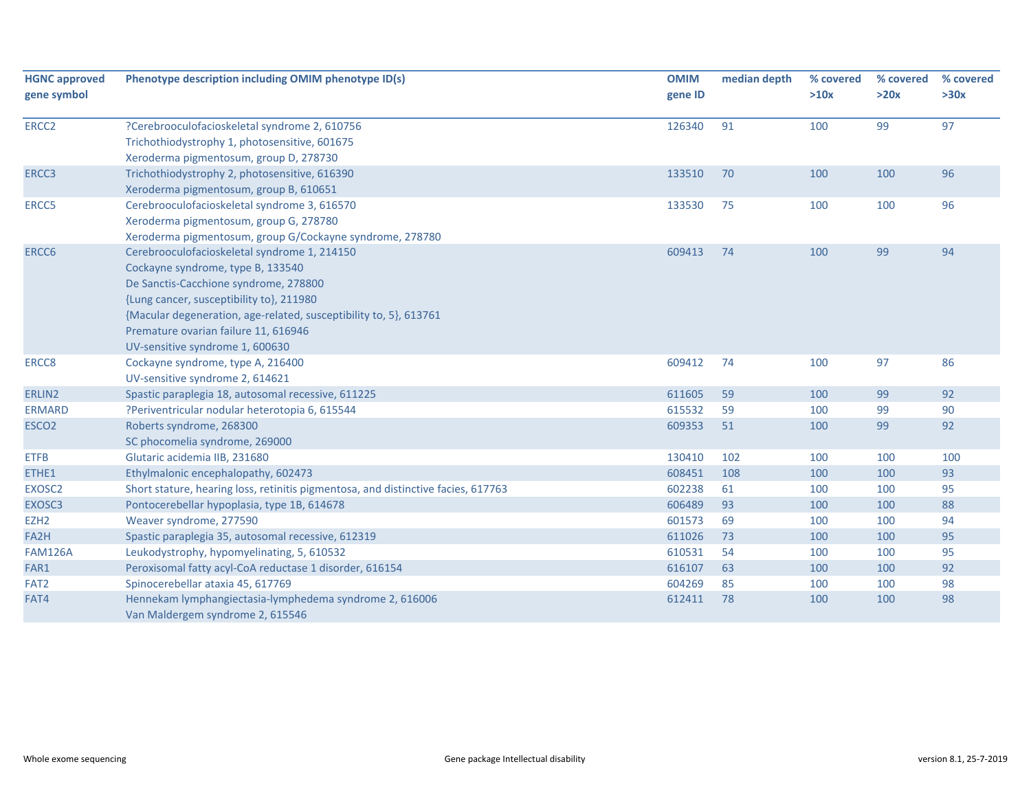| HGNC approved gene symbol | Phenotype description including OMIM phenotype ID(s) | OMIM gene ID | median depth | % covered >10x | % covered >20x | % covered >30x |
|---|---|---|---|---|---|---|
| ERCC2 | ?Cerebrooculofacioskeletal syndrome 2, 610756<br>Trichothiodystrophy 1, photosensitive, 601675<br>Xeroderma pigmentosum, group D, 278730 | 126340 | 91 | 100 | 99 | 97 |
| ERCC3 | Trichothiodystrophy 2, photosensitive, 616390<br>Xeroderma pigmentosum, group B, 610651 | 133510 | 70 | 100 | 100 | 96 |
| ERCC5 | Cerebrooculofacioskeletal syndrome 3, 616570<br>Xeroderma pigmentosum, group G, 278780<br>Xeroderma pigmentosum, group G/Cockayne syndrome, 278780 | 133530 | 75 | 100 | 100 | 96 |
| ERCC6 | Cerebrooculofacioskeletal syndrome 1, 214150<br>Cockayne syndrome, type B, 133540<br>De Sanctis-Cacchione syndrome, 278800<br>{Lung cancer, susceptibility to}, 211980<br>{Macular degeneration, age-related, susceptibility to, 5}, 613761<br>Premature ovarian failure 11, 616946<br>UV-sensitive syndrome 1, 600630 | 609413 | 74 | 100 | 99 | 94 |
| ERCC8 | Cockayne syndrome, type A, 216400<br>UV-sensitive syndrome 2, 614621 | 609412 | 74 | 100 | 97 | 86 |
| ERLIN2 | Spastic paraplegia 18, autosomal recessive, 611225 | 611605 | 59 | 100 | 99 | 92 |
| ERMARD | ?Periventricular nodular heterotopia 6, 615544 | 615532 | 59 | 100 | 99 | 90 |
| ESCO2 | Roberts syndrome, 268300<br>SC phocomelia syndrome, 269000 | 609353 | 51 | 100 | 99 | 92 |
| ETFB | Glutaric acidemia IIB, 231680 | 130410 | 102 | 100 | 100 | 100 |
| ETHE1 | Ethylmalonic encephalopathy, 602473 | 608451 | 108 | 100 | 100 | 93 |
| EXOSC2 | Short stature, hearing loss, retinitis pigmentosa, and distinctive facies, 617763 | 602238 | 61 | 100 | 100 | 95 |
| EXOSC3 | Pontocerebellar hypoplasia, type 1B, 614678 | 606489 | 93 | 100 | 100 | 88 |
| EZH2 | Weaver syndrome, 277590 | 601573 | 69 | 100 | 100 | 94 |
| FA2H | Spastic paraplegia 35, autosomal recessive, 612319 | 611026 | 73 | 100 | 100 | 95 |
| FAM126A | Leukodystrophy, hypomyelinating, 5, 610532 | 610531 | 54 | 100 | 100 | 95 |
| FAR1 | Peroxisomal fatty acyl-CoA reductase 1 disorder, 616154 | 616107 | 63 | 100 | 100 | 92 |
| FAT2 | Spinocerebellar ataxia 45, 617769 | 604269 | 85 | 100 | 100 | 98 |
| FAT4 | Hennekam lymphangiectasia-lymphedema syndrome 2, 616006<br>Van Maldergem syndrome 2, 615546 | 612411 | 78 | 100 | 100 | 98 |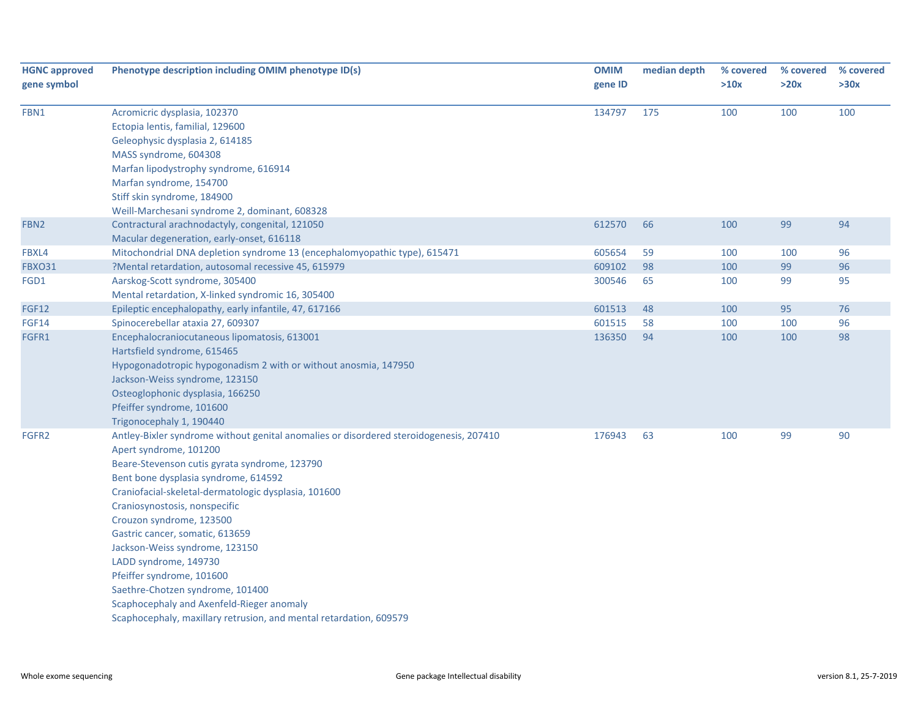| HGNC approved gene symbol | Phenotype description including OMIM phenotype ID(s) | OMIM gene ID | median depth | % covered >10x | % covered >20x | % covered >30x |
|---|---|---|---|---|---|---|
| FBN1 | Acromicric dysplasia, 102370<br>Ectopia lentis, familial, 129600<br>Geleophysic dysplasia 2, 614185<br>MASS syndrome, 604308<br>Marfan lipodystrophy syndrome, 616914<br>Marfan syndrome, 154700<br>Stiff skin syndrome, 184900<br>Weill-Marchesani syndrome 2, dominant, 608328 | 134797 | 175 | 100 | 100 | 100 |
| FBN2 | Contractural arachnodactyly, congenital, 121050<br>Macular degeneration, early-onset, 616118 | 612570 | 66 | 100 | 99 | 94 |
| FBXL4 | Mitochondrial DNA depletion syndrome 13 (encephalomyopathic type), 615471 | 605654 | 59 | 100 | 100 | 96 |
| FBXO31 | ?Mental retardation, autosomal recessive 45, 615979 | 609102 | 98 | 100 | 99 | 96 |
| FGD1 | Aarskog-Scott syndrome, 305400<br>Mental retardation, X-linked syndromic 16, 305400 | 300546 | 65 | 100 | 99 | 95 |
| FGF12 | Epileptic encephalopathy, early infantile, 47, 617166 | 601513 | 48 | 100 | 95 | 76 |
| FGF14 | Spinocerebellar ataxia 27, 609307 | 601515 | 58 | 100 | 100 | 96 |
| FGFR1 | Encephalocraniocutaneous lipomatosis, 613001<br>Hartsfield syndrome, 615465<br>Hypogonadotropic hypogonadism 2 with or without anosmia, 147950<br>Jackson-Weiss syndrome, 123150<br>Osteoglophonic dysplasia, 166250<br>Pfeiffer syndrome, 101600<br>Trigonocephaly 1, 190440 | 136350 | 94 | 100 | 100 | 98 |
| FGFR2 | Antley-Bixler syndrome without genital anomalies or disordered steroidogenesis, 207410<br>Apert syndrome, 101200<br>Beare-Stevenson cutis gyrata syndrome, 123790<br>Bent bone dysplasia syndrome, 614592<br>Craniofacial-skeletal-dermatologic dysplasia, 101600<br>Craniosynostosis, nonspecific<br>Crouzon syndrome, 123500<br>Gastric cancer, somatic, 613659<br>Jackson-Weiss syndrome, 123150<br>LADD syndrome, 149730<br>Pfeiffer syndrome, 101600<br>Saethre-Chotzen syndrome, 101400<br>Scaphocephaly and Axenfeld-Rieger anomaly<br>Scaphocephaly, maxillary retrusion, and mental retardation, 609579 | 176943 | 63 | 100 | 99 | 90 |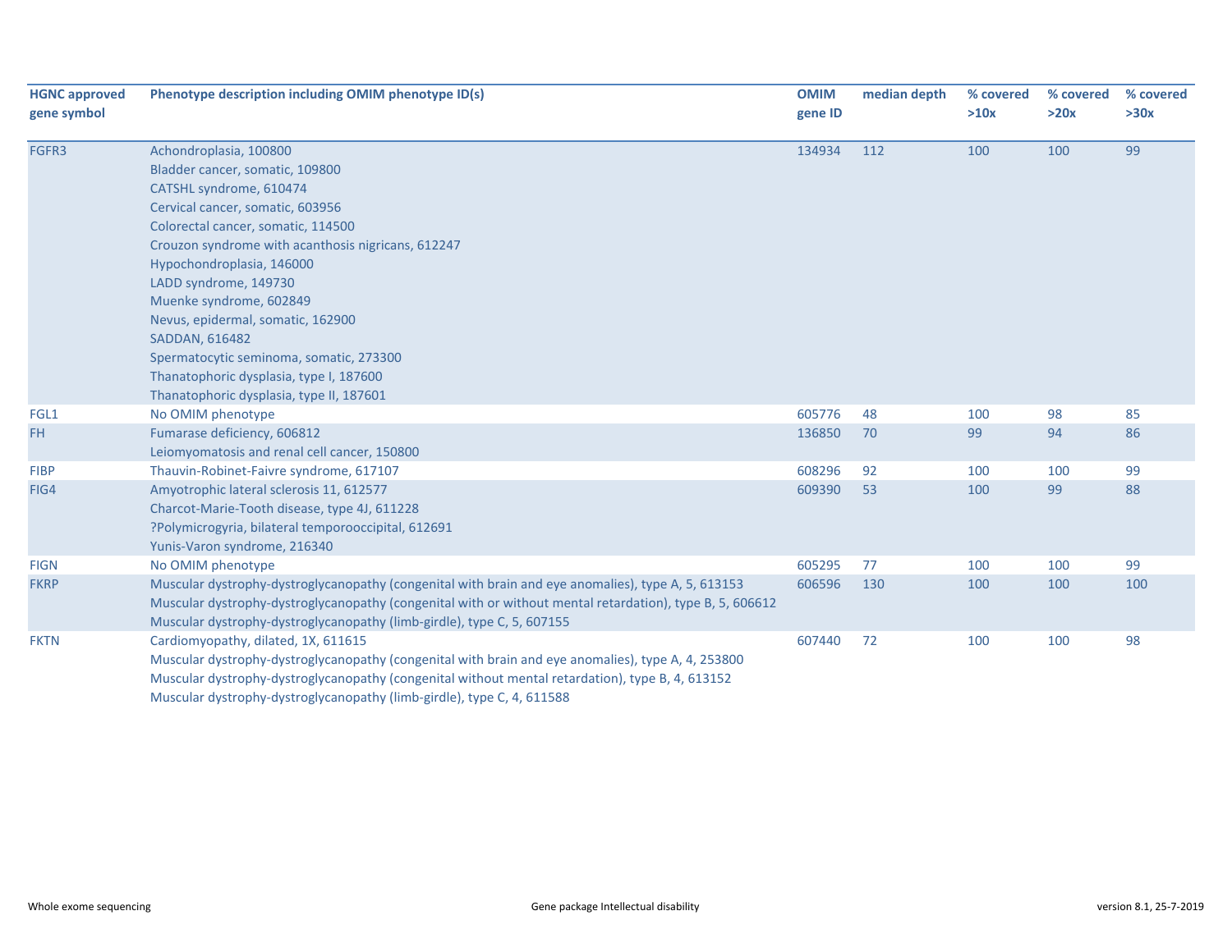| HGNC approved gene symbol | Phenotype description including OMIM phenotype ID(s) | OMIM gene ID | median depth | % covered >10x | % covered >20x | % covered >30x |
|---|---|---|---|---|---|---|
| FGFR3 | Achondroplasia, 100800<br>Bladder cancer, somatic, 109800<br>CATSHL syndrome, 610474<br>Cervical cancer, somatic, 603956<br>Colorectal cancer, somatic, 114500<br>Crouzon syndrome with acanthosis nigricans, 612247<br>Hypochondroplasia, 146000<br>LADD syndrome, 149730<br>Muenke syndrome, 602849<br>Nevus, epidermal, somatic, 162900<br>SADDAN, 616482<br>Spermatocytic seminoma, somatic, 273300<br>Thanatophoric dysplasia, type I, 187600<br>Thanatophoric dysplasia, type II, 187601 | 134934 | 112 | 100 | 100 | 99 |
| FGL1 | No OMIM phenotype | 605776 | 48 | 100 | 98 | 85 |
| FH | Fumarase deficiency, 606812<br>Leiomyomatosis and renal cell cancer, 150800 | 136850 | 70 | 99 | 94 | 86 |
| FIBP | Thauvin-Robinet-Faivre syndrome, 617107 | 608296 | 92 | 100 | 100 | 99 |
| FIG4 | Amyotrophic lateral sclerosis 11, 612577<br>Charcot-Marie-Tooth disease, type 4J, 611228<br>?Polymicrogyria, bilateral temporooccipital, 612691<br>Yunis-Varon syndrome, 216340 | 609390 | 53 | 100 | 99 | 88 |
| FIGN | No OMIM phenotype | 605295 | 77 | 100 | 100 | 99 |
| FKRP | Muscular dystrophy-dystroglycanopathy (congenital with brain and eye anomalies), type A, 5, 613153<br>Muscular dystrophy-dystroglycanopathy (congenital with or without mental retardation), type B, 5, 606612<br>Muscular dystrophy-dystroglycanopathy (limb-girdle), type C, 5, 607155 | 606596 | 130 | 100 | 100 | 100 |
| FKTN | Cardiomyopathy, dilated, 1X, 611615<br>Muscular dystrophy-dystroglycanopathy (congenital with brain and eye anomalies), type A, 4, 253800<br>Muscular dystrophy-dystroglycanopathy (congenital without mental retardation), type B, 4, 613152<br>Muscular dystrophy-dystroglycanopathy (limb-girdle), type C, 4, 611588 | 607440 | 72 | 100 | 100 | 98 |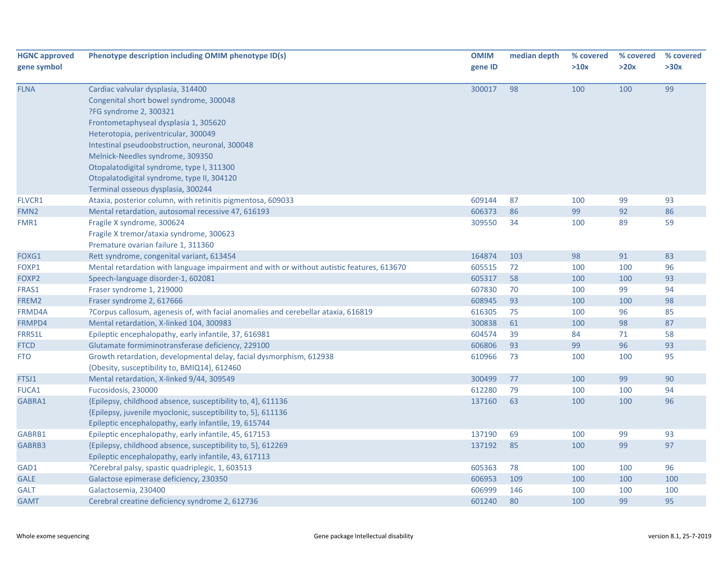| HGNC approved gene symbol | Phenotype description including OMIM phenotype ID(s) | OMIM gene ID | median depth | % covered >10x | % covered >20x | % covered >30x |
|---|---|---|---|---|---|---|
| FLNA | Cardiac valvular dysplasia, 314400<br>Congenital short bowel syndrome, 300048<br>?FG syndrome 2, 300321<br>Frontometaphyseal dysplasia 1, 305620<br>Heterotopia, periventricular, 300049<br>Intestinal pseudoobstruction, neuronal, 300048<br>Melnick-Needles syndrome, 309350<br>Otopalatodigital syndrome, type I, 311300<br>Otopalatodigital syndrome, type II, 304120<br>Terminal osseous dysplasia, 300244 | 300017 | 98 | 100 | 100 | 99 |
| FLVCR1 | Ataxia, posterior column, with retinitis pigmentosa, 609033 | 609144 | 87 | 100 | 99 | 93 |
| FMN2 | Mental retardation, autosomal recessive 47, 616193 | 606373 | 86 | 99 | 92 | 86 |
| FMR1 | Fragile X syndrome, 300624<br>Fragile X tremor/ataxia syndrome, 300623<br>Premature ovarian failure 1, 311360 | 309550 | 34 | 100 | 89 | 59 |
| FOXG1 | Rett syndrome, congenital variant, 613454 | 164874 | 103 | 98 | 91 | 83 |
| FOXP1 | Mental retardation with language impairment and with or without autistic features, 613670 | 605515 | 72 | 100 | 100 | 96 |
| FOXP2 | Speech-language disorder-1, 602081 | 605317 | 58 | 100 | 100 | 93 |
| FRAS1 | Fraser syndrome 1, 219000 | 607830 | 70 | 100 | 99 | 94 |
| FREM2 | Fraser syndrome 2, 617666 | 608945 | 93 | 100 | 100 | 98 |
| FRMD4A | ?Corpus callosum, agenesis of, with facial anomalies and cerebellar ataxia, 616819 | 616305 | 75 | 100 | 96 | 85 |
| FRMPD4 | Mental retardation, X-linked 104, 300983 | 300838 | 61 | 100 | 98 | 87 |
| FRRS1L | Epileptic encephalopathy, early infantile, 37, 616981 | 604574 | 39 | 84 | 71 | 58 |
| FTCD | Glutamate formiminotransferase deficiency, 229100 | 606806 | 93 | 99 | 96 | 93 |
| FTO | Growth retardation, developmental delay, facial dysmorphism, 612938<br>{Obesity, susceptibility to, BMIQ14}, 612460 | 610966 | 73 | 100 | 100 | 95 |
| FTSJ1 | Mental retardation, X-linked 9/44, 309549 | 300499 | 77 | 100 | 99 | 90 |
| FUCA1 | Fucosidosis, 230000 | 612280 | 79 | 100 | 100 | 94 |
| GABRA1 | {Epilepsy, childhood absence, susceptibility to, 4}, 611136<br>{Epilepsy, juvenile myoclonic, susceptibility to, 5}, 611136<br>Epileptic encephalopathy, early infantile, 19, 615744 | 137160 | 63 | 100 | 100 | 96 |
| GABRB1 | Epileptic encephalopathy, early infantile, 45, 617153 | 137190 | 69 | 100 | 99 | 93 |
| GABRB3 | {Epilepsy, childhood absence, susceptibility to, 5}, 612269<br>Epileptic encephalopathy, early infantile, 43, 617113 | 137192 | 85 | 100 | 99 | 97 |
| GAD1 | ?Cerebral palsy, spastic quadriplegic, 1, 603513 | 605363 | 78 | 100 | 100 | 96 |
| GALE | Galactose epimerase deficiency, 230350 | 606953 | 109 | 100 | 100 | 100 |
| GALT | Galactosemia, 230400 | 606999 | 146 | 100 | 100 | 100 |
| GAMT | Cerebral creatine deficiency syndrome 2, 612736 | 601240 | 80 | 100 | 99 | 95 |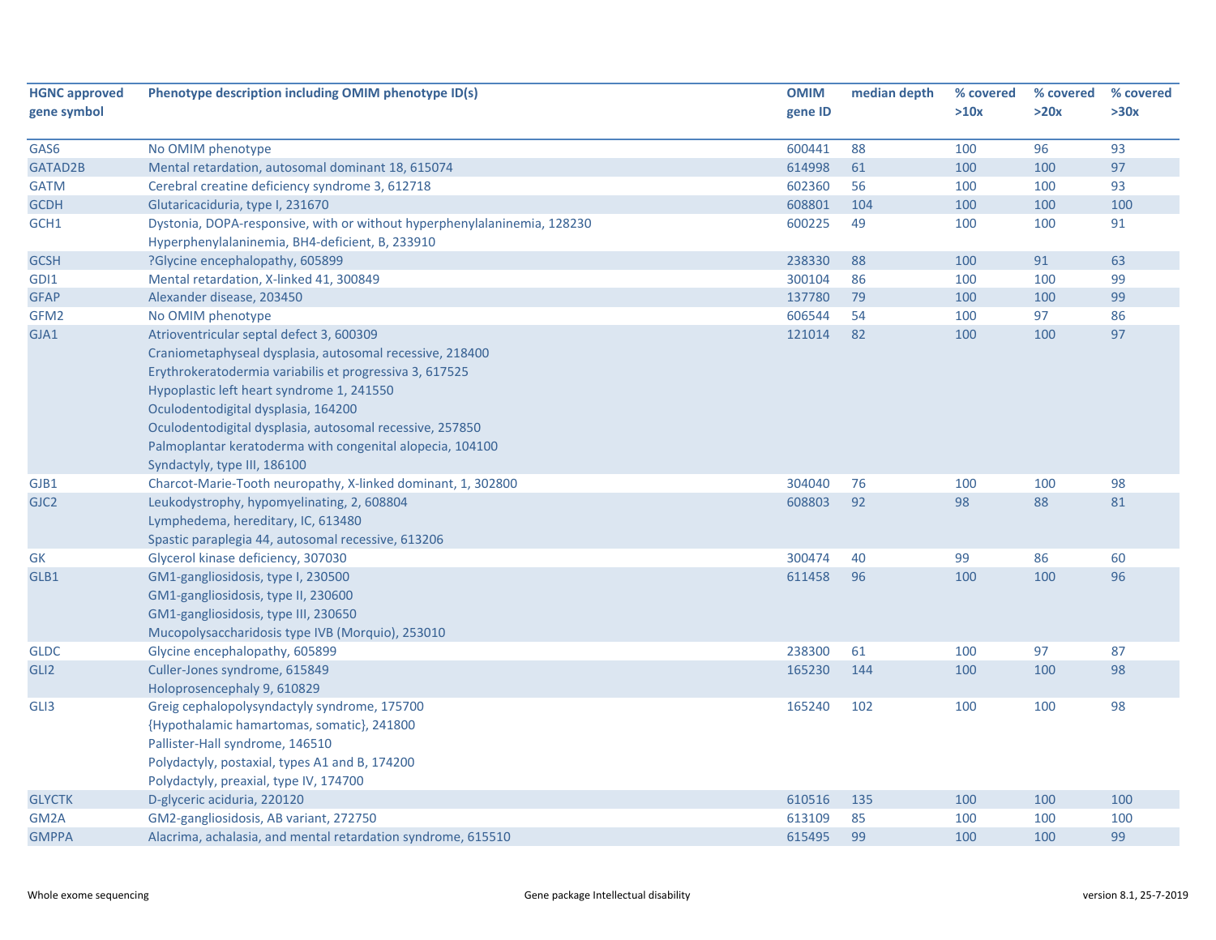| HGNC approved gene symbol | Phenotype description including OMIM phenotype ID(s) | OMIM gene ID | median depth | % covered >10x | % covered >20x | % covered >30x |
|---|---|---|---|---|---|---|
| GAS6 | No OMIM phenotype | 600441 | 88 | 100 | 96 | 93 |
| GATAD2B | Mental retardation, autosomal dominant 18, 615074 | 614998 | 61 | 100 | 100 | 97 |
| GATM | Cerebral creatine deficiency syndrome 3, 612718 | 602360 | 56 | 100 | 100 | 93 |
| GCDH | Glutaricaciduria, type I, 231670 | 608801 | 104 | 100 | 100 | 100 |
| GCH1 | Dystonia, DOPA-responsive, with or without hyperphenylalaninemia, 128230<br>Hyperphenylalaninemia, BH4-deficient, B, 233910 | 600225 | 49 | 100 | 100 | 91 |
| GCSH | ?Glycine encephalopathy, 605899 | 238330 | 88 | 100 | 91 | 63 |
| GDI1 | Mental retardation, X-linked 41, 300849 | 300104 | 86 | 100 | 100 | 99 |
| GFAP | Alexander disease, 203450 | 137780 | 79 | 100 | 100 | 99 |
| GFM2 | No OMIM phenotype | 606544 | 54 | 100 | 97 | 86 |
| GJA1 | Atrioventricular septal defect 3, 600309<br>Craniometaphyseal dysplasia, autosomal recessive, 218400<br>Erythrokeratodermia variabilis et progressiva 3, 617525<br>Hypoplastic left heart syndrome 1, 241550<br>Oculodentodigital dysplasia, 164200<br>Oculodentodigital dysplasia, autosomal recessive, 257850<br>Palmoplantar keratoderma with congenital alopecia, 104100<br>Syndactyly, type III, 186100 | 121014 | 82 | 100 | 100 | 97 |
| GJB1 | Charcot-Marie-Tooth neuropathy, X-linked dominant, 1, 302800 | 304040 | 76 | 100 | 100 | 98 |
| GJC2 | Leukodystrophy, hypomyelinating, 2, 608804<br>Lymphedema, hereditary, IC, 613480<br>Spastic paraplegia 44, autosomal recessive, 613206 | 608803 | 92 | 98 | 88 | 81 |
| GK | Glycerol kinase deficiency, 307030 | 300474 | 40 | 99 | 86 | 60 |
| GLB1 | GM1-gangliosidosis, type I, 230500<br>GM1-gangliosidosis, type II, 230600<br>GM1-gangliosidosis, type III, 230650<br>Mucopolysaccharidosis type IVB (Morquio), 253010 | 611458 | 96 | 100 | 100 | 96 |
| GLDC | Glycine encephalopathy, 605899 | 238300 | 61 | 100 | 97 | 87 |
| GLI2 | Culler-Jones syndrome, 615849<br>Holoprosencephaly 9, 610829 | 165230 | 144 | 100 | 100 | 98 |
| GLI3 | Greig cephalopolysyndactyly syndrome, 175700<br>{Hypothalamic hamartomas, somatic}, 241800<br>Pallister-Hall syndrome, 146510<br>Polydactyly, postaxial, types A1 and B, 174200<br>Polydactyly, preaxial, type IV, 174700 | 165240 | 102 | 100 | 100 | 98 |
| GLYCTK | D-glyceric aciduria, 220120 | 610516 | 135 | 100 | 100 | 100 |
| GM2A | GM2-gangliosidosis, AB variant, 272750 | 613109 | 85 | 100 | 100 | 100 |
| GMPPA | Alacrima, achalasia, and mental retardation syndrome, 615510 | 615495 | 99 | 100 | 100 | 99 |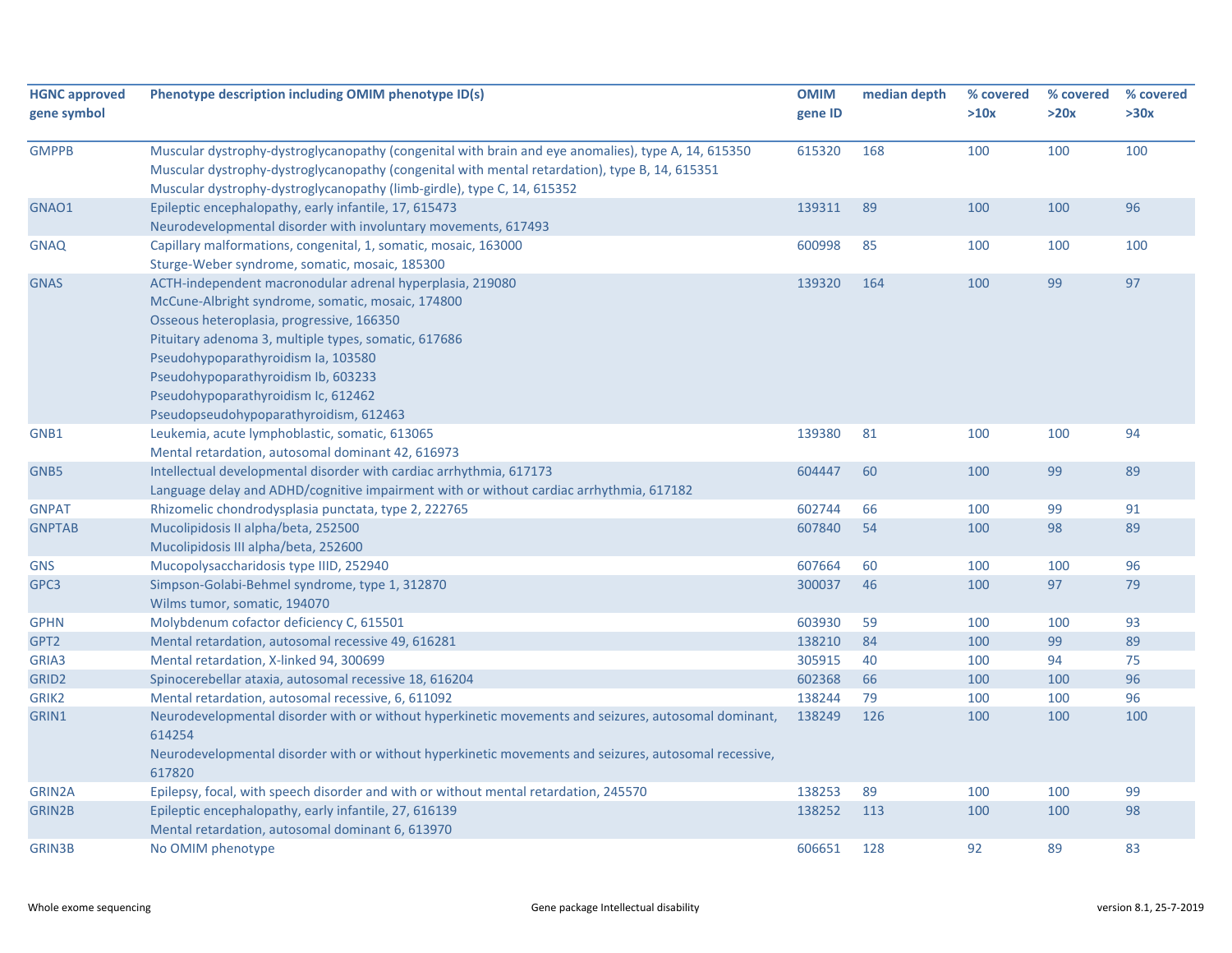| HGNC approved gene symbol | Phenotype description including OMIM phenotype ID(s) | OMIM gene ID | median depth | % covered >10x | % covered >20x | % covered >30x |
|---|---|---|---|---|---|---|
| GMPPB | Muscular dystrophy-dystroglycanopathy (congenital with brain and eye anomalies), type A, 14, 615350<br>Muscular dystrophy-dystroglycanopathy (congenital with mental retardation), type B, 14, 615351<br>Muscular dystrophy-dystroglycanopathy (limb-girdle), type C, 14, 615352 | 615320 | 168 | 100 | 100 | 100 |
| GNAO1 | Epileptic encephalopathy, early infantile, 17, 615473<br>Neurodevelopmental disorder with involuntary movements, 617493 | 139311 | 89 | 100 | 100 | 96 |
| GNAQ | Capillary malformations, congenital, 1, somatic, mosaic, 163000<br>Sturge-Weber syndrome, somatic, mosaic, 185300 | 600998 | 85 | 100 | 100 | 100 |
| GNAS | ACTH-independent macronodular adrenal hyperplasia, 219080<br>McCune-Albright syndrome, somatic, mosaic, 174800<br>Osseous heteroplasia, progressive, 166350<br>Pituitary adenoma 3, multiple types, somatic, 617686<br>Pseudohypoparathyroidism Ia, 103580<br>Pseudohypoparathyroidism Ib, 603233<br>Pseudohypoparathyroidism Ic, 612462<br>Pseudopseudohypoparathyroidism, 612463 | 139320 | 164 | 100 | 99 | 97 |
| GNB1 | Leukemia, acute lymphoblastic, somatic, 613065<br>Mental retardation, autosomal dominant 42, 616973 | 139380 | 81 | 100 | 100 | 94 |
| GNB5 | Intellectual developmental disorder with cardiac arrhythmia, 617173<br>Language delay and ADHD/cognitive impairment with or without cardiac arrhythmia, 617182 | 604447 | 60 | 100 | 99 | 89 |
| GNPAT | Rhizomelic chondrodysplasia punctata, type 2, 222765 | 602744 | 66 | 100 | 99 | 91 |
| GNPTAB | Mucolipidosis II alpha/beta, 252500<br>Mucolipidosis III alpha/beta, 252600 | 607840 | 54 | 100 | 98 | 89 |
| GNS | Mucopolysaccharidosis type IIID, 252940 | 607664 | 60 | 100 | 100 | 96 |
| GPC3 | Simpson-Golabi-Behmel syndrome, type 1, 312870<br>Wilms tumor, somatic, 194070 | 300037 | 46 | 100 | 97 | 79 |
| GPHN | Molybdenum cofactor deficiency C, 615501 | 603930 | 59 | 100 | 100 | 93 |
| GPT2 | Mental retardation, autosomal recessive 49, 616281 | 138210 | 84 | 100 | 99 | 89 |
| GRIA3 | Mental retardation, X-linked 94, 300699 | 305915 | 40 | 100 | 94 | 75 |
| GRID2 | Spinocerebellar ataxia, autosomal recessive 18, 616204 | 602368 | 66 | 100 | 100 | 96 |
| GRIK2 | Mental retardation, autosomal recessive, 6, 611092 | 138244 | 79 | 100 | 100 | 96 |
| GRIN1 | Neurodevelopmental disorder with or without hyperkinetic movements and seizures, autosomal dominant, 614254<br>Neurodevelopmental disorder with or without hyperkinetic movements and seizures, autosomal recessive, 617820 | 138249 | 126 | 100 | 100 | 100 |
| GRIN2A | Epilepsy, focal, with speech disorder and with or without mental retardation, 245570 | 138253 | 89 | 100 | 100 | 99 |
| GRIN2B | Epileptic encephalopathy, early infantile, 27, 616139<br>Mental retardation, autosomal dominant 6, 613970 | 138252 | 113 | 100 | 100 | 98 |
| GRIN3B | No OMIM phenotype | 606651 | 128 | 92 | 89 | 83 |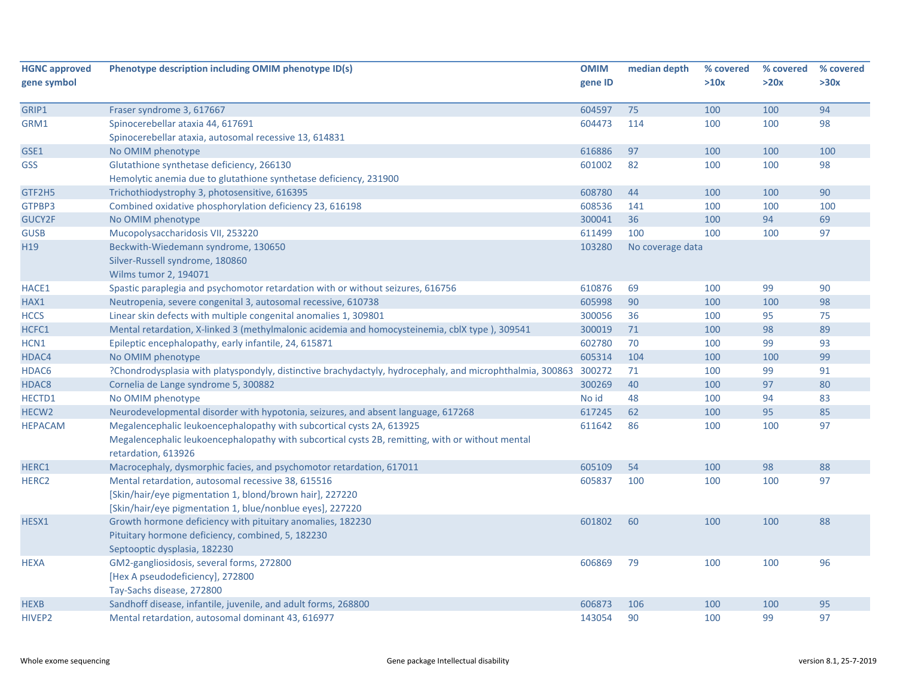| HGNC approved gene symbol | Phenotype description including OMIM phenotype ID(s) | OMIM gene ID | median depth | % covered >10x | % covered >20x | % covered >30x |
|---|---|---|---|---|---|---|
| GRIP1 | Fraser syndrome 3, 617667 | 604597 | 75 | 100 | 100 | 94 |
| GRM1 | Spinocerebellar ataxia 44, 617691<br>Spinocerebellar ataxia, autosomal recessive 13, 614831 | 604473 | 114 | 100 | 100 | 98 |
| GSE1 | No OMIM phenotype | 616886 | 97 | 100 | 100 | 100 |
| GSS | Glutathione synthetase deficiency, 266130<br>Hemolytic anemia due to glutathione synthetase deficiency, 231900 | 601002 | 82 | 100 | 100 | 98 |
| GTF2H5 | Trichothiodystrophy 3, photosensitive, 616395 | 608780 | 44 | 100 | 100 | 90 |
| GTPBP3 | Combined oxidative phosphorylation deficiency 23, 616198 | 608536 | 141 | 100 | 100 | 100 |
| GUCY2F | No OMIM phenotype | 300041 | 36 | 100 | 94 | 69 |
| GUSB | Mucopolysaccharidosis VII, 253220 | 611499 | 100 | 100 | 100 | 97 |
| H19 | Beckwith-Wiedemann syndrome, 130650<br>Silver-Russell syndrome, 180860<br>Wilms tumor 2, 194071 | 103280 | No coverage data | | | |
| HACE1 | Spastic paraplegia and psychomotor retardation with or without seizures, 616756 | 610876 | 69 | 100 | 99 | 90 |
| HAX1 | Neutropenia, severe congenital 3, autosomal recessive, 610738 | 605998 | 90 | 100 | 100 | 98 |
| HCCS | Linear skin defects with multiple congenital anomalies 1, 309801 | 300056 | 36 | 100 | 95 | 75 |
| HCFC1 | Mental retardation, X-linked 3 (methylmalonic acidemia and homocysteinemia, cblX type ), 309541 | 300019 | 71 | 100 | 98 | 89 |
| HCN1 | Epileptic encephalopathy, early infantile, 24, 615871 | 602780 | 70 | 100 | 99 | 93 |
| HDAC4 | No OMIM phenotype | 605314 | 104 | 100 | 100 | 99 |
| HDAC6 | ?Chondrodysplasia with platyspondyly, distinctive brachydactyly, hydrocephaly, and microphthalmia, 300863 | 300272 | 71 | 100 | 99 | 91 |
| HDAC8 | Cornelia de Lange syndrome 5, 300882 | 300269 | 40 | 100 | 97 | 80 |
| HECTD1 | No OMIM phenotype | No id | 48 | 100 | 94 | 83 |
| HECW2 | Neurodevelopmental disorder with hypotonia, seizures, and absent language, 617268 | 617245 | 62 | 100 | 95 | 85 |
| HEPACAM | Megalencephalic leukoencephalopathy with subcortical cysts 2A, 613925<br>Megalencephalic leukoencephalopathy with subcortical cysts 2B, remitting, with or without mental retardation, 613926 | 611642 | 86 | 100 | 100 | 97 |
| HERC1 | Macrocephaly, dysmorphic facies, and psychomotor retardation, 617011 | 605109 | 54 | 100 | 98 | 88 |
| HERC2 | Mental retardation, autosomal recessive 38, 615516<br>[Skin/hair/eye pigmentation 1, blond/brown hair], 227220<br>[Skin/hair/eye pigmentation 1, blue/nonblue eyes], 227220 | 605837 | 100 | 100 | 100 | 97 |
| HESX1 | Growth hormone deficiency with pituitary anomalies, 182230<br>Pituitary hormone deficiency, combined, 5, 182230<br>Septooptic dysplasia, 182230 | 601802 | 60 | 100 | 100 | 88 |
| HEXA | GM2-gangliosidosis, several forms, 272800<br>[Hex A pseudodeficiency], 272800<br>Tay-Sachs disease, 272800 | 606869 | 79 | 100 | 100 | 96 |
| HEXB | Sandhoff disease, infantile, juvenile, and adult forms, 268800 | 606873 | 106 | 100 | 100 | 95 |
| HIVEP2 | Mental retardation, autosomal dominant 43, 616977 | 143054 | 90 | 100 | 99 | 97 |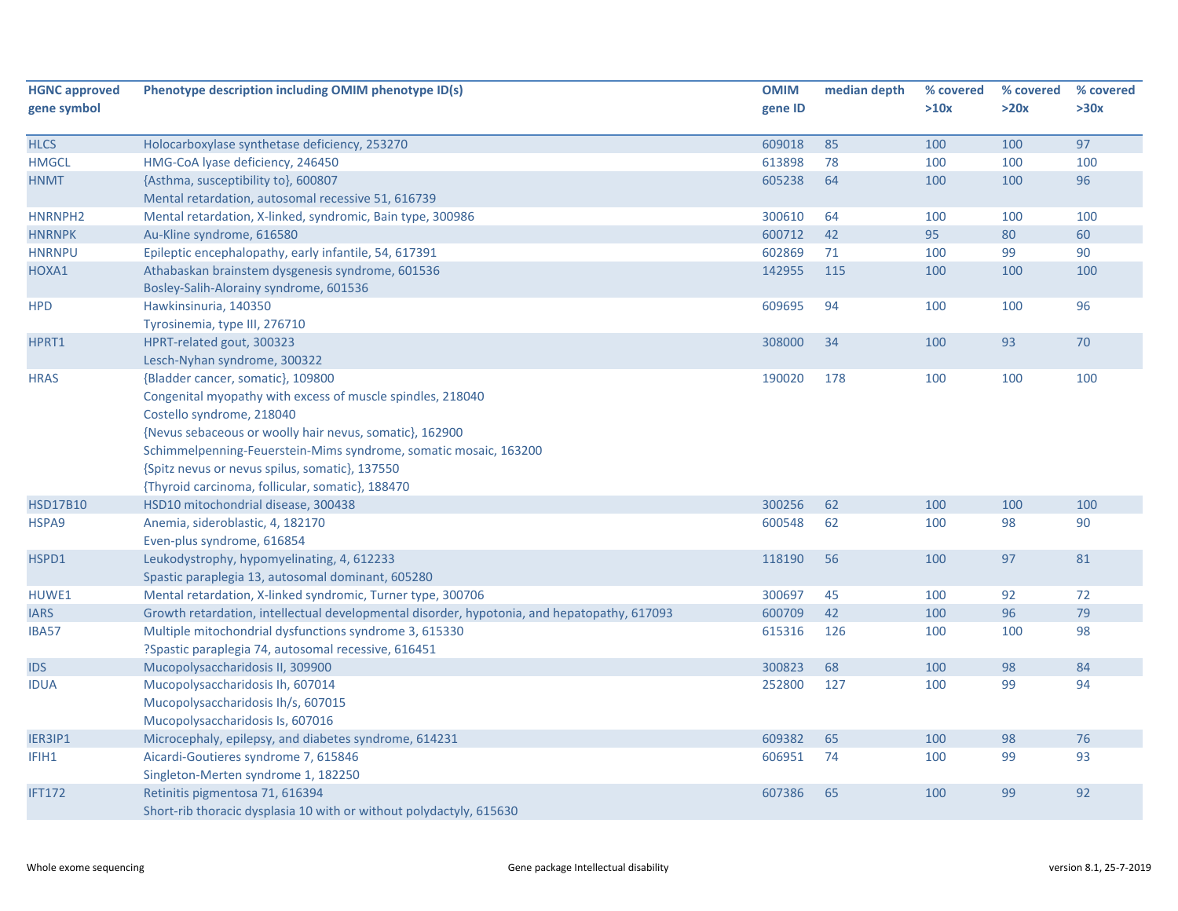| HGNC approved gene symbol | Phenotype description including OMIM phenotype ID(s) | OMIM gene ID | median depth | % covered >10x | % covered >20x | % covered >30x |
|---|---|---|---|---|---|---|
| HLCS | Holocarboxylase synthetase deficiency, 253270 | 609018 | 85 | 100 | 100 | 97 |
| HMGCL | HMG-CoA lyase deficiency, 246450 | 613898 | 78 | 100 | 100 | 100 |
| HNMT | {Asthma, susceptibility to}, 600807<br>Mental retardation, autosomal recessive 51, 616739 | 605238 | 64 | 100 | 100 | 96 |
| HNRNPH2 | Mental retardation, X-linked, syndromic, Bain type, 300986 | 300610 | 64 | 100 | 100 | 100 |
| HNRNPK | Au-Kline syndrome, 616580 | 600712 | 42 | 95 | 80 | 60 |
| HNRNPU | Epileptic encephalopathy, early infantile, 54, 617391 | 602869 | 71 | 100 | 99 | 90 |
| HOXA1 | Athabaskan brainstem dysgenesis syndrome, 601536<br>Bosley-Salih-Alorainy syndrome, 601536 | 142955 | 115 | 100 | 100 | 100 |
| HPD | Hawkinsinuria, 140350<br>Tyrosinemia, type III, 276710 | 609695 | 94 | 100 | 100 | 96 |
| HPRT1 | HPRT-related gout, 300323<br>Lesch-Nyhan syndrome, 300322 | 308000 | 34 | 100 | 93 | 70 |
| HRAS | {Bladder cancer, somatic}, 109800<br>Congenital myopathy with excess of muscle spindles, 218040<br>Costello syndrome, 218040<br>{Nevus sebaceous or woolly hair nevus, somatic}, 162900<br>Schimmelpenning-Feuerstein-Mims syndrome, somatic mosaic, 163200<br>{Spitz nevus or nevus spilus, somatic}, 137550<br>{Thyroid carcinoma, follicular, somatic}, 188470 | 190020 | 178 | 100 | 100 | 100 |
| HSD17B10 | HSD10 mitochondrial disease, 300438 | 300256 | 62 | 100 | 100 | 100 |
| HSPA9 | Anemia, sideroblastic, 4, 182170<br>Even-plus syndrome, 616854 | 600548 | 62 | 100 | 98 | 90 |
| HSPD1 | Leukodystrophy, hypomyelinating, 4, 612233<br>Spastic paraplegia 13, autosomal dominant, 605280 | 118190 | 56 | 100 | 97 | 81 |
| HUWE1 | Mental retardation, X-linked syndromic, Turner type, 300706 | 300697 | 45 | 100 | 92 | 72 |
| IARS | Growth retardation, intellectual developmental disorder, hypotonia, and hepatopathy, 617093 | 600709 | 42 | 100 | 96 | 79 |
| IBA57 | Multiple mitochondrial dysfunctions syndrome 3, 615330<br>?Spastic paraplegia 74, autosomal recessive, 616451 | 615316 | 126 | 100 | 100 | 98 |
| IDS | Mucopolysaccharidosis II, 309900 | 300823 | 68 | 100 | 98 | 84 |
| IDUA | Mucopolysaccharidosis Ih, 607014<br>Mucopolysaccharidosis Ih/s, 607015<br>Mucopolysaccharidosis Is, 607016 | 252800 | 127 | 100 | 99 | 94 |
| IER3IP1 | Microcephaly, epilepsy, and diabetes syndrome, 614231 | 609382 | 65 | 100 | 98 | 76 |
| IFIH1 | Aicardi-Goutieres syndrome 7, 615846<br>Singleton-Merten syndrome 1, 182250 | 606951 | 74 | 100 | 99 | 93 |
| IFT172 | Retinitis pigmentosa 71, 616394<br>Short-rib thoracic dysplasia 10 with or without polydactyly, 615630 | 607386 | 65 | 100 | 99 | 92 |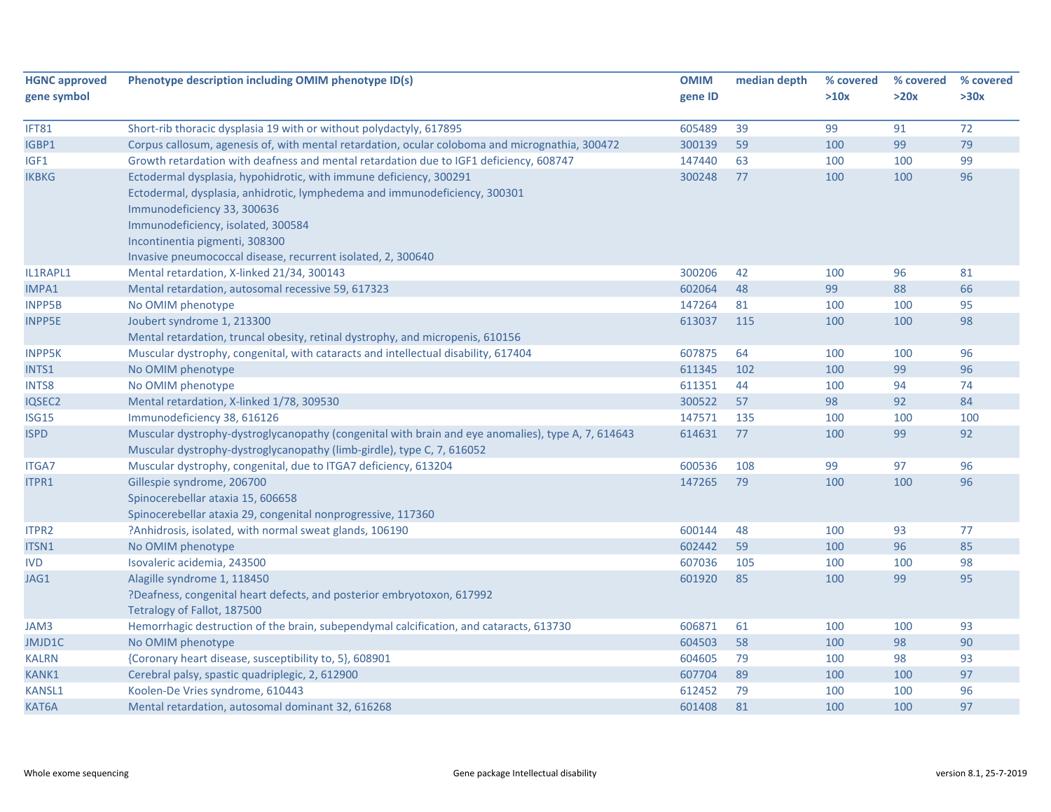| HGNC approved gene symbol | Phenotype description including OMIM phenotype ID(s) | OMIM gene ID | median depth | % covered >10x | % covered >20x | % covered >30x |
|---|---|---|---|---|---|---|
| IFT81 | Short-rib thoracic dysplasia 19 with or without polydactyly, 617895 | 605489 | 39 | 99 | 91 | 72 |
| IGBP1 | Corpus callosum, agenesis of, with mental retardation, ocular coloboma and micrognathia, 300472 | 300139 | 59 | 100 | 99 | 79 |
| IGF1 | Growth retardation with deafness and mental retardation due to IGF1 deficiency, 608747 | 147440 | 63 | 100 | 100 | 99 |
| IKBKG | Ectodermal dysplasia, hypohidrotic, with immune deficiency, 300291<br>Ectodermal, dysplasia, anhidrotic, lymphedema and immunodeficiency, 300301<br>Immunodeficiency 33, 300636<br>Immunodeficiency, isolated, 300584<br>Incontinentia pigmenti, 308300<br>Invasive pneumococcal disease, recurrent isolated, 2, 300640 | 300248 | 77 | 100 | 100 | 96 |
| IL1RAPL1 | Mental retardation, X-linked 21/34, 300143 | 300206 | 42 | 100 | 96 | 81 |
| IMPA1 | Mental retardation, autosomal recessive 59, 617323 | 602064 | 48 | 99 | 88 | 66 |
| INPP5B | No OMIM phenotype | 147264 | 81 | 100 | 100 | 95 |
| INPP5E | Joubert syndrome 1, 213300<br>Mental retardation, truncal obesity, retinal dystrophy, and micropenis, 610156 | 613037 | 115 | 100 | 100 | 98 |
| INPP5K | Muscular dystrophy, congenital, with cataracts and intellectual disability, 617404 | 607875 | 64 | 100 | 100 | 96 |
| INTS1 | No OMIM phenotype | 611345 | 102 | 100 | 99 | 96 |
| INTS8 | No OMIM phenotype | 611351 | 44 | 100 | 94 | 74 |
| IQSEC2 | Mental retardation, X-linked 1/78, 309530 | 300522 | 57 | 98 | 92 | 84 |
| ISG15 | Immunodeficiency 38, 616126 | 147571 | 135 | 100 | 100 | 100 |
| ISPD | Muscular dystrophy-dystroglycanopathy (congenital with brain and eye anomalies), type A, 7, 614643<br>Muscular dystrophy-dystroglycanopathy (limb-girdle), type C, 7, 616052 | 614631 | 77 | 100 | 99 | 92 |
| ITGA7 | Muscular dystrophy, congenital, due to ITGA7 deficiency, 613204 | 600536 | 108 | 99 | 97 | 96 |
| ITPR1 | Gillespie syndrome, 206700<br>Spinocerebellar ataxia 15, 606658<br>Spinocerebellar ataxia 29, congenital nonprogressive, 117360 | 147265 | 79 | 100 | 100 | 96 |
| ITPR2 | ?Anhidrosis, isolated, with normal sweat glands, 106190 | 600144 | 48 | 100 | 93 | 77 |
| ITSN1 | No OMIM phenotype | 602442 | 59 | 100 | 96 | 85 |
| IVD | Isovaleric acidemia, 243500 | 607036 | 105 | 100 | 100 | 98 |
| JAG1 | Alagille syndrome 1, 118450<br>?Deafness, congenital heart defects, and posterior embryotoxon, 617992<br>Tetralogy of Fallot, 187500 | 601920 | 85 | 100 | 99 | 95 |
| JAM3 | Hemorrhagic destruction of the brain, subependymal calcification, and cataracts, 613730 | 606871 | 61 | 100 | 100 | 93 |
| JMJD1C | No OMIM phenotype | 604503 | 58 | 100 | 98 | 90 |
| KALRN | {Coronary heart disease, susceptibility to, 5}, 608901 | 604605 | 79 | 100 | 98 | 93 |
| KANK1 | Cerebral palsy, spastic quadriplegic, 2, 612900 | 607704 | 89 | 100 | 100 | 97 |
| KANSL1 | Koolen-De Vries syndrome, 610443 | 612452 | 79 | 100 | 100 | 96 |
| KAT6A | Mental retardation, autosomal dominant 32, 616268 | 601408 | 81 | 100 | 100 | 97 |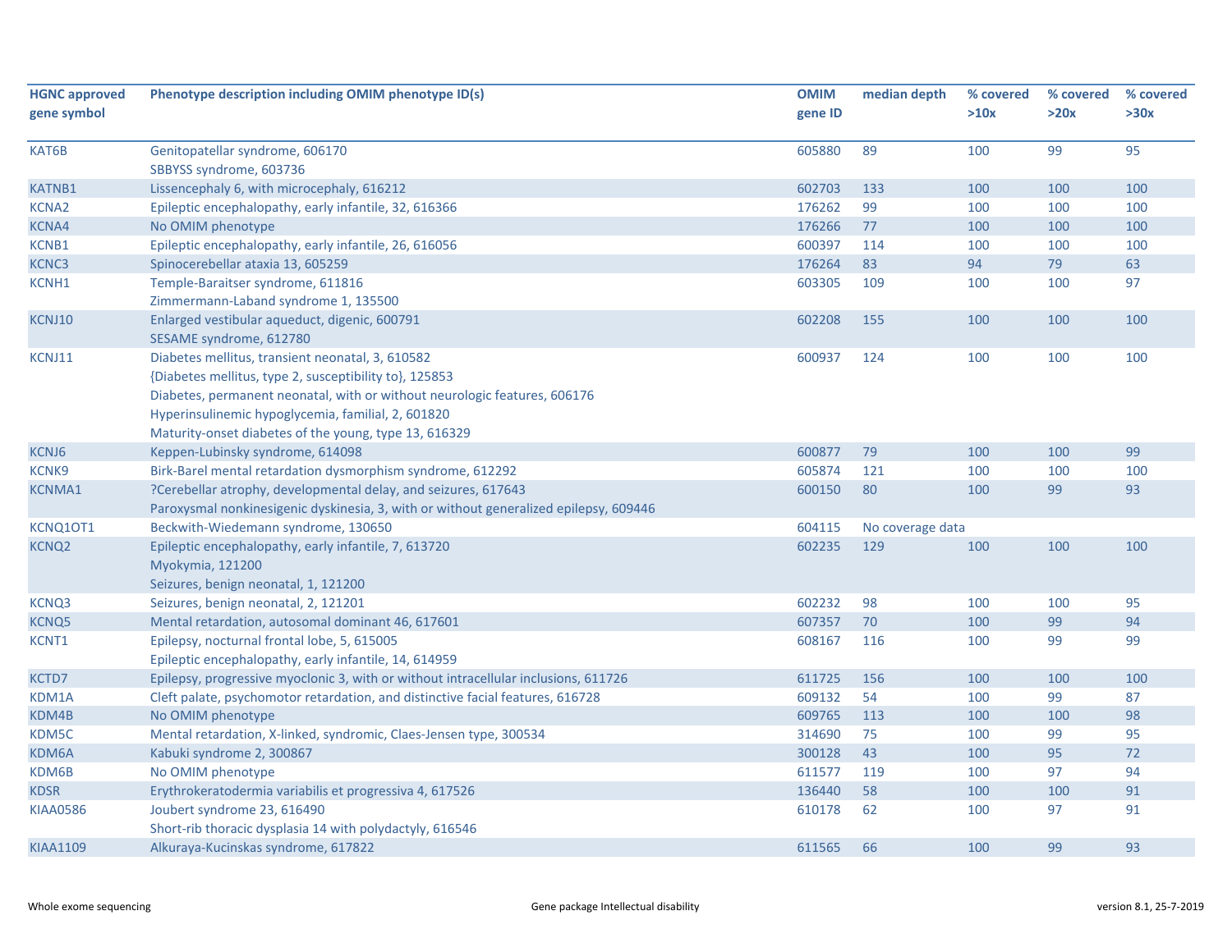| HGNC approved gene symbol | Phenotype description including OMIM phenotype ID(s) | OMIM gene ID | median depth | % covered >10x | % covered >20x | % covered >30x |
|---|---|---|---|---|---|---|
| KAT6B | Genitopatellar syndrome, 606170<br>SBBYSS syndrome, 603736 | 605880 | 89 | 100 | 99 | 95 |
| KATNB1 | Lissencephaly 6, with microcephaly, 616212 | 602703 | 133 | 100 | 100 | 100 |
| KCNA2 | Epileptic encephalopathy, early infantile, 32, 616366 | 176262 | 99 | 100 | 100 | 100 |
| KCNA4 | No OMIM phenotype | 176266 | 77 | 100 | 100 | 100 |
| KCNB1 | Epileptic encephalopathy, early infantile, 26, 616056 | 600397 | 114 | 100 | 100 | 100 |
| KCNC3 | Spinocerebellar ataxia 13, 605259 | 176264 | 83 | 94 | 79 | 63 |
| KCNH1 | Temple-Baraitser syndrome, 611816<br>Zimmermann-Laband syndrome 1, 135500 | 603305 | 109 | 100 | 100 | 97 |
| KCNJ10 | Enlarged vestibular aqueduct, digenic, 600791<br>SESAME syndrome, 612780 | 602208 | 155 | 100 | 100 | 100 |
| KCNJ11 | Diabetes mellitus, transient neonatal, 3, 610582<br>{Diabetes mellitus, type 2, susceptibility to}, 125853<br>Diabetes, permanent neonatal, with or without neurologic features, 606176<br>Hyperinsulinemic hypoglycemia, familial, 2, 601820<br>Maturity-onset diabetes of the young, type 13, 616329 | 600937 | 124 | 100 | 100 | 100 |
| KCNJ6 | Keppen-Lubinsky syndrome, 614098 | 600877 | 79 | 100 | 100 | 99 |
| KCNK9 | Birk-Barel mental retardation dysmorphism syndrome, 612292 | 605874 | 121 | 100 | 100 | 100 |
| KCNMA1 | ?Cerebellar atrophy, developmental delay, and seizures, 617643<br>Paroxysmal nonkinesigenic dyskinesia, 3, with or without generalized epilepsy, 609446 | 600150 | 80 | 100 | 99 | 93 |
| KCNQ1OT1 | Beckwith-Wiedemann syndrome, 130650 | 604115 | No coverage data | | | |
| KCNQ2 | Epileptic encephalopathy, early infantile, 7, 613720<br>Myokymia, 121200<br>Seizures, benign neonatal, 1, 121200 | 602235 | 129 | 100 | 100 | 100 |
| KCNQ3 | Seizures, benign neonatal, 2, 121201 | 602232 | 98 | 100 | 100 | 95 |
| KCNQ5 | Mental retardation, autosomal dominant 46, 617601 | 607357 | 70 | 100 | 99 | 94 |
| KCNT1 | Epilepsy, nocturnal frontal lobe, 5, 615005<br>Epileptic encephalopathy, early infantile, 14, 614959 | 608167 | 116 | 100 | 99 | 99 |
| KCTD7 | Epilepsy, progressive myoclonic 3, with or without intracellular inclusions, 611726 | 611725 | 156 | 100 | 100 | 100 |
| KDM1A | Cleft palate, psychomotor retardation, and distinctive facial features, 616728 | 609132 | 54 | 100 | 99 | 87 |
| KDM4B | No OMIM phenotype | 609765 | 113 | 100 | 100 | 98 |
| KDM5C | Mental retardation, X-linked, syndromic, Claes-Jensen type, 300534 | 314690 | 75 | 100 | 99 | 95 |
| KDM6A | Kabuki syndrome 2, 300867 | 300128 | 43 | 100 | 95 | 72 |
| KDM6B | No OMIM phenotype | 611577 | 119 | 100 | 97 | 94 |
| KDSR | Erythrokeratodermia variabilis et progressiva 4, 617526 | 136440 | 58 | 100 | 100 | 91 |
| KIAA0586 | Joubert syndrome 23, 616490<br>Short-rib thoracic dysplasia 14 with polydactyly, 616546 | 610178 | 62 | 100 | 97 | 91 |
| KIAA1109 | Alkuraya-Kucinskas syndrome, 617822 | 611565 | 66 | 100 | 99 | 93 |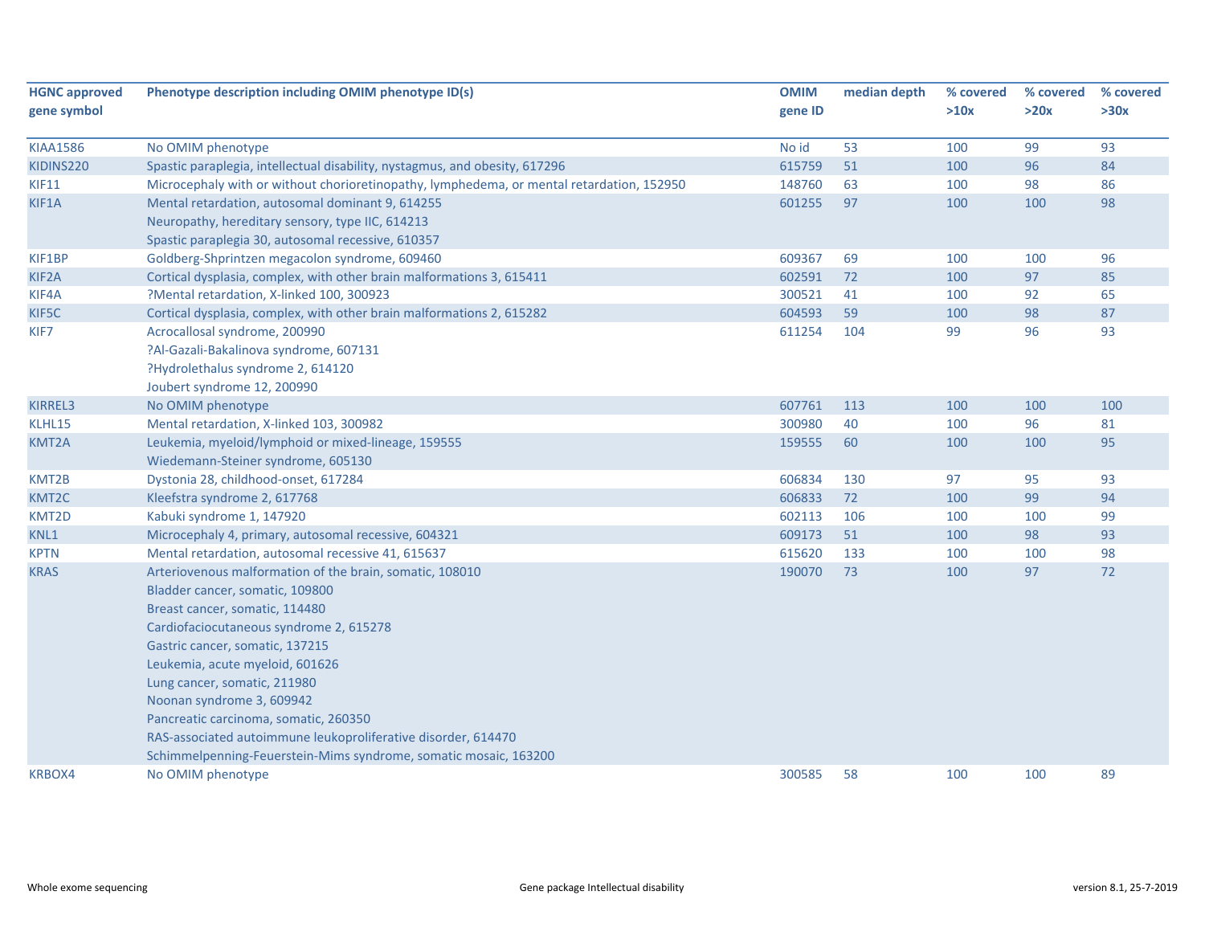| HGNC approved gene symbol | Phenotype description including OMIM phenotype ID(s) | OMIM gene ID | median depth | % covered >10x | % covered >20x | % covered >30x |
|---|---|---|---|---|---|---|
| KIAA1586 | No OMIM phenotype | No id | 53 | 100 | 99 | 93 |
| KIDINS220 | Spastic paraplegia, intellectual disability, nystagmus, and obesity, 617296 | 615759 | 51 | 100 | 96 | 84 |
| KIF11 | Microcephaly with or without chorioretinopathy, lymphedema, or mental retardation, 152950 | 148760 | 63 | 100 | 98 | 86 |
| KIF1A | Mental retardation, autosomal dominant 9, 614255<br>Neuropathy, hereditary sensory, type IIC, 614213<br>Spastic paraplegia 30, autosomal recessive, 610357 | 601255 | 97 | 100 | 100 | 98 |
| KIF1BP | Goldberg-Shprintzen megacolon syndrome, 609460 | 609367 | 69 | 100 | 100 | 96 |
| KIF2A | Cortical dysplasia, complex, with other brain malformations 3, 615411 | 602591 | 72 | 100 | 97 | 85 |
| KIF4A | ?Mental retardation, X-linked 100, 300923 | 300521 | 41 | 100 | 92 | 65 |
| KIF5C | Cortical dysplasia, complex, with other brain malformations 2, 615282 | 604593 | 59 | 100 | 98 | 87 |
| KIF7 | Acrocallosal syndrome, 200990<br>?Al-Gazali-Bakalinova syndrome, 607131<br>?Hydrolethalus syndrome 2, 614120<br>Joubert syndrome 12, 200990 | 611254 | 104 | 99 | 96 | 93 |
| KIRREL3 | No OMIM phenotype | 607761 | 113 | 100 | 100 | 100 |
| KLHL15 | Mental retardation, X-linked 103, 300982 | 300980 | 40 | 100 | 96 | 81 |
| KMT2A | Leukemia, myeloid/lymphoid or mixed-lineage, 159555<br>Wiedemann-Steiner syndrome, 605130 | 159555 | 60 | 100 | 100 | 95 |
| KMT2B | Dystonia 28, childhood-onset, 617284 | 606834 | 130 | 97 | 95 | 93 |
| KMT2C | Kleefstra syndrome 2, 617768 | 606833 | 72 | 100 | 99 | 94 |
| KMT2D | Kabuki syndrome 1, 147920 | 602113 | 106 | 100 | 100 | 99 |
| KNL1 | Microcephaly 4, primary, autosomal recessive, 604321 | 609173 | 51 | 100 | 98 | 93 |
| KPTN | Mental retardation, autosomal recessive 41, 615637 | 615620 | 133 | 100 | 100 | 98 |
| KRAS | Arteriovenous malformation of the brain, somatic, 108010<br>Bladder cancer, somatic, 109800<br>Breast cancer, somatic, 114480<br>Cardiofaciocutaneous syndrome 2, 615278<br>Gastric cancer, somatic, 137215<br>Leukemia, acute myeloid, 601626<br>Lung cancer, somatic, 211980<br>Noonan syndrome 3, 609942<br>Pancreatic carcinoma, somatic, 260350<br>RAS-associated autoimmune leukoproliferative disorder, 614470<br>Schimmelpenning-Feuerstein-Mims syndrome, somatic mosaic, 163200 | 190070 | 73 | 100 | 97 | 72 |
| KRBOX4 | No OMIM phenotype | 300585 | 58 | 100 | 100 | 89 |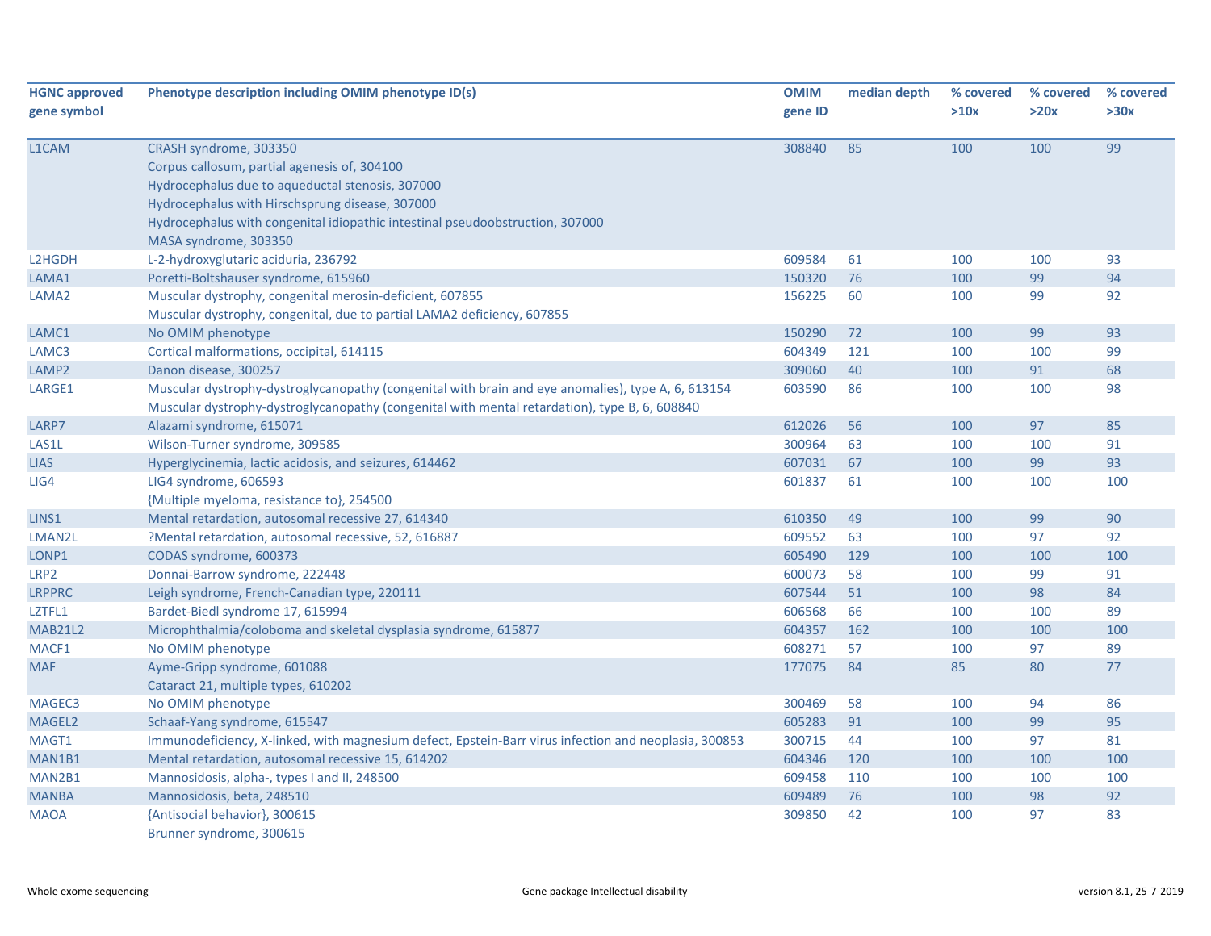| HGNC approved gene symbol | Phenotype description including OMIM phenotype ID(s) | OMIM gene ID | median depth | % covered >10x | % covered >20x | % covered >30x |
|---|---|---|---|---|---|---|
| L1CAM | CRASH syndrome, 303350<br>Corpus callosum, partial agenesis of, 304100<br>Hydrocephalus due to aqueductal stenosis, 307000<br>Hydrocephalus with Hirschsprung disease, 307000<br>Hydrocephalus with congenital idiopathic intestinal pseudoobstruction, 307000<br>MASA syndrome, 303350 | 308840 | 85 | 100 | 100 | 99 |
| L2HGDH | L-2-hydroxyglutaric aciduria, 236792 | 609584 | 61 | 100 | 100 | 93 |
| LAMA1 | Poretti-Boltshauser syndrome, 615960 | 150320 | 76 | 100 | 99 | 94 |
| LAMA2 | Muscular dystrophy, congenital merosin-deficient, 607855<br>Muscular dystrophy, congenital, due to partial LAMA2 deficiency, 607855 | 156225 | 60 | 100 | 99 | 92 |
| LAMC1 | No OMIM phenotype | 150290 | 72 | 100 | 99 | 93 |
| LAMC3 | Cortical malformations, occipital, 614115 | 604349 | 121 | 100 | 100 | 99 |
| LAMP2 | Danon disease, 300257 | 309060 | 40 | 100 | 91 | 68 |
| LARGE1 | Muscular dystrophy-dystroglycanopathy (congenital with brain and eye anomalies), type A, 6, 613154<br>Muscular dystrophy-dystroglycanopathy (congenital with mental retardation), type B, 6, 608840 | 603590 | 86 | 100 | 100 | 98 |
| LARP7 | Alazami syndrome, 615071 | 612026 | 56 | 100 | 97 | 85 |
| LAS1L | Wilson-Turner syndrome, 309585 | 300964 | 63 | 100 | 100 | 91 |
| LIAS | Hyperglycinemia, lactic acidosis, and seizures, 614462 | 607031 | 67 | 100 | 99 | 93 |
| LIG4 | LIG4 syndrome, 606593<br>{Multiple myeloma, resistance to}, 254500 | 601837 | 61 | 100 | 100 | 100 |
| LINS1 | Mental retardation, autosomal recessive 27, 614340 | 610350 | 49 | 100 | 99 | 90 |
| LMAN2L | ?Mental retardation, autosomal recessive, 52, 616887 | 609552 | 63 | 100 | 97 | 92 |
| LONP1 | CODAS syndrome, 600373 | 605490 | 129 | 100 | 100 | 100 |
| LRP2 | Donnai-Barrow syndrome, 222448 | 600073 | 58 | 100 | 99 | 91 |
| LRPPRC | Leigh syndrome, French-Canadian type, 220111 | 607544 | 51 | 100 | 98 | 84 |
| LZTFL1 | Bardet-Biedl syndrome 17, 615994 | 606568 | 66 | 100 | 100 | 89 |
| MAB21L2 | Microphthalmia/coloboma and skeletal dysplasia syndrome, 615877 | 604357 | 162 | 100 | 100 | 100 |
| MACF1 | No OMIM phenotype | 608271 | 57 | 100 | 97 | 89 |
| MAF | Ayme-Gripp syndrome, 601088<br>Cataract 21, multiple types, 610202 | 177075 | 84 | 85 | 80 | 77 |
| MAGEC3 | No OMIM phenotype | 300469 | 58 | 100 | 94 | 86 |
| MAGEL2 | Schaaf-Yang syndrome, 615547 | 605283 | 91 | 100 | 99 | 95 |
| MAGT1 | Immunodeficiency, X-linked, with magnesium defect, Epstein-Barr virus infection and neoplasia, 300853 | 300715 | 44 | 100 | 97 | 81 |
| MAN1B1 | Mental retardation, autosomal recessive 15, 614202 | 604346 | 120 | 100 | 100 | 100 |
| MAN2B1 | Mannosidosis, alpha-, types I and II, 248500 | 609458 | 110 | 100 | 100 | 100 |
| MANBA | Mannosidosis, beta, 248510 | 609489 | 76 | 100 | 98 | 92 |
| MAOA | {Antisocial behavior}, 300615<br>Brunner syndrome, 300615 | 309850 | 42 | 100 | 97 | 83 |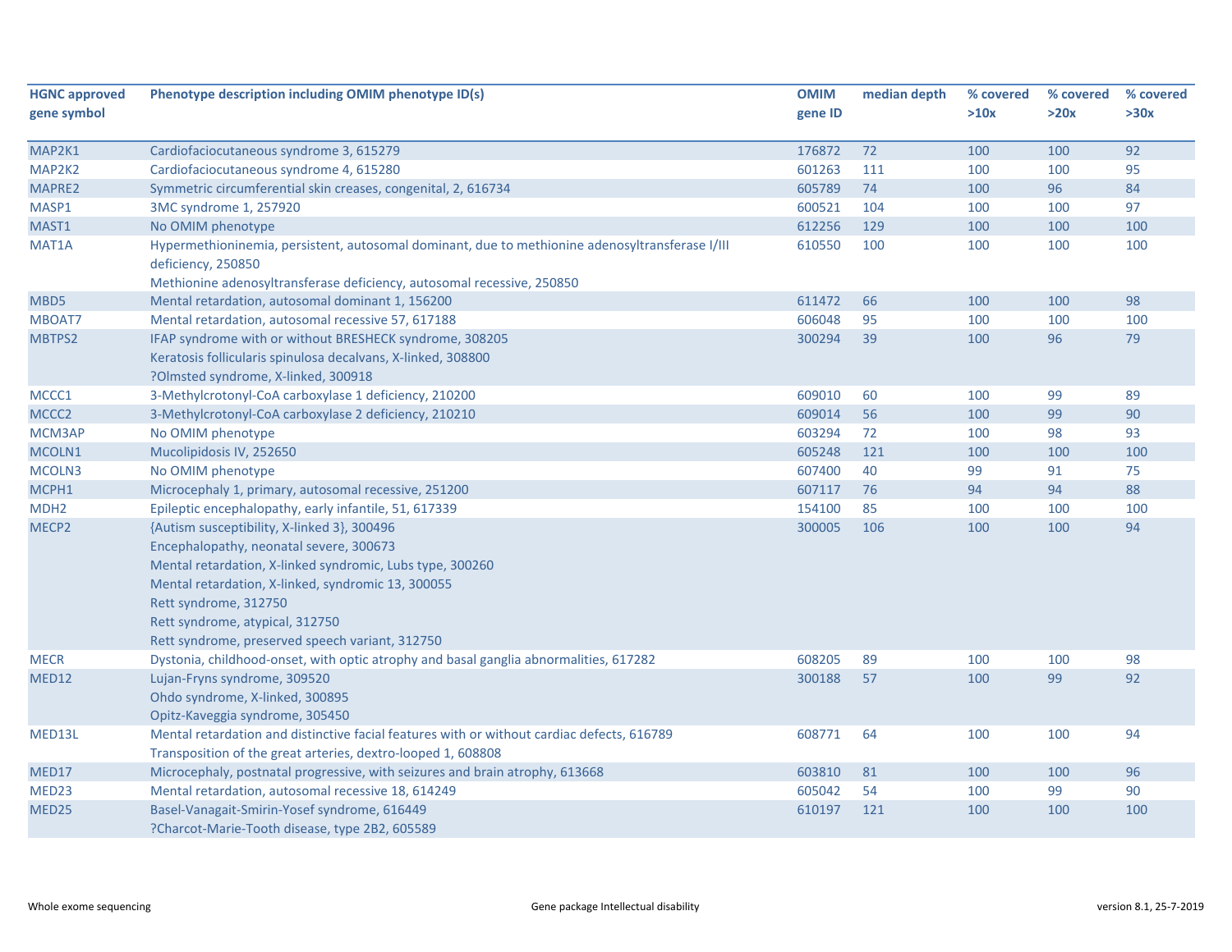| HGNC approved gene symbol | Phenotype description including OMIM phenotype ID(s) | OMIM gene ID | median depth | % covered >10x | % covered >20x | % covered >30x |
|---|---|---|---|---|---|---|
| MAP2K1 | Cardiofaciocutaneous syndrome 3, 615279 | 176872 | 72 | 100 | 100 | 92 |
| MAP2K2 | Cardiofaciocutaneous syndrome 4, 615280 | 601263 | 111 | 100 | 100 | 95 |
| MAPRE2 | Symmetric circumferential skin creases, congenital, 2, 616734 | 605789 | 74 | 100 | 96 | 84 |
| MASP1 | 3MC syndrome 1, 257920 | 600521 | 104 | 100 | 100 | 97 |
| MAST1 | No OMIM phenotype | 612256 | 129 | 100 | 100 | 100 |
| MAT1A | Hypermethioninemia, persistent, autosomal dominant, due to methionine adenosyltransferase I/III deficiency, 250850<br>Methionine adenosyltransferase deficiency, autosomal recessive, 250850 | 610550 | 100 | 100 | 100 | 100 |
| MBD5 | Mental retardation, autosomal dominant 1, 156200 | 611472 | 66 | 100 | 100 | 98 |
| MBOAT7 | Mental retardation, autosomal recessive 57, 617188 | 606048 | 95 | 100 | 100 | 100 |
| MBTPS2 | IFAP syndrome with or without BRESHECK syndrome, 308205<br>Keratosis follicularis spinulosa decalvans, X-linked, 308800<br>?Olmsted syndrome, X-linked, 300918 | 300294 | 39 | 100 | 96 | 79 |
| MCCC1 | 3-Methylcrotonyl-CoA carboxylase 1 deficiency, 210200 | 609010 | 60 | 100 | 99 | 89 |
| MCCC2 | 3-Methylcrotonyl-CoA carboxylase 2 deficiency, 210210 | 609014 | 56 | 100 | 99 | 90 |
| MCM3AP | No OMIM phenotype | 603294 | 72 | 100 | 98 | 93 |
| MCOLN1 | Mucolipidosis IV, 252650 | 605248 | 121 | 100 | 100 | 100 |
| MCOLN3 | No OMIM phenotype | 607400 | 40 | 99 | 91 | 75 |
| MCPH1 | Microcephaly 1, primary, autosomal recessive, 251200 | 607117 | 76 | 94 | 94 | 88 |
| MDH2 | Epileptic encephalopathy, early infantile, 51, 617339 | 154100 | 85 | 100 | 100 | 100 |
| MECP2 | {Autism susceptibility, X-linked 3}, 300496<br>Encephalopathy, neonatal severe, 300673<br>Mental retardation, X-linked syndromic, Lubs type, 300260<br>Mental retardation, X-linked, syndromic 13, 300055<br>Rett syndrome, 312750<br>Rett syndrome, atypical, 312750<br>Rett syndrome, preserved speech variant, 312750 | 300005 | 106 | 100 | 100 | 94 |
| MECR | Dystonia, childhood-onset, with optic atrophy and basal ganglia abnormalities, 617282 | 608205 | 89 | 100 | 100 | 98 |
| MED12 | Lujan-Fryns syndrome, 309520<br>Ohdo syndrome, X-linked, 300895<br>Opitz-Kaveggia syndrome, 305450 | 300188 | 57 | 100 | 99 | 92 |
| MED13L | Mental retardation and distinctive facial features with or without cardiac defects, 616789<br>Transposition of the great arteries, dextro-looped 1, 608808 | 608771 | 64 | 100 | 100 | 94 |
| MED17 | Microcephaly, postnatal progressive, with seizures and brain atrophy, 613668 | 603810 | 81 | 100 | 100 | 96 |
| MED23 | Mental retardation, autosomal recessive 18, 614249 | 605042 | 54 | 100 | 99 | 90 |
| MED25 | Basel-Vanagait-Smirin-Yosef syndrome, 616449<br>?Charcot-Marie-Tooth disease, type 2B2, 605589 | 610197 | 121 | 100 | 100 | 100 |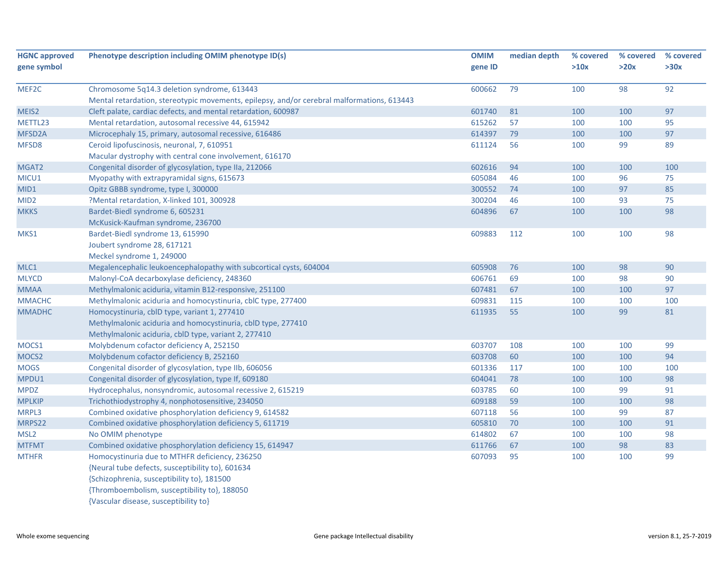| HGNC approved gene symbol | Phenotype description including OMIM phenotype ID(s) | OMIM gene ID | median depth | % covered >10x | % covered >20x | % covered >30x |
|---|---|---|---|---|---|---|
| MEF2C | Chromosome 5q14.3 deletion syndrome, 613443<br>Mental retardation, stereotypic movements, epilepsy, and/or cerebral malformations, 613443 | 600662 | 79 | 100 | 98 | 92 |
| MEIS2 | Cleft palate, cardiac defects, and mental retardation, 600987 | 601740 | 81 | 100 | 100 | 97 |
| METTL23 | Mental retardation, autosomal recessive 44, 615942 | 615262 | 57 | 100 | 100 | 95 |
| MFSD2A | Microcephaly 15, primary, autosomal recessive, 616486 | 614397 | 79 | 100 | 100 | 97 |
| MFSD8 | Ceroid lipofuscinosis, neuronal, 7, 610951<br>Macular dystrophy with central cone involvement, 616170 | 611124 | 56 | 100 | 99 | 89 |
| MGAT2 | Congenital disorder of glycosylation, type IIa, 212066 | 602616 | 94 | 100 | 100 | 100 |
| MICU1 | Myopathy with extrapyramidal signs, 615673 | 605084 | 46 | 100 | 96 | 75 |
| MID1 | Opitz GBBB syndrome, type I, 300000 | 300552 | 74 | 100 | 97 | 85 |
| MID2 | ?Mental retardation, X-linked 101, 300928 | 300204 | 46 | 100 | 93 | 75 |
| MKKS | Bardet-Biedl syndrome 6, 605231<br>McKusick-Kaufman syndrome, 236700 | 604896 | 67 | 100 | 100 | 98 |
| MKS1 | Bardet-Biedl syndrome 13, 615990<br>Joubert syndrome 28, 617121<br>Meckel syndrome 1, 249000 | 609883 | 112 | 100 | 100 | 98 |
| MLC1 | Megalencephalic leukoencephalopathy with subcortical cysts, 604004 | 605908 | 76 | 100 | 98 | 90 |
| MLYCD | Malonyl-CoA decarboxylase deficiency, 248360 | 606761 | 69 | 100 | 98 | 90 |
| MMAA | Methylmalonic aciduria, vitamin B12-responsive, 251100 | 607481 | 67 | 100 | 100 | 97 |
| MMACHC | Methylmalonic aciduria and homocystinuria, cblC type, 277400 | 609831 | 115 | 100 | 100 | 100 |
| MMADHC | Homocystinuria, cblD type, variant 1, 277410<br>Methylmalonic aciduria and homocystinuria, cblD type, 277410<br>Methylmalonic aciduria, cblD type, variant 2, 277410 | 611935 | 55 | 100 | 99 | 81 |
| MOCS1 | Molybdenum cofactor deficiency A, 252150 | 603707 | 108 | 100 | 100 | 99 |
| MOCS2 | Molybdenum cofactor deficiency B, 252160 | 603708 | 60 | 100 | 100 | 94 |
| MOGS | Congenital disorder of glycosylation, type IIb, 606056 | 601336 | 117 | 100 | 100 | 100 |
| MPDU1 | Congenital disorder of glycosylation, type If, 609180 | 604041 | 78 | 100 | 100 | 98 |
| MPDZ | Hydrocephalus, nonsyndromic, autosomal recessive 2, 615219 | 603785 | 60 | 100 | 99 | 91 |
| MPLKIP | Trichothiodystrophy 4, nonphotosensitive, 234050 | 609188 | 59 | 100 | 100 | 98 |
| MRPL3 | Combined oxidative phosphorylation deficiency 9, 614582 | 607118 | 56 | 100 | 99 | 87 |
| MRPS22 | Combined oxidative phosphorylation deficiency 5, 611719 | 605810 | 70 | 100 | 100 | 91 |
| MSL2 | No OMIM phenotype | 614802 | 67 | 100 | 100 | 98 |
| MTFMT | Combined oxidative phosphorylation deficiency 15, 614947 | 611766 | 67 | 100 | 98 | 83 |
| MTHFR | Homocystinuria due to MTHFR deficiency, 236250<br>{Neural tube defects, susceptibility to}, 601634<br>{Schizophrenia, susceptibility to}, 181500<br>{Thromboembolism, susceptibility to}, 188050<br>{Vascular disease, susceptibility to} | 607093 | 95 | 100 | 100 | 99 |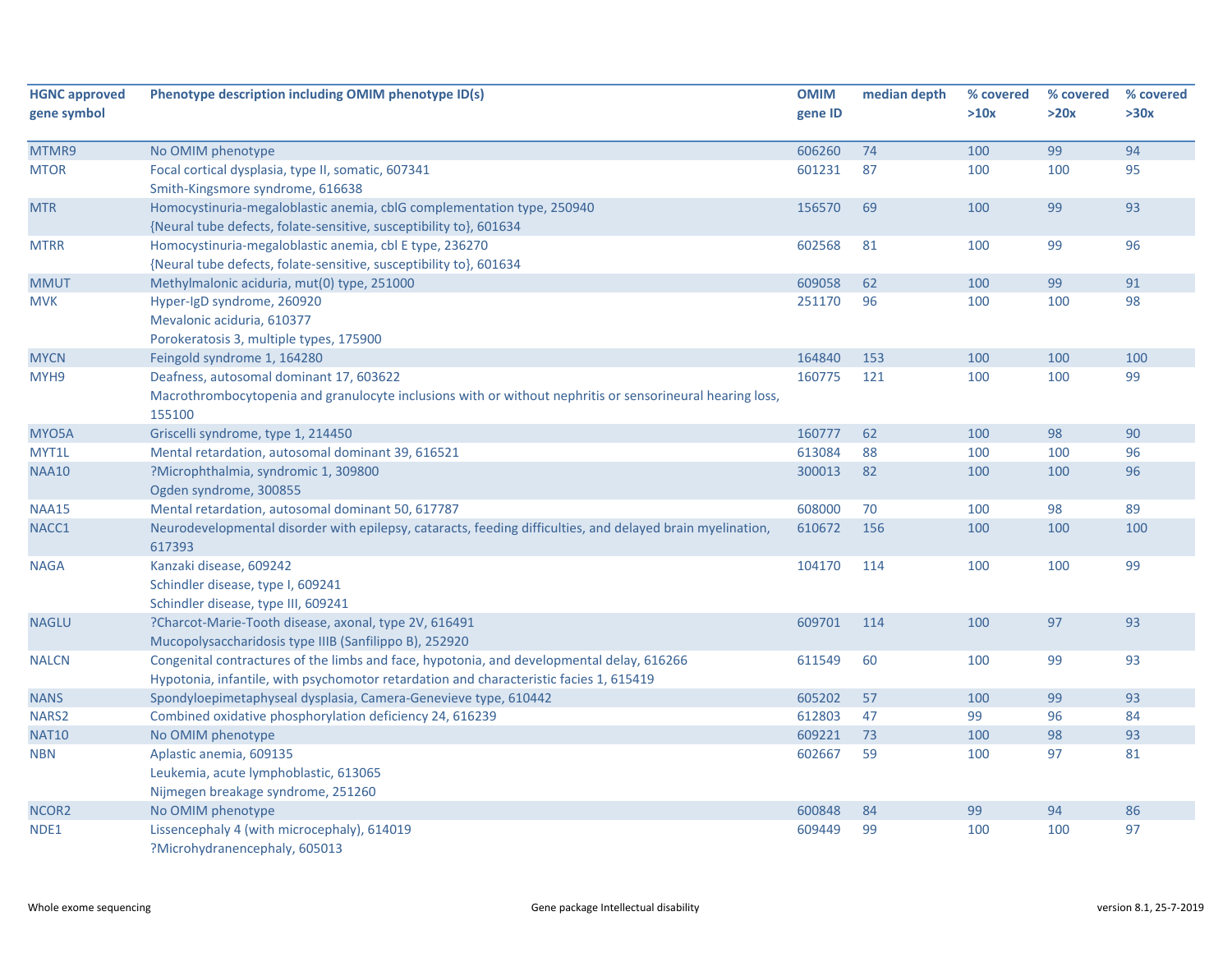| HGNC approved gene symbol | Phenotype description including OMIM phenotype ID(s) | OMIM gene ID | median depth | % covered >10x | % covered >20x | % covered >30x |
|---|---|---|---|---|---|---|
| MTMR9 | No OMIM phenotype | 606260 | 74 | 100 | 99 | 94 |
| MTOR | Focal cortical dysplasia, type II, somatic, 607341<br>Smith-Kingsmore syndrome, 616638 | 601231 | 87 | 100 | 100 | 95 |
| MTR | Homocystinuria-megaloblastic anemia, cblG complementation type, 250940<br>{Neural tube defects, folate-sensitive, susceptibility to}, 601634 | 156570 | 69 | 100 | 99 | 93 |
| MTRR | Homocystinuria-megaloblastic anemia, cbl E type, 236270<br>{Neural tube defects, folate-sensitive, susceptibility to}, 601634 | 602568 | 81 | 100 | 99 | 96 |
| MMUT | Methylmalonic aciduria, mut(0) type, 251000 | 609058 | 62 | 100 | 99 | 91 |
| MVK | Hyper-IgD syndrome, 260920<br>Mevalonic aciduria, 610377<br>Porokeratosis 3, multiple types, 175900 | 251170 | 96 | 100 | 100 | 98 |
| MYCN | Feingold syndrome 1, 164280 | 164840 | 153 | 100 | 100 | 100 |
| MYH9 | Deafness, autosomal dominant 17, 603622<br>Macrothrombocytopenia and granulocyte inclusions with or without nephritis or sensorineural hearing loss, 155100 | 160775 | 121 | 100 | 100 | 99 |
| MYO5A | Griscelli syndrome, type 1, 214450 | 160777 | 62 | 100 | 98 | 90 |
| MYT1L | Mental retardation, autosomal dominant 39, 616521 | 613084 | 88 | 100 | 100 | 96 |
| NAA10 | ?Microphthalmia, syndromic 1, 309800<br>Ogden syndrome, 300855 | 300013 | 82 | 100 | 100 | 96 |
| NAA15 | Mental retardation, autosomal dominant 50, 617787 | 608000 | 70 | 100 | 98 | 89 |
| NACC1 | Neurodevelopmental disorder with epilepsy, cataracts, feeding difficulties, and delayed brain myelination, 617393 | 610672 | 156 | 100 | 100 | 100 |
| NAGA | Kanzaki disease, 609242<br>Schindler disease, type I, 609241<br>Schindler disease, type III, 609241 | 104170 | 114 | 100 | 100 | 99 |
| NAGLU | ?Charcot-Marie-Tooth disease, axonal, type 2V, 616491<br>Mucopolysaccharidosis type IIIB (Sanfilippo B), 252920 | 609701 | 114 | 100 | 97 | 93 |
| NALCN | Congenital contractures of the limbs and face, hypotonia, and developmental delay, 616266<br>Hypotonia, infantile, with psychomotor retardation and characteristic facies 1, 615419 | 611549 | 60 | 100 | 99 | 93 |
| NANS | Spondyloepimetaphyseal dysplasia, Camera-Genevieve type, 610442 | 605202 | 57 | 100 | 99 | 93 |
| NARS2 | Combined oxidative phosphorylation deficiency 24, 616239 | 612803 | 47 | 99 | 96 | 84 |
| NAT10 | No OMIM phenotype | 609221 | 73 | 100 | 98 | 93 |
| NBN | Aplastic anemia, 609135<br>Leukemia, acute lymphoblastic, 613065<br>Nijmegen breakage syndrome, 251260 | 602667 | 59 | 100 | 97 | 81 |
| NCOR2 | No OMIM phenotype | 600848 | 84 | 99 | 94 | 86 |
| NDE1 | Lissencephaly 4 (with microcephaly), 614019<br>?Microhydranencephaly, 605013 | 609449 | 99 | 100 | 100 | 97 |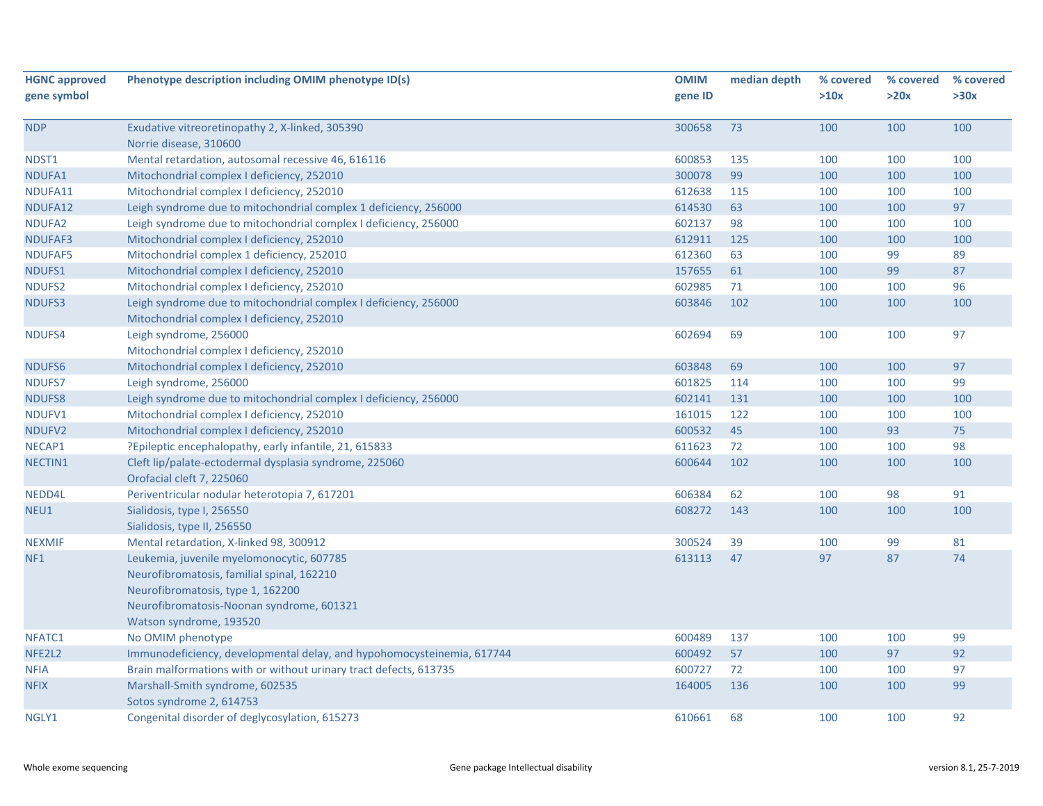| HGNC approved gene symbol | Phenotype description including OMIM phenotype ID(s) | OMIM gene ID | median depth | % covered >10x | % covered >20x | % covered >30x |
|---|---|---|---|---|---|---|
| NDP | Exudative vitreoretinopathy 2, X-linked, 305390<br>Norrie disease, 310600 | 300658 | 73 | 100 | 100 | 100 |
| NDST1 | Mental retardation, autosomal recessive 46, 616116 | 600853 | 135 | 100 | 100 | 100 |
| NDUFA1 | Mitochondrial complex I deficiency, 252010 | 300078 | 99 | 100 | 100 | 100 |
| NDUFA11 | Mitochondrial complex I deficiency, 252010 | 612638 | 115 | 100 | 100 | 100 |
| NDUFA12 | Leigh syndrome due to mitochondrial complex 1 deficiency, 256000 | 614530 | 63 | 100 | 100 | 97 |
| NDUFA2 | Leigh syndrome due to mitochondrial complex I deficiency, 256000 | 602137 | 98 | 100 | 100 | 100 |
| NDUFAF3 | Mitochondrial complex I deficiency, 252010 | 612911 | 125 | 100 | 100 | 100 |
| NDUFAF5 | Mitochondrial complex 1 deficiency, 252010 | 612360 | 63 | 100 | 99 | 89 |
| NDUFS1 | Mitochondrial complex I deficiency, 252010 | 157655 | 61 | 100 | 99 | 87 |
| NDUFS2 | Mitochondrial complex I deficiency, 252010 | 602985 | 71 | 100 | 100 | 96 |
| NDUFS3 | Leigh syndrome due to mitochondrial complex I deficiency, 256000<br>Mitochondrial complex I deficiency, 252010 | 603846 | 102 | 100 | 100 | 100 |
| NDUFS4 | Leigh syndrome, 256000<br>Mitochondrial complex I deficiency, 252010 | 602694 | 69 | 100 | 100 | 97 |
| NDUFS6 | Mitochondrial complex I deficiency, 252010 | 603848 | 69 | 100 | 100 | 97 |
| NDUFS7 | Leigh syndrome, 256000 | 601825 | 114 | 100 | 100 | 99 |
| NDUFS8 | Leigh syndrome due to mitochondrial complex I deficiency, 256000 | 602141 | 131 | 100 | 100 | 100 |
| NDUFV1 | Mitochondrial complex I deficiency, 252010 | 161015 | 122 | 100 | 100 | 100 |
| NDUFV2 | Mitochondrial complex I deficiency, 252010 | 600532 | 45 | 100 | 93 | 75 |
| NECAP1 | ?Epileptic encephalopathy, early infantile, 21, 615833 | 611623 | 72 | 100 | 100 | 98 |
| NECTIN1 | Cleft lip/palate-ectodermal dysplasia syndrome, 225060<br>Orofacial cleft 7, 225060 | 600644 | 102 | 100 | 100 | 100 |
| NEDD4L | Periventricular nodular heterotopia 7, 617201 | 606384 | 62 | 100 | 98 | 91 |
| NEU1 | Sialidosis, type I, 256550<br>Sialidosis, type II, 256550 | 608272 | 143 | 100 | 100 | 100 |
| NEXMIF | Mental retardation, X-linked 98, 300912 | 300524 | 39 | 100 | 99 | 81 |
| NF1 | Leukemia, juvenile myelomonocytic, 607785<br>Neurofibromatosis, familial spinal, 162210<br>Neurofibromatosis, type 1, 162200<br>Neurofibromatosis-Noonan syndrome, 601321<br>Watson syndrome, 193520 | 613113 | 47 | 97 | 87 | 74 |
| NFATC1 | No OMIM phenotype | 600489 | 137 | 100 | 100 | 99 |
| NFE2L2 | Immunodeficiency, developmental delay, and hypohomocysteinemia, 617744 | 600492 | 57 | 100 | 97 | 92 |
| NFIA | Brain malformations with or without urinary tract defects, 613735 | 600727 | 72 | 100 | 100 | 97 |
| NFIX | Marshall-Smith syndrome, 602535<br>Sotos syndrome 2, 614753 | 164005 | 136 | 100 | 100 | 99 |
| NGLY1 | Congenital disorder of deglycosylation, 615273 | 610661 | 68 | 100 | 100 | 92 |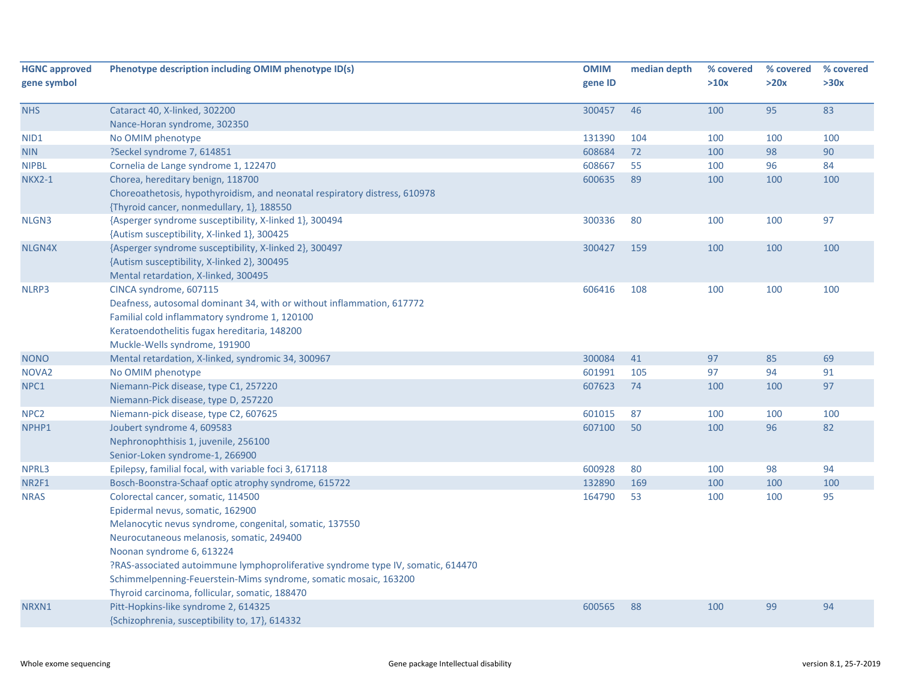| HGNC approved gene symbol | Phenotype description including OMIM phenotype ID(s) | OMIM gene ID | median depth | % covered >10x | % covered >20x | % covered >30x |
|---|---|---|---|---|---|---|
| NHS | Cataract 40, X-linked, 302200<br>Nance-Horan syndrome, 302350 | 300457 | 46 | 100 | 95 | 83 |
| NID1 | No OMIM phenotype | 131390 | 104 | 100 | 100 | 100 |
| NIN | ?Seckel syndrome 7, 614851 | 608684 | 72 | 100 | 98 | 90 |
| NIPBL | Cornelia de Lange syndrome 1, 122470 | 608667 | 55 | 100 | 96 | 84 |
| NKX2-1 | Chorea, hereditary benign, 118700<br>Choreoathetosis, hypothyroidism, and neonatal respiratory distress, 610978<br>{Thyroid cancer, nonmedullary, 1}, 188550 | 600635 | 89 | 100 | 100 | 100 |
| NLGN3 | {Asperger syndrome susceptibility, X-linked 1}, 300494<br>{Autism susceptibility, X-linked 1}, 300425 | 300336 | 80 | 100 | 100 | 97 |
| NLGN4X | {Asperger syndrome susceptibility, X-linked 2}, 300497<br>{Autism susceptibility, X-linked 2}, 300495<br>Mental retardation, X-linked, 300495 | 300427 | 159 | 100 | 100 | 100 |
| NLRP3 | CINCA syndrome, 607115<br>Deafness, autosomal dominant 34, with or without inflammation, 617772<br>Familial cold inflammatory syndrome 1, 120100<br>Keratoendothelitis fugax hereditaria, 148200<br>Muckle-Wells syndrome, 191900 | 606416 | 108 | 100 | 100 | 100 |
| NONO | Mental retardation, X-linked, syndromic 34, 300967 | 300084 | 41 | 97 | 85 | 69 |
| NOVA2 | No OMIM phenotype | 601991 | 105 | 97 | 94 | 91 |
| NPC1 | Niemann-Pick disease, type C1, 257220<br>Niemann-Pick disease, type D, 257220 | 607623 | 74 | 100 | 100 | 97 |
| NPC2 | Niemann-pick disease, type C2, 607625 | 601015 | 87 | 100 | 100 | 100 |
| NPHP1 | Joubert syndrome 4, 609583<br>Nephronophthisis 1, juvenile, 256100<br>Senior-Loken syndrome-1, 266900 | 607100 | 50 | 100 | 96 | 82 |
| NPRL3 | Epilepsy, familial focal, with variable foci 3, 617118 | 600928 | 80 | 100 | 98 | 94 |
| NR2F1 | Bosch-Boonstra-Schaaf optic atrophy syndrome, 615722 | 132890 | 169 | 100 | 100 | 100 |
| NRAS | Colorectal cancer, somatic, 114500<br>Epidermal nevus, somatic, 162900<br>Melanocytic nevus syndrome, congenital, somatic, 137550<br>Neurocutaneous melanosis, somatic, 249400<br>Noonan syndrome 6, 613224<br>?RAS-associated autoimmune lymphoproliferative syndrome type IV, somatic, 614470<br>Schimmelpenning-Feuerstein-Mims syndrome, somatic mosaic, 163200<br>Thyroid carcinoma, follicular, somatic, 188470 | 164790 | 53 | 100 | 100 | 95 |
| NRXN1 | Pitt-Hopkins-like syndrome 2, 614325<br>{Schizophrenia, susceptibility to, 17}, 614332 | 600565 | 88 | 100 | 99 | 94 |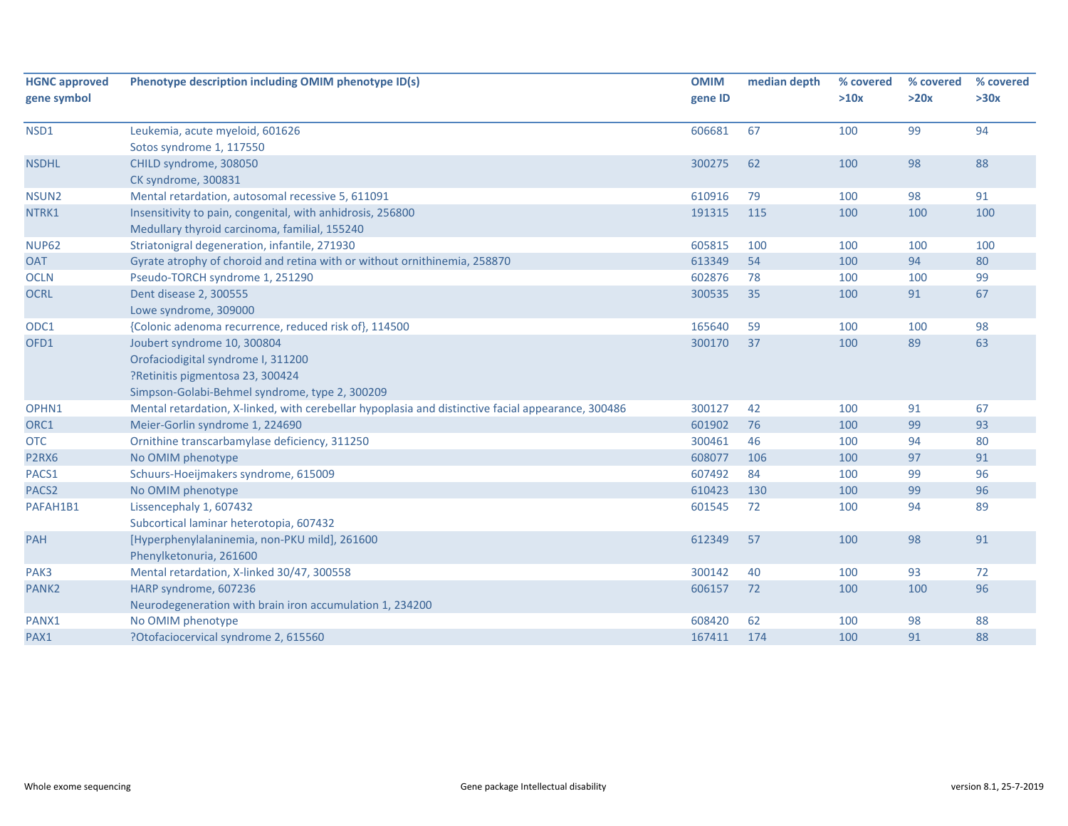| HGNC approved gene symbol | Phenotype description including OMIM phenotype ID(s) | OMIM gene ID | median depth | % covered >10x | % covered >20x | % covered >30x |
|---|---|---|---|---|---|---|
| NSD1 | Leukemia, acute myeloid, 601626<br>Sotos syndrome 1, 117550 | 606681 | 67 | 100 | 99 | 94 |
| NSDHL | CHILD syndrome, 308050<br>CK syndrome, 300831 | 300275 | 62 | 100 | 98 | 88 |
| NSUN2 | Mental retardation, autosomal recessive 5, 611091 | 610916 | 79 | 100 | 98 | 91 |
| NTRK1 | Insensitivity to pain, congenital, with anhidrosis, 256800<br>Medullary thyroid carcinoma, familial, 155240 | 191315 | 115 | 100 | 100 | 100 |
| NUP62 | Striatonigral degeneration, infantile, 271930 | 605815 | 100 | 100 | 100 | 100 |
| OAT | Gyrate atrophy of choroid and retina with or without ornithinemia, 258870 | 613349 | 54 | 100 | 94 | 80 |
| OCLN | Pseudo-TORCH syndrome 1, 251290 | 602876 | 78 | 100 | 100 | 99 |
| OCRL | Dent disease 2, 300555<br>Lowe syndrome, 309000 | 300535 | 35 | 100 | 91 | 67 |
| ODC1 | {Colonic adenoma recurrence, reduced risk of}, 114500 | 165640 | 59 | 100 | 100 | 98 |
| OFD1 | Joubert syndrome 10, 300804<br>Orofaciodigital syndrome I, 311200<br>?Retinitis pigmentosa 23, 300424<br>Simpson-Golabi-Behmel syndrome, type 2, 300209 | 300170 | 37 | 100 | 89 | 63 |
| OPHN1 | Mental retardation, X-linked, with cerebellar hypoplasia and distinctive facial appearance, 300486 | 300127 | 42 | 100 | 91 | 67 |
| ORC1 | Meier-Gorlin syndrome 1, 224690 | 601902 | 76 | 100 | 99 | 93 |
| OTC | Ornithine transcarbamylase deficiency, 311250 | 300461 | 46 | 100 | 94 | 80 |
| P2RX6 | No OMIM phenotype | 608077 | 106 | 100 | 97 | 91 |
| PACS1 | Schuurs-Hoeijmakers syndrome, 615009 | 607492 | 84 | 100 | 99 | 96 |
| PACS2 | No OMIM phenotype | 610423 | 130 | 100 | 99 | 96 |
| PAFAH1B1 | Lissencephaly 1, 607432<br>Subcortical laminar heterotopia, 607432 | 601545 | 72 | 100 | 94 | 89 |
| PAH | [Hyperphenylalaninemia, non-PKU mild], 261600<br>Phenylketonuria, 261600 | 612349 | 57 | 100 | 98 | 91 |
| PAK3 | Mental retardation, X-linked 30/47, 300558 | 300142 | 40 | 100 | 93 | 72 |
| PANK2 | HARP syndrome, 607236<br>Neurodegeneration with brain iron accumulation 1, 234200 | 606157 | 72 | 100 | 100 | 96 |
| PANX1 | No OMIM phenotype | 608420 | 62 | 100 | 98 | 88 |
| PAX1 | ?Otofaciocervical syndrome 2, 615560 | 167411 | 174 | 100 | 91 | 88 |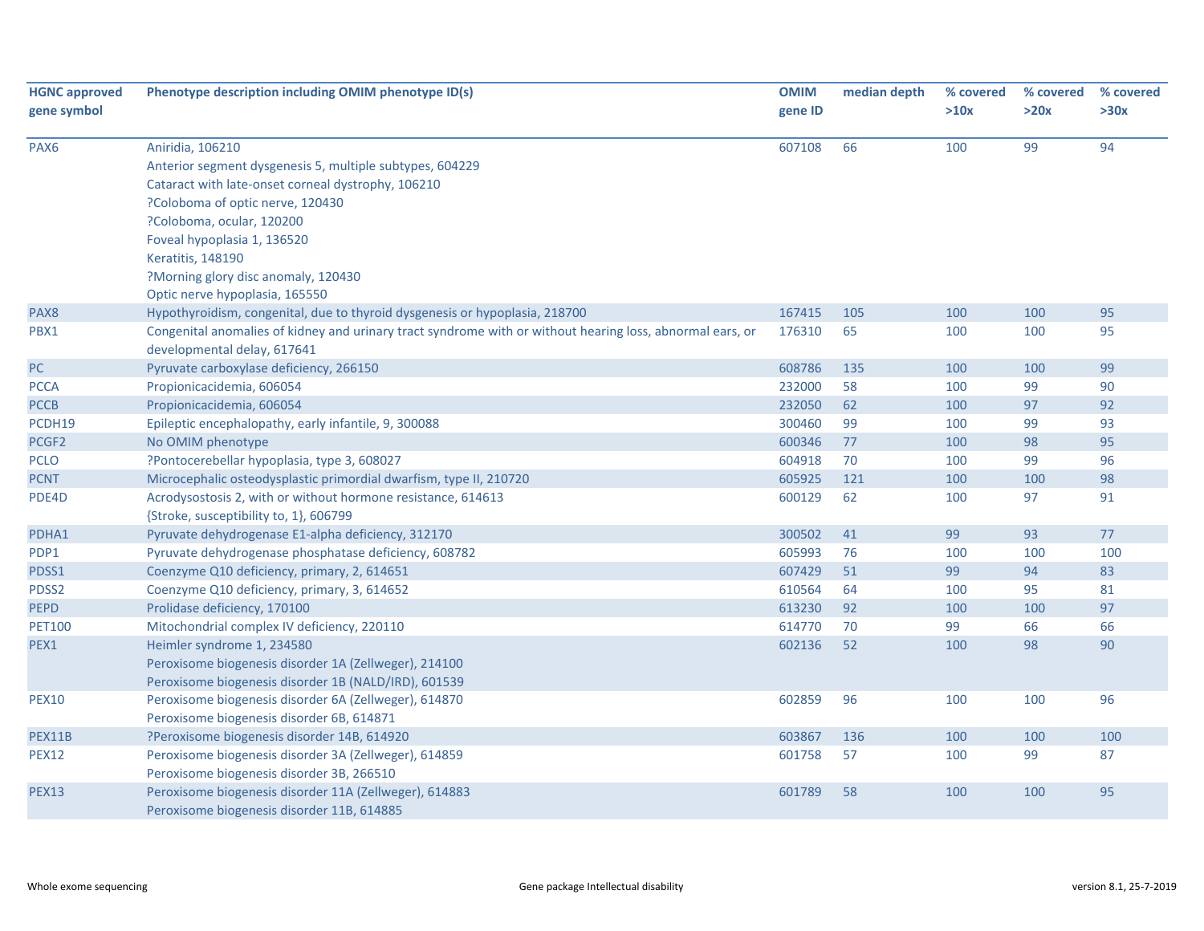| HGNC approved gene symbol | Phenotype description including OMIM phenotype ID(s) | OMIM gene ID | median depth | % covered >10x | % covered >20x | % covered >30x |
|---|---|---|---|---|---|---|
| PAX6 | Aniridia, 106210<br>Anterior segment dysgenesis 5, multiple subtypes, 604229<br>Cataract with late-onset corneal dystrophy, 106210<br>?Coloboma of optic nerve, 120430<br>?Coloboma, ocular, 120200<br>Foveal hypoplasia 1, 136520<br>Keratitis, 148190<br>?Morning glory disc anomaly, 120430<br>Optic nerve hypoplasia, 165550 | 607108 | 66 | 100 | 99 | 94 |
| PAX8 | Hypothyroidism, congenital, due to thyroid dysgenesis or hypoplasia, 218700 | 167415 | 105 | 100 | 100 | 95 |
| PBX1 | Congenital anomalies of kidney and urinary tract syndrome with or without hearing loss, abnormal ears, or developmental delay, 617641 | 176310 | 65 | 100 | 100 | 95 |
| PC | Pyruvate carboxylase deficiency, 266150 | 608786 | 135 | 100 | 100 | 99 |
| PCCA | Propionicacidemia, 606054 | 232000 | 58 | 100 | 99 | 90 |
| PCCB | Propionicacidemia, 606054 | 232050 | 62 | 100 | 97 | 92 |
| PCDH19 | Epileptic encephalopathy, early infantile, 9, 300088 | 300460 | 99 | 100 | 99 | 93 |
| PCGF2 | No OMIM phenotype | 600346 | 77 | 100 | 98 | 95 |
| PCLO | ?Pontocerebellar hypoplasia, type 3, 608027 | 604918 | 70 | 100 | 99 | 96 |
| PCNT | Microcephalic osteodysplastic primordial dwarfism, type II, 210720 | 605925 | 121 | 100 | 100 | 98 |
| PDE4D | Acrodysostosis 2, with or without hormone resistance, 614613<br>{Stroke, susceptibility to, 1}, 606799 | 600129 | 62 | 100 | 97 | 91 |
| PDHA1 | Pyruvate dehydrogenase E1-alpha deficiency, 312170 | 300502 | 41 | 99 | 93 | 77 |
| PDP1 | Pyruvate dehydrogenase phosphatase deficiency, 608782 | 605993 | 76 | 100 | 100 | 100 |
| PDSS1 | Coenzyme Q10 deficiency, primary, 2, 614651 | 607429 | 51 | 99 | 94 | 83 |
| PDSS2 | Coenzyme Q10 deficiency, primary, 3, 614652 | 610564 | 64 | 100 | 95 | 81 |
| PEPD | Prolidase deficiency, 170100 | 613230 | 92 | 100 | 100 | 97 |
| PET100 | Mitochondrial complex IV deficiency, 220110 | 614770 | 70 | 99 | 66 | 66 |
| PEX1 | Heimler syndrome 1, 234580<br>Peroxisome biogenesis disorder 1A (Zellweger), 214100<br>Peroxisome biogenesis disorder 1B (NALD/IRD), 601539 | 602136 | 52 | 100 | 98 | 90 |
| PEX10 | Peroxisome biogenesis disorder 6A (Zellweger), 614870<br>Peroxisome biogenesis disorder 6B, 614871 | 602859 | 96 | 100 | 100 | 96 |
| PEX11B | ?Peroxisome biogenesis disorder 14B, 614920 | 603867 | 136 | 100 | 100 | 100 |
| PEX12 | Peroxisome biogenesis disorder 3A (Zellweger), 614859<br>Peroxisome biogenesis disorder 3B, 266510 | 601758 | 57 | 100 | 99 | 87 |
| PEX13 | Peroxisome biogenesis disorder 11A (Zellweger), 614883<br>Peroxisome biogenesis disorder 11B, 614885 | 601789 | 58 | 100 | 100 | 95 |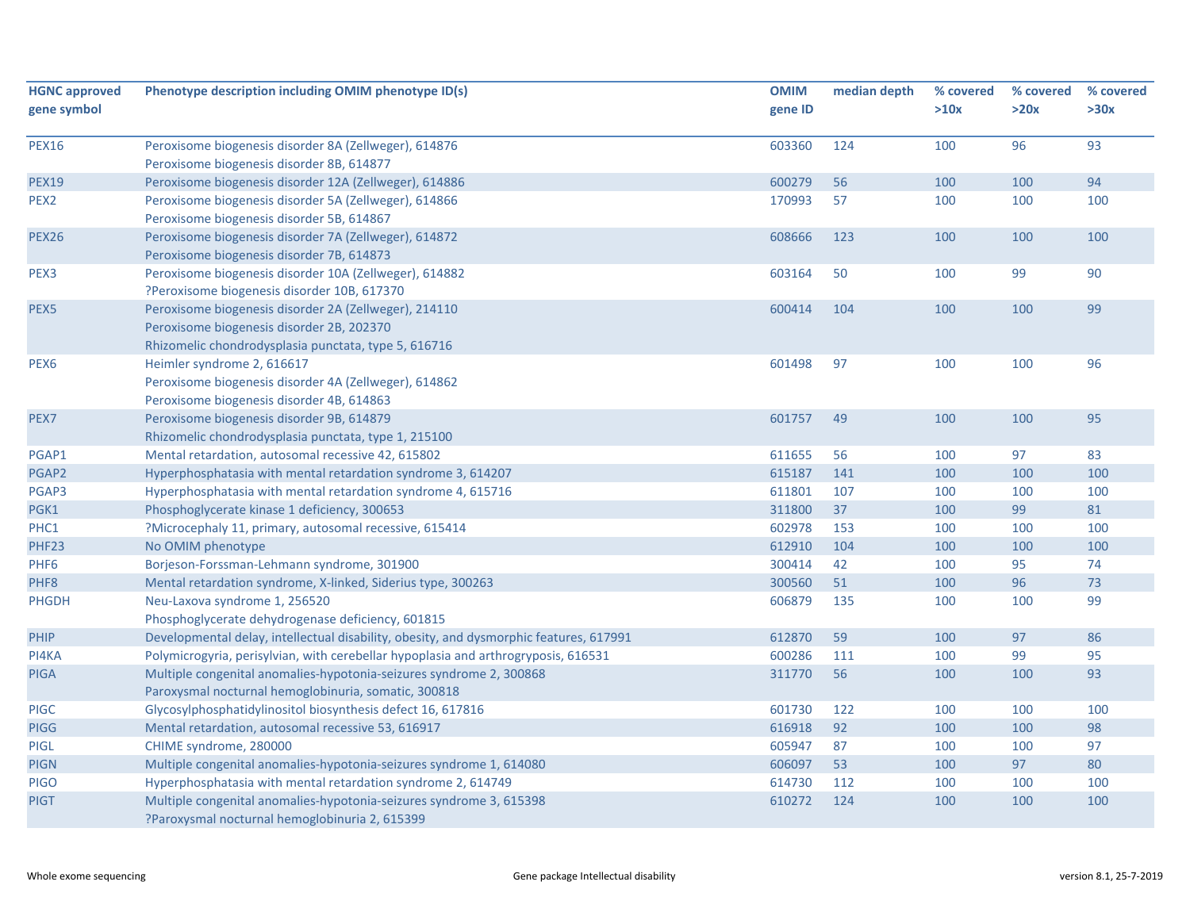| HGNC approved gene symbol | Phenotype description including OMIM phenotype ID(s) | OMIM gene ID | median depth | % covered >10x | % covered >20x | % covered >30x |
|---|---|---|---|---|---|---|
| PEX16 | Peroxisome biogenesis disorder 8A (Zellweger), 614876<br>Peroxisome biogenesis disorder 8B, 614877 | 603360 | 124 | 100 | 96 | 93 |
| PEX19 | Peroxisome biogenesis disorder 12A (Zellweger), 614886 | 600279 | 56 | 100 | 100 | 94 |
| PEX2 | Peroxisome biogenesis disorder 5A (Zellweger), 614866<br>Peroxisome biogenesis disorder 5B, 614867 | 170993 | 57 | 100 | 100 | 100 |
| PEX26 | Peroxisome biogenesis disorder 7A (Zellweger), 614872<br>Peroxisome biogenesis disorder 7B, 614873 | 608666 | 123 | 100 | 100 | 100 |
| PEX3 | Peroxisome biogenesis disorder 10A (Zellweger), 614882<br>?Peroxisome biogenesis disorder 10B, 617370 | 603164 | 50 | 100 | 99 | 90 |
| PEX5 | Peroxisome biogenesis disorder 2A (Zellweger), 214110<br>Peroxisome biogenesis disorder 2B, 202370<br>Rhizomelic chondrodysplasia punctata, type 5, 616716 | 600414 | 104 | 100 | 100 | 99 |
| PEX6 | Heimler syndrome 2, 616617<br>Peroxisome biogenesis disorder 4A (Zellweger), 614862<br>Peroxisome biogenesis disorder 4B, 614863 | 601498 | 97 | 100 | 100 | 96 |
| PEX7 | Peroxisome biogenesis disorder 9B, 614879<br>Rhizomelic chondrodysplasia punctata, type 1, 215100 | 601757 | 49 | 100 | 100 | 95 |
| PGAP1 | Mental retardation, autosomal recessive 42, 615802 | 611655 | 56 | 100 | 97 | 83 |
| PGAP2 | Hyperphosphatasia with mental retardation syndrome 3, 614207 | 615187 | 141 | 100 | 100 | 100 |
| PGAP3 | Hyperphosphatasia with mental retardation syndrome 4, 615716 | 611801 | 107 | 100 | 100 | 100 |
| PGK1 | Phosphoglycerate kinase 1 deficiency, 300653 | 311800 | 37 | 100 | 99 | 81 |
| PHC1 | ?Microcephaly 11, primary, autosomal recessive, 615414 | 602978 | 153 | 100 | 100 | 100 |
| PHF23 | No OMIM phenotype | 612910 | 104 | 100 | 100 | 100 |
| PHF6 | Borjeson-Forssman-Lehmann syndrome, 301900 | 300414 | 42 | 100 | 95 | 74 |
| PHF8 | Mental retardation syndrome, X-linked, Siderius type, 300263 | 300560 | 51 | 100 | 96 | 73 |
| PHGDH | Neu-Laxova syndrome 1, 256520<br>Phosphoglycerate dehydrogenase deficiency, 601815 | 606879 | 135 | 100 | 100 | 99 |
| PHIP | Developmental delay, intellectual disability, obesity, and dysmorphic features, 617991 | 612870 | 59 | 100 | 97 | 86 |
| PI4KA | Polymicrogyria, perisylvian, with cerebellar hypoplasia and arthrogryposis, 616531 | 600286 | 111 | 100 | 99 | 95 |
| PIGA | Multiple congenital anomalies-hypotonia-seizures syndrome 2, 300868<br>Paroxysmal nocturnal hemoglobinuria, somatic, 300818 | 311770 | 56 | 100 | 100 | 93 |
| PIGC | Glycosylphosphatidylinositol biosynthesis defect 16, 617816 | 601730 | 122 | 100 | 100 | 100 |
| PIGG | Mental retardation, autosomal recessive 53, 616917 | 616918 | 92 | 100 | 100 | 98 |
| PIGL | CHIME syndrome, 280000 | 605947 | 87 | 100 | 100 | 97 |
| PIGN | Multiple congenital anomalies-hypotonia-seizures syndrome 1, 614080 | 606097 | 53 | 100 | 97 | 80 |
| PIGO | Hyperphosphatasia with mental retardation syndrome 2, 614749 | 614730 | 112 | 100 | 100 | 100 |
| PIGT | Multiple congenital anomalies-hypotonia-seizures syndrome 3, 615398<br>?Paroxysmal nocturnal hemoglobinuria 2, 615399 | 610272 | 124 | 100 | 100 | 100 |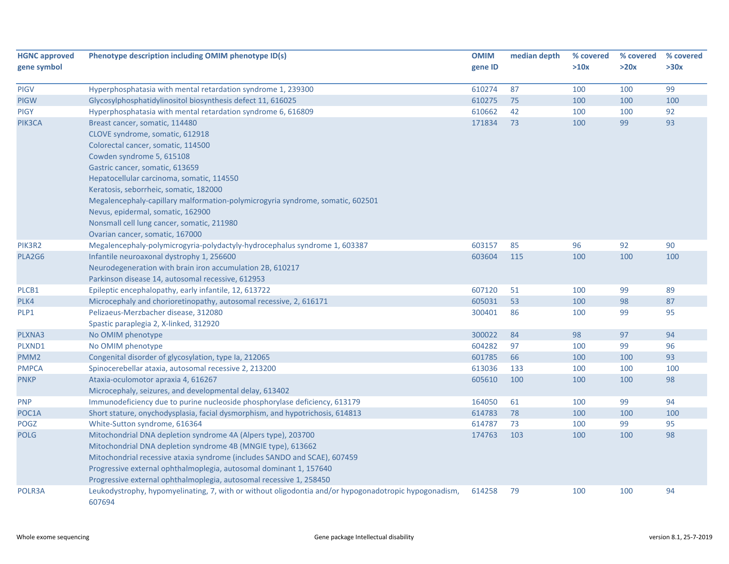| HGNC approved gene symbol | Phenotype description including OMIM phenotype ID(s) | OMIM gene ID | median depth | % covered >10x | % covered >20x | % covered >30x |
|---|---|---|---|---|---|---|
| PIGV | Hyperphosphatasia with mental retardation syndrome 1, 239300 | 610274 | 87 | 100 | 100 | 99 |
| PIGW | Glycosylphosphatidylinositol biosynthesis defect 11, 616025 | 610275 | 75 | 100 | 100 | 100 |
| PIGY | Hyperphosphatasia with mental retardation syndrome 6, 616809 | 610662 | 42 | 100 | 100 | 92 |
| PIK3CA | Breast cancer, somatic, 114480<br>CLOVE syndrome, somatic, 612918<br>Colorectal cancer, somatic, 114500<br>Cowden syndrome 5, 615108<br>Gastric cancer, somatic, 613659<br>Hepatocellular carcinoma, somatic, 114550<br>Keratosis, seborrheic, somatic, 182000<br>Megalencephaly-capillary malformation-polymicrogyria syndrome, somatic, 602501<br>Nevus, epidermal, somatic, 162900<br>Nonsmall cell lung cancer, somatic, 211980<br>Ovarian cancer, somatic, 167000 | 171834 | 73 | 100 | 99 | 93 |
| PIK3R2 | Megalencephaly-polymicrogyria-polydactyly-hydrocephalus syndrome 1, 603387 | 603157 | 85 | 96 | 92 | 90 |
| PLA2G6 | Infantile neuroaxonal dystrophy 1, 256600<br>Neurodegeneration with brain iron accumulation 2B, 610217<br>Parkinson disease 14, autosomal recessive, 612953 | 603604 | 115 | 100 | 100 | 100 |
| PLCB1 | Epileptic encephalopathy, early infantile, 12, 613722 | 607120 | 51 | 100 | 99 | 89 |
| PLK4 | Microcephaly and chorioretinopathy, autosomal recessive, 2, 616171 | 605031 | 53 | 100 | 98 | 87 |
| PLP1 | Pelizaeus-Merzbacher disease, 312080<br>Spastic paraplegia 2, X-linked, 312920 | 300401 | 86 | 100 | 99 | 95 |
| PLXNA3 | No OMIM phenotype | 300022 | 84 | 98 | 97 | 94 |
| PLXND1 | No OMIM phenotype | 604282 | 97 | 100 | 99 | 96 |
| PMM2 | Congenital disorder of glycosylation, type Ia, 212065 | 601785 | 66 | 100 | 100 | 93 |
| PMPCA | Spinocerebellar ataxia, autosomal recessive 2, 213200 | 613036 | 133 | 100 | 100 | 100 |
| PNKP | Ataxia-oculomotor apraxia 4, 616267<br>Microcephaly, seizures, and developmental delay, 613402 | 605610 | 100 | 100 | 100 | 98 |
| PNP | Immunodeficiency due to purine nucleoside phosphorylase deficiency, 613179 | 164050 | 61 | 100 | 99 | 94 |
| POC1A | Short stature, onychodysplasia, facial dysmorphism, and hypotrichosis, 614813 | 614783 | 78 | 100 | 100 | 100 |
| POGZ | White-Sutton syndrome, 616364 | 614787 | 73 | 100 | 99 | 95 |
| POLG | Mitochondrial DNA depletion syndrome 4A (Alpers type), 203700<br>Mitochondrial DNA depletion syndrome 4B (MNGIE type), 613662<br>Mitochondrial recessive ataxia syndrome (includes SANDO and SCAE), 607459<br>Progressive external ophthalmoplegia, autosomal dominant 1, 157640<br>Progressive external ophthalmoplegia, autosomal recessive 1, 258450 | 174763 | 103 | 100 | 100 | 98 |
| POLR3A | Leukodystrophy, hypomyelinating, 7, with or without oligodontia and/or hypogonadotropic hypogonadism, 607694 | 614258 | 79 | 100 | 100 | 94 |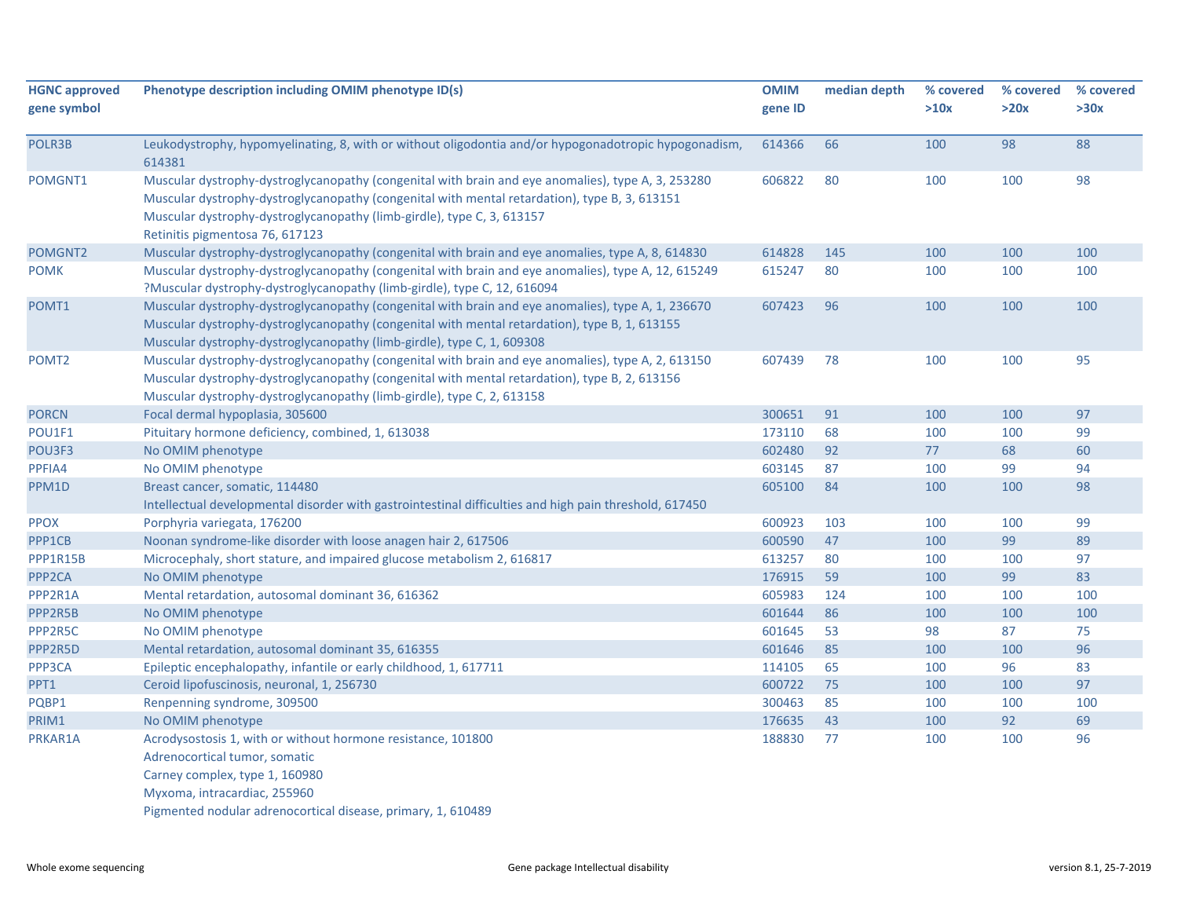| HGNC approved gene symbol | Phenotype description including OMIM phenotype ID(s) | OMIM gene ID | median depth | % covered >10x | % covered >20x | % covered >30x |
|---|---|---|---|---|---|---|
| POLR3B | Leukodystrophy, hypomyelinating, 8, with or without oligodontia and/or hypogonadotropic hypogonadism, 614381 | 614366 | 66 | 100 | 98 | 88 |
| POMGNT1 | Muscular dystrophy-dystroglycanopathy (congenital with brain and eye anomalies), type A, 3, 253280<br>Muscular dystrophy-dystroglycanopathy (congenital with mental retardation), type B, 3, 613151<br>Muscular dystrophy-dystroglycanopathy (limb-girdle), type C, 3, 613157<br>Retinitis pigmentosa 76, 617123 | 606822 | 80 | 100 | 100 | 98 |
| POMGNT2 | Muscular dystrophy-dystroglycanopathy (congenital with brain and eye anomalies, type A, 8, 614830 | 614828 | 145 | 100 | 100 | 100 |
| POMK | Muscular dystrophy-dystroglycanopathy (congenital with brain and eye anomalies), type A, 12, 615249<br>?Muscular dystrophy-dystroglycanopathy (limb-girdle), type C, 12, 616094 | 615247 | 80 | 100 | 100 | 100 |
| POMT1 | Muscular dystrophy-dystroglycanopathy (congenital with brain and eye anomalies), type A, 1, 236670<br>Muscular dystrophy-dystroglycanopathy (congenital with mental retardation), type B, 1, 613155<br>Muscular dystrophy-dystroglycanopathy (limb-girdle), type C, 1, 609308 | 607423 | 96 | 100 | 100 | 100 |
| POMT2 | Muscular dystrophy-dystroglycanopathy (congenital with brain and eye anomalies), type A, 2, 613150<br>Muscular dystrophy-dystroglycanopathy (congenital with mental retardation), type B, 2, 613156<br>Muscular dystrophy-dystroglycanopathy (limb-girdle), type C, 2, 613158 | 607439 | 78 | 100 | 100 | 95 |
| PORCN | Focal dermal hypoplasia, 305600 | 300651 | 91 | 100 | 100 | 97 |
| POU1F1 | Pituitary hormone deficiency, combined, 1, 613038 | 173110 | 68 | 100 | 100 | 99 |
| POU3F3 | No OMIM phenotype | 602480 | 92 | 77 | 68 | 60 |
| PPFIA4 | No OMIM phenotype | 603145 | 87 | 100 | 99 | 94 |
| PPM1D | Breast cancer, somatic, 114480<br>Intellectual developmental disorder with gastrointestinal difficulties and high pain threshold, 617450 | 605100 | 84 | 100 | 100 | 98 |
| PPOX | Porphyria variegata, 176200 | 600923 | 103 | 100 | 100 | 99 |
| PPP1CB | Noonan syndrome-like disorder with loose anagen hair 2, 617506 | 600590 | 47 | 100 | 99 | 89 |
| PPP1R15B | Microcephaly, short stature, and impaired glucose metabolism 2, 616817 | 613257 | 80 | 100 | 100 | 97 |
| PPP2CA | No OMIM phenotype | 176915 | 59 | 100 | 99 | 83 |
| PPP2R1A | Mental retardation, autosomal dominant 36, 616362 | 605983 | 124 | 100 | 100 | 100 |
| PPP2R5B | No OMIM phenotype | 601644 | 86 | 100 | 100 | 100 |
| PPP2R5C | No OMIM phenotype | 601645 | 53 | 98 | 87 | 75 |
| PPP2R5D | Mental retardation, autosomal dominant 35, 616355 | 601646 | 85 | 100 | 100 | 96 |
| PPP3CA | Epileptic encephalopathy, infantile or early childhood, 1, 617711 | 114105 | 65 | 100 | 96 | 83 |
| PPT1 | Ceroid lipofuscinosis, neuronal, 1, 256730 | 600722 | 75 | 100 | 100 | 97 |
| PQBP1 | Renpenning syndrome, 309500 | 300463 | 85 | 100 | 100 | 100 |
| PRIM1 | No OMIM phenotype | 176635 | 43 | 100 | 92 | 69 |
| PRKAR1A | Acrodysostosis 1, with or without hormone resistance, 101800<br>Adrenocortical tumor, somatic<br>Carney complex, type 1, 160980<br>Myxoma, intracardiac, 255960<br>Pigmented nodular adrenocortical disease, primary, 1, 610489 | 188830 | 77 | 100 | 100 | 96 |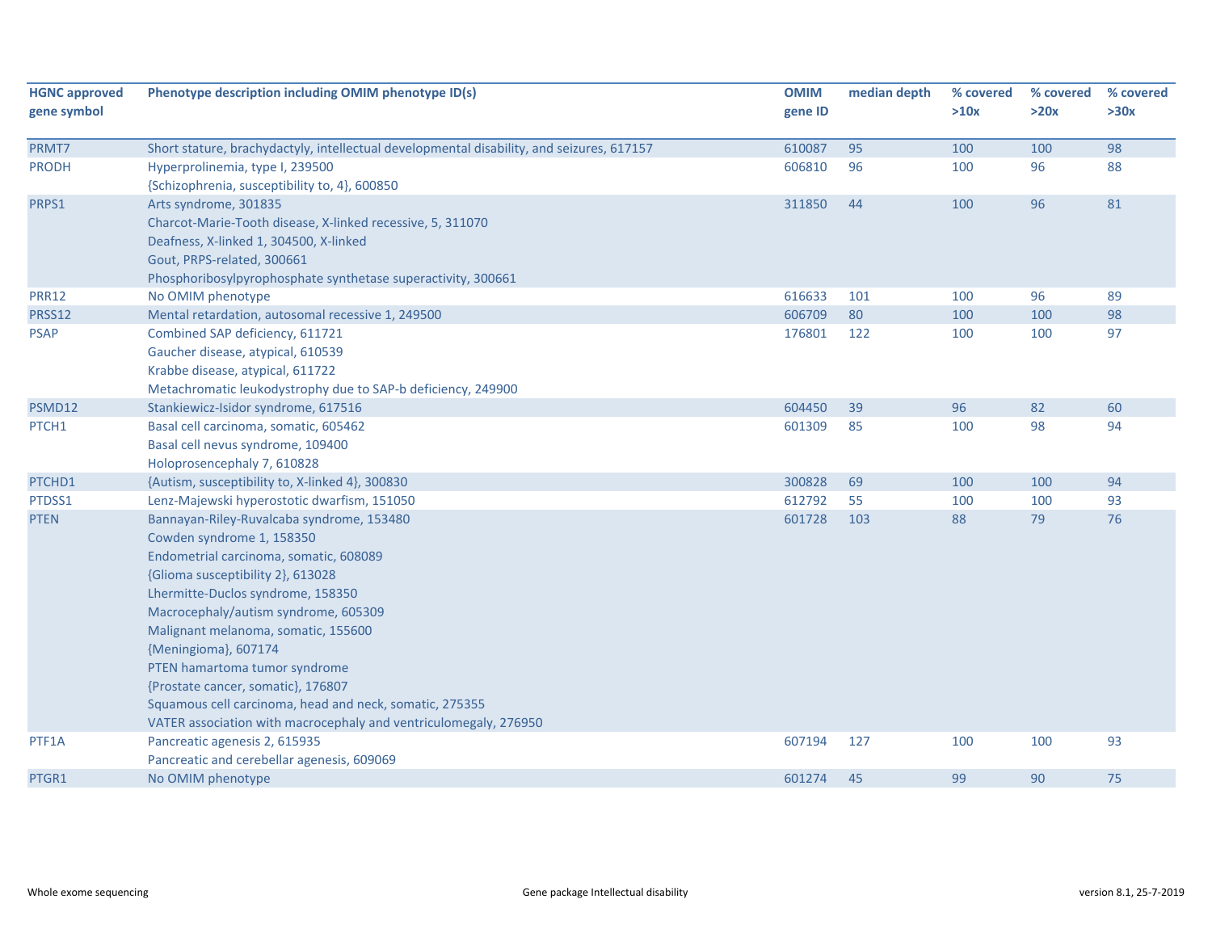| HGNC approved gene symbol | Phenotype description including OMIM phenotype ID(s) | OMIM gene ID | median depth | % covered >10x | % covered >20x | % covered >30x |
|---|---|---|---|---|---|---|
| PRMT7 | Short stature, brachydactyly, intellectual developmental disability, and seizures, 617157 | 610087 | 95 | 100 | 100 | 98 |
| PRODH | Hyperprolinemia, type I, 239500<br>{Schizophrenia, susceptibility to, 4}, 600850 | 606810 | 96 | 100 | 96 | 88 |
| PRPS1 | Arts syndrome, 301835<br>Charcot-Marie-Tooth disease, X-linked recessive, 5, 311070<br>Deafness, X-linked 1, 304500, X-linked<br>Gout, PRPS-related, 300661<br>Phosphoribosylpyrophosphate synthetase superactivity, 300661 | 311850 | 44 | 100 | 96 | 81 |
| PRR12 | No OMIM phenotype | 616633 | 101 | 100 | 96 | 89 |
| PRSS12 | Mental retardation, autosomal recessive 1, 249500 | 606709 | 80 | 100 | 100 | 98 |
| PSAP | Combined SAP deficiency, 611721<br>Gaucher disease, atypical, 610539<br>Krabbe disease, atypical, 611722<br>Metachromatic leukodystrophy due to SAP-b deficiency, 249900 | 176801 | 122 | 100 | 100 | 97 |
| PSMD12 | Stankiewicz-Isidor syndrome, 617516 | 604450 | 39 | 96 | 82 | 60 |
| PTCH1 | Basal cell carcinoma, somatic, 605462<br>Basal cell nevus syndrome, 109400<br>Holoprosencephaly 7, 610828 | 601309 | 85 | 100 | 98 | 94 |
| PTCHD1 | {Autism, susceptibility to, X-linked 4}, 300830 | 300828 | 69 | 100 | 100 | 94 |
| PTDSS1 | Lenz-Majewski hyperostotic dwarfism, 151050 | 612792 | 55 | 100 | 100 | 93 |
| PTEN | Bannayan-Riley-Ruvalcaba syndrome, 153480<br>Cowden syndrome 1, 158350<br>Endometrial carcinoma, somatic, 608089<br>{Glioma susceptibility 2}, 613028<br>Lhermitte-Duclos syndrome, 158350<br>Macrocephaly/autism syndrome, 605309<br>Malignant melanoma, somatic, 155600<br>{Meningioma}, 607174<br>PTEN hamartoma tumor syndrome<br>{Prostate cancer, somatic}, 176807<br>Squamous cell carcinoma, head and neck, somatic, 275355<br>VATER association with macrocephaly and ventriculomegaly, 276950 | 601728 | 103 | 88 | 79 | 76 |
| PTF1A | Pancreatic agenesis 2, 615935<br>Pancreatic and cerebellar agenesis, 609069 | 607194 | 127 | 100 | 100 | 93 |
| PTGR1 | No OMIM phenotype | 601274 | 45 | 99 | 90 | 75 |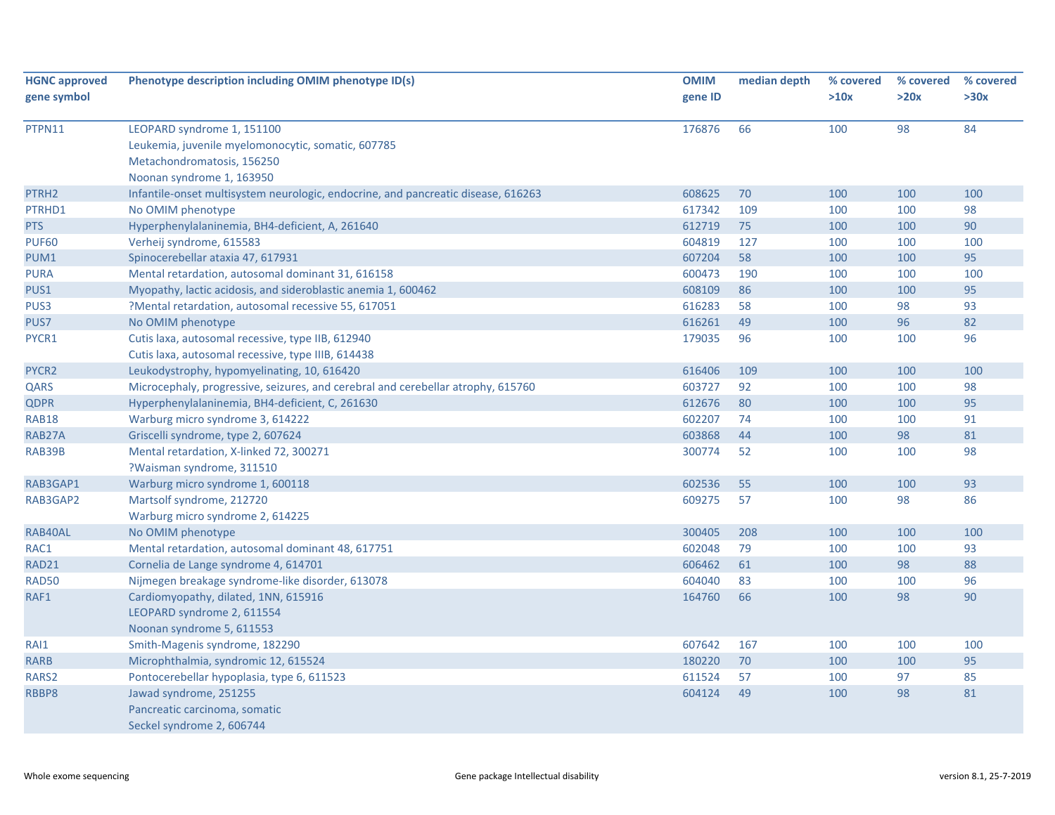| HGNC approved gene symbol | Phenotype description including OMIM phenotype ID(s) | OMIM gene ID | median depth | % covered >10x | % covered >20x | % covered >30x |
|---|---|---|---|---|---|---|
| PTPN11 | LEOPARD syndrome 1, 151100<br>Leukemia, juvenile myelomonocytic, somatic, 607785<br>Metachondromatosis, 156250<br>Noonan syndrome 1, 163950 | 176876 | 66 | 100 | 98 | 84 |
| PTRH2 | Infantile-onset multisystem neurologic, endocrine, and pancreatic disease, 616263 | 608625 | 70 | 100 | 100 | 100 |
| PTRHD1 | No OMIM phenotype | 617342 | 109 | 100 | 100 | 98 |
| PTS | Hyperphenylalaninemia, BH4-deficient, A, 261640 | 612719 | 75 | 100 | 100 | 90 |
| PUF60 | Verheij syndrome, 615583 | 604819 | 127 | 100 | 100 | 100 |
| PUM1 | Spinocerebellar ataxia 47, 617931 | 607204 | 58 | 100 | 100 | 95 |
| PURA | Mental retardation, autosomal dominant 31, 616158 | 600473 | 190 | 100 | 100 | 100 |
| PUS1 | Myopathy, lactic acidosis, and sideroblastic anemia 1, 600462 | 608109 | 86 | 100 | 100 | 95 |
| PUS3 | ?Mental retardation, autosomal recessive 55, 617051 | 616283 | 58 | 100 | 98 | 93 |
| PUS7 | No OMIM phenotype | 616261 | 49 | 100 | 96 | 82 |
| PYCR1 | Cutis laxa, autosomal recessive, type IIB, 612940<br>Cutis laxa, autosomal recessive, type IIIB, 614438 | 179035 | 96 | 100 | 100 | 96 |
| PYCR2 | Leukodystrophy, hypomyelinating, 10, 616420 | 616406 | 109 | 100 | 100 | 100 |
| QARS | Microcephaly, progressive, seizures, and cerebral and cerebellar atrophy, 615760 | 603727 | 92 | 100 | 100 | 98 |
| QDPR | Hyperphenylalaninemia, BH4-deficient, C, 261630 | 612676 | 80 | 100 | 100 | 95 |
| RAB18 | Warburg micro syndrome 3, 614222 | 602207 | 74 | 100 | 100 | 91 |
| RAB27A | Griscelli syndrome, type 2, 607624 | 603868 | 44 | 100 | 98 | 81 |
| RAB39B | Mental retardation, X-linked 72, 300271<br>?Waisman syndrome, 311510 | 300774 | 52 | 100 | 100 | 98 |
| RAB3GAP1 | Warburg micro syndrome 1, 600118 | 602536 | 55 | 100 | 100 | 93 |
| RAB3GAP2 | Martsolf syndrome, 212720<br>Warburg micro syndrome 2, 614225 | 609275 | 57 | 100 | 98 | 86 |
| RAB40AL | No OMIM phenotype | 300405 | 208 | 100 | 100 | 100 |
| RAC1 | Mental retardation, autosomal dominant 48, 617751 | 602048 | 79 | 100 | 100 | 93 |
| RAD21 | Cornelia de Lange syndrome 4, 614701 | 606462 | 61 | 100 | 98 | 88 |
| RAD50 | Nijmegen breakage syndrome-like disorder, 613078 | 604040 | 83 | 100 | 100 | 96 |
| RAF1 | Cardiomyopathy, dilated, 1NN, 615916<br>LEOPARD syndrome 2, 611554<br>Noonan syndrome 5, 611553 | 164760 | 66 | 100 | 98 | 90 |
| RAI1 | Smith-Magenis syndrome, 182290 | 607642 | 167 | 100 | 100 | 100 |
| RARB | Microphthalmia, syndromic 12, 615524 | 180220 | 70 | 100 | 100 | 95 |
| RARS2 | Pontocerebellar hypoplasia, type 6, 611523 | 611524 | 57 | 100 | 97 | 85 |
| RBBP8 | Jawad syndrome, 251255<br>Pancreatic carcinoma, somatic<br>Seckel syndrome 2, 606744 | 604124 | 49 | 100 | 98 | 81 |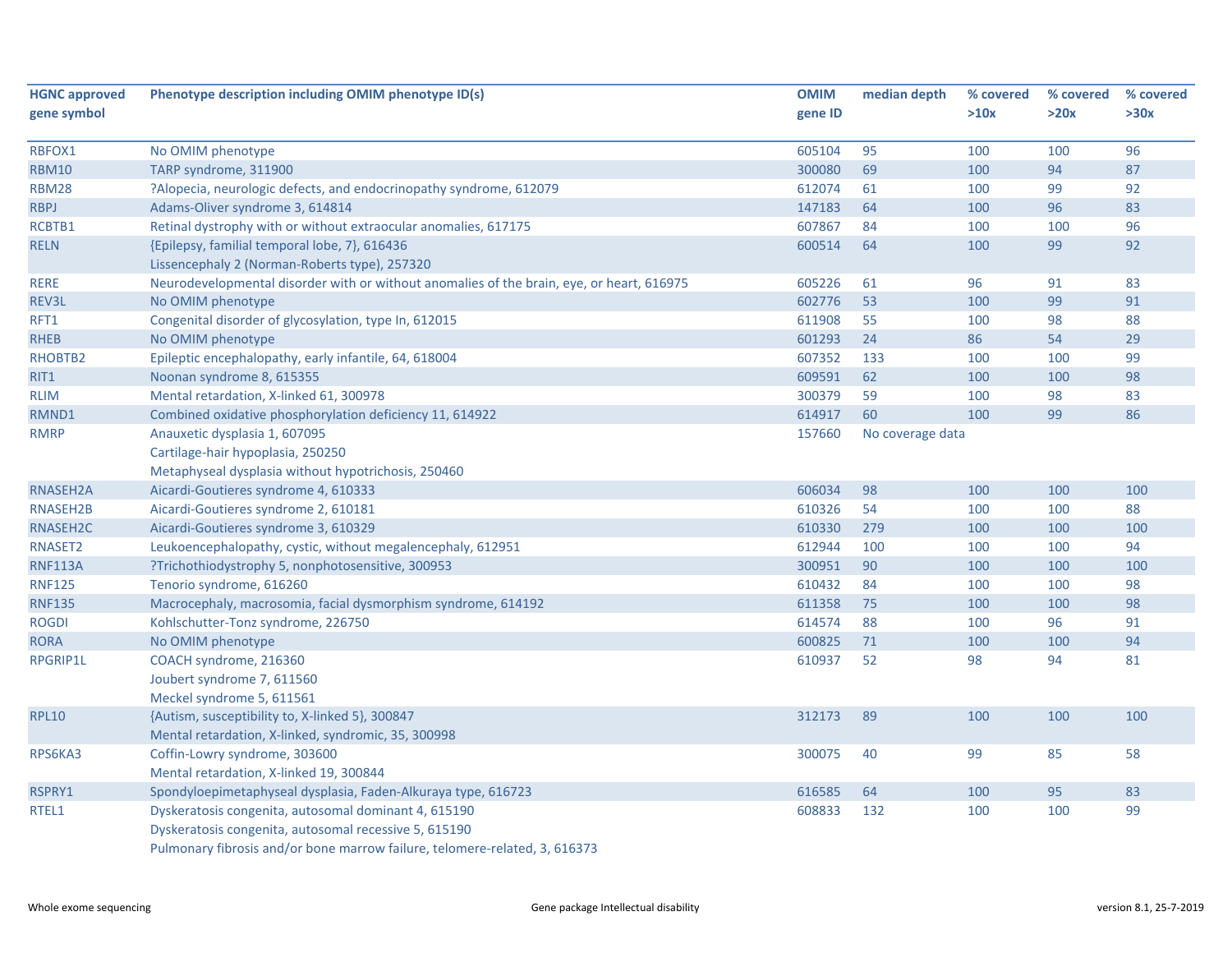| HGNC approved gene symbol | Phenotype description including OMIM phenotype ID(s) | OMIM gene ID | median depth | % covered >10x | % covered >20x | % covered >30x |
|---|---|---|---|---|---|---|
| RBFOX1 | No OMIM phenotype | 605104 | 95 | 100 | 100 | 96 |
| RBM10 | TARP syndrome, 311900 | 300080 | 69 | 100 | 94 | 87 |
| RBM28 | ?Alopecia, neurologic defects, and endocrinopathy syndrome, 612079 | 612074 | 61 | 100 | 99 | 92 |
| RBPJ | Adams-Oliver syndrome 3, 614814 | 147183 | 64 | 100 | 96 | 83 |
| RCBTB1 | Retinal dystrophy with or without extraocular anomalies, 617175 | 607867 | 84 | 100 | 100 | 96 |
| RELN | {Epilepsy, familial temporal lobe, 7}, 616436<br>Lissencephaly 2 (Norman-Roberts type), 257320 | 600514 | 64 | 100 | 99 | 92 |
| RERE | Neurodevelopmental disorder with or without anomalies of the brain, eye, or heart, 616975 | 605226 | 61 | 96 | 91 | 83 |
| REV3L | No OMIM phenotype | 602776 | 53 | 100 | 99 | 91 |
| RFT1 | Congenital disorder of glycosylation, type In, 612015 | 611908 | 55 | 100 | 98 | 88 |
| RHEB | No OMIM phenotype | 601293 | 24 | 86 | 54 | 29 |
| RHOBTB2 | Epileptic encephalopathy, early infantile, 64, 618004 | 607352 | 133 | 100 | 100 | 99 |
| RIT1 | Noonan syndrome 8, 615355 | 609591 | 62 | 100 | 100 | 98 |
| RLIM | Mental retardation, X-linked 61, 300978 | 300379 | 59 | 100 | 98 | 83 |
| RMND1 | Combined oxidative phosphorylation deficiency 11, 614922 | 614917 | 60 | 100 | 99 | 86 |
| RMRP | Anauxetic dysplasia 1, 607095<br>Cartilage-hair hypoplasia, 250250<br>Metaphyseal dysplasia without hypotrichosis, 250460 | 157660 | No coverage data | | | |
| RNASEH2A | Aicardi-Goutieres syndrome 4, 610333 | 606034 | 98 | 100 | 100 | 100 |
| RNASEH2B | Aicardi-Goutieres syndrome 2, 610181 | 610326 | 54 | 100 | 100 | 88 |
| RNASEH2C | Aicardi-Goutieres syndrome 3, 610329 | 610330 | 279 | 100 | 100 | 100 |
| RNASET2 | Leukoencephalopathy, cystic, without megalencephaly, 612951 | 612944 | 100 | 100 | 100 | 94 |
| RNF113A | ?Trichothiodystrophy 5, nonphotosensitive, 300953 | 300951 | 90 | 100 | 100 | 100 |
| RNF125 | Tenorio syndrome, 616260 | 610432 | 84 | 100 | 100 | 98 |
| RNF135 | Macrocephaly, macrosomia, facial dysmorphism syndrome, 614192 | 611358 | 75 | 100 | 100 | 98 |
| ROGDI | Kohlschutter-Tonz syndrome, 226750 | 614574 | 88 | 100 | 96 | 91 |
| RORA | No OMIM phenotype | 600825 | 71 | 100 | 100 | 94 |
| RPGRIP1L | COACH syndrome, 216360<br>Joubert syndrome 7, 611560<br>Meckel syndrome 5, 611561 | 610937 | 52 | 98 | 94 | 81 |
| RPL10 | {Autism, susceptibility to, X-linked 5}, 300847<br>Mental retardation, X-linked, syndromic, 35, 300998 | 312173 | 89 | 100 | 100 | 100 |
| RPS6KA3 | Coffin-Lowry syndrome, 303600<br>Mental retardation, X-linked 19, 300844 | 300075 | 40 | 99 | 85 | 58 |
| RSPRY1 | Spondyloepimetaphyseal dysplasia, Faden-Alkuraya type, 616723 | 616585 | 64 | 100 | 95 | 83 |
| RTEL1 | Dyskeratosis congenita, autosomal dominant 4, 615190<br>Dyskeratosis congenita, autosomal recessive 5, 615190<br>Pulmonary fibrosis and/or bone marrow failure, telomere-related, 3, 616373 | 608833 | 132 | 100 | 100 | 99 |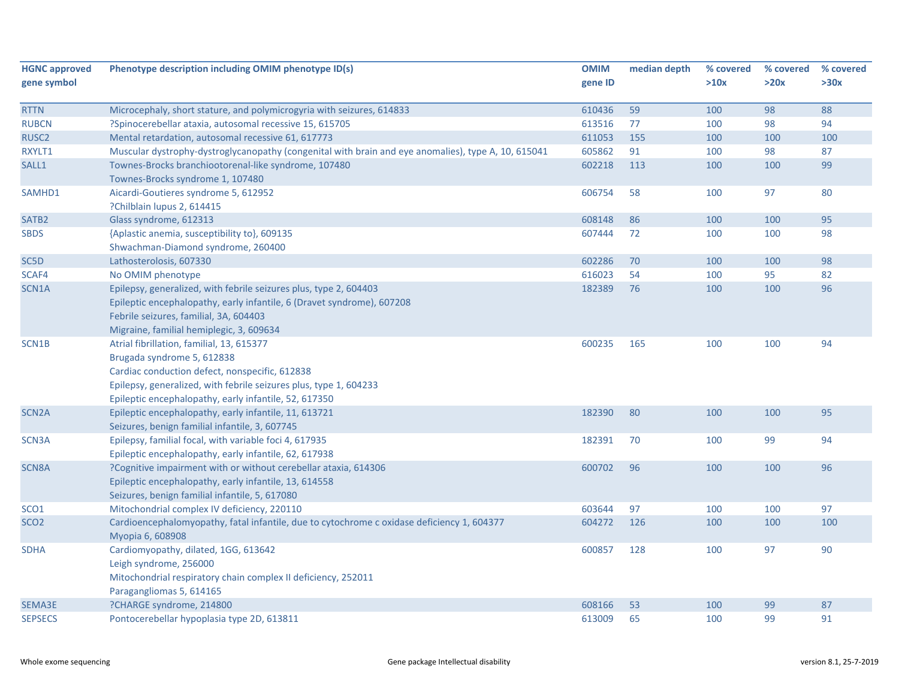| HGNC approved gene symbol | Phenotype description including OMIM phenotype ID(s) | OMIM gene ID | median depth | % covered >10x | % covered >20x | % covered >30x |
|---|---|---|---|---|---|---|
| RTTN | Microcephaly, short stature, and polymicrogyria with seizures, 614833 | 610436 | 59 | 100 | 98 | 88 |
| RUBCN | ?Spinocerebellar ataxia, autosomal recessive 15, 615705 | 613516 | 77 | 100 | 98 | 94 |
| RUSC2 | Mental retardation, autosomal recessive 61, 617773 | 611053 | 155 | 100 | 100 | 100 |
| RXYLT1 | Muscular dystrophy-dystroglycanopathy (congenital with brain and eye anomalies), type A, 10, 615041 | 605862 | 91 | 100 | 98 | 87 |
| SALL1 | Townes-Brocks branchiootorenal-like syndrome, 107480<br>Townes-Brocks syndrome 1, 107480 | 602218 | 113 | 100 | 100 | 99 |
| SAMHD1 | Aicardi-Goutieres syndrome 5, 612952<br>?Chilblain lupus 2, 614415 | 606754 | 58 | 100 | 97 | 80 |
| SATB2 | Glass syndrome, 612313 | 608148 | 86 | 100 | 100 | 95 |
| SBDS | {Aplastic anemia, susceptibility to}, 609135<br>Shwachman-Diamond syndrome, 260400 | 607444 | 72 | 100 | 100 | 98 |
| SC5D | Lathosterolosis, 607330 | 602286 | 70 | 100 | 100 | 98 |
| SCAF4 | No OMIM phenotype | 616023 | 54 | 100 | 95 | 82 |
| SCN1A | Epilepsy, generalized, with febrile seizures plus, type 2, 604403<br>Epileptic encephalopathy, early infantile, 6 (Dravet syndrome), 607208<br>Febrile seizures, familial, 3A, 604403<br>Migraine, familial hemiplegic, 3, 609634 | 182389 | 76 | 100 | 100 | 96 |
| SCN1B | Atrial fibrillation, familial, 13, 615377<br>Brugada syndrome 5, 612838<br>Cardiac conduction defect, nonspecific, 612838<br>Epilepsy, generalized, with febrile seizures plus, type 1, 604233<br>Epileptic encephalopathy, early infantile, 52, 617350 | 600235 | 165 | 100 | 100 | 94 |
| SCN2A | Epileptic encephalopathy, early infantile, 11, 613721<br>Seizures, benign familial infantile, 3, 607745 | 182390 | 80 | 100 | 100 | 95 |
| SCN3A | Epilepsy, familial focal, with variable foci 4, 617935<br>Epileptic encephalopathy, early infantile, 62, 617938 | 182391 | 70 | 100 | 99 | 94 |
| SCN8A | ?Cognitive impairment with or without cerebellar ataxia, 614306<br>Epileptic encephalopathy, early infantile, 13, 614558<br>Seizures, benign familial infantile, 5, 617080 | 600702 | 96 | 100 | 100 | 96 |
| SCO1 | Mitochondrial complex IV deficiency, 220110 | 603644 | 97 | 100 | 100 | 97 |
| SCO2 | Cardioencephalomyopathy, fatal infantile, due to cytochrome c oxidase deficiency 1, 604377<br>Myopia 6, 608908 | 604272 | 126 | 100 | 100 | 100 |
| SDHA | Cardiomyopathy, dilated, 1GG, 613642<br>Leigh syndrome, 256000<br>Mitochondrial respiratory chain complex II deficiency, 252011<br>Paragangliomas 5, 614165 | 600857 | 128 | 100 | 97 | 90 |
| SEMA3E | ?CHARGE syndrome, 214800 | 608166 | 53 | 100 | 99 | 87 |
| SEPSECS | Pontocerebellar hypoplasia type 2D, 613811 | 613009 | 65 | 100 | 99 | 91 |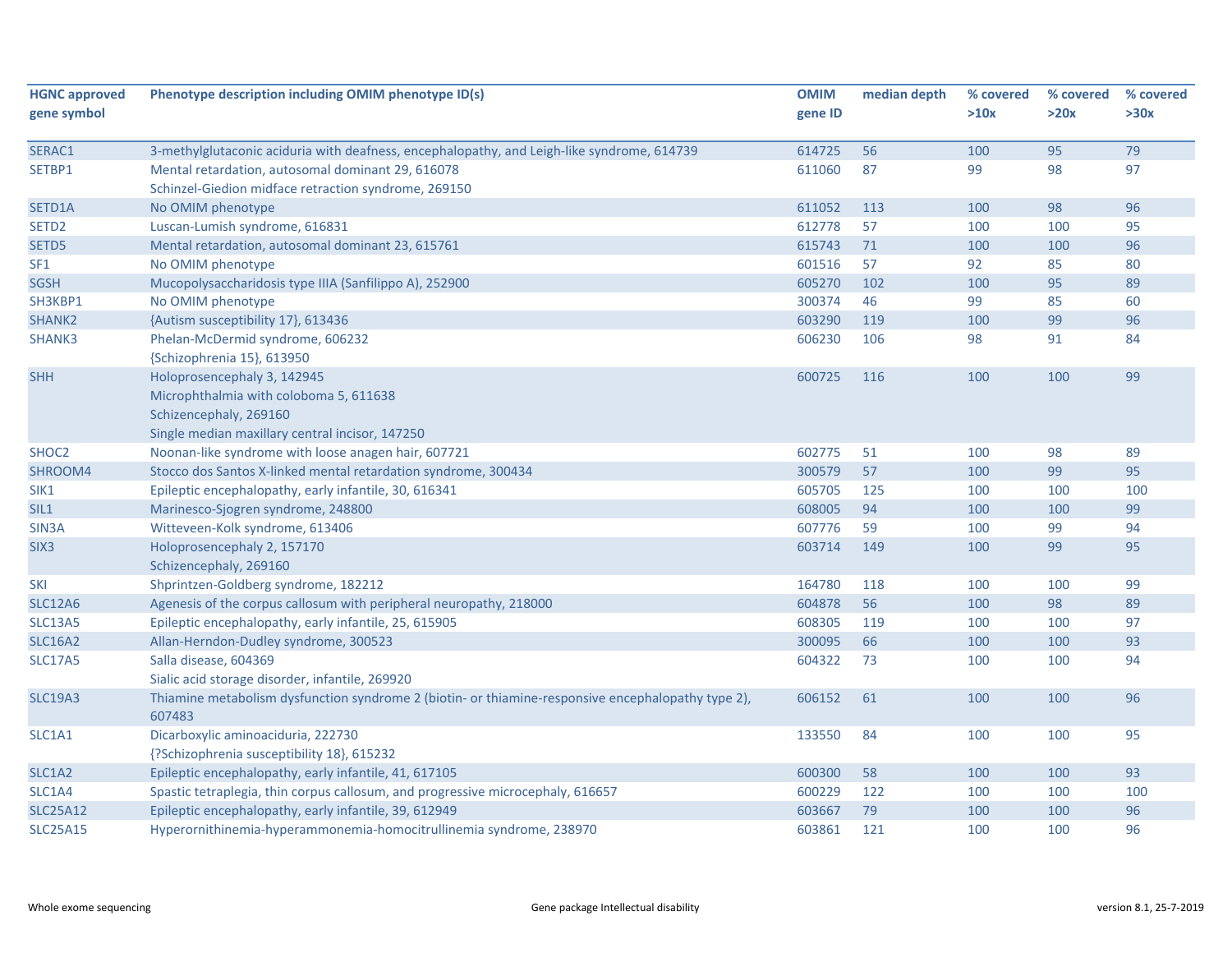| HGNC approved gene symbol | Phenotype description including OMIM phenotype ID(s) | OMIM gene ID | median depth | % covered >10x | % covered >20x | % covered >30x |
|---|---|---|---|---|---|---|
| SERAC1 | 3-methylglutaconic aciduria with deafness, encephalopathy, and Leigh-like syndrome, 614739 | 614725 | 56 | 100 | 95 | 79 |
| SETBP1 | Mental retardation, autosomal dominant 29, 616078<br>Schinzel-Giedion midface retraction syndrome, 269150 | 611060 | 87 | 99 | 98 | 97 |
| SETD1A | No OMIM phenotype | 611052 | 113 | 100 | 98 | 96 |
| SETD2 | Luscan-Lumish syndrome, 616831 | 612778 | 57 | 100 | 100 | 95 |
| SETD5 | Mental retardation, autosomal dominant 23, 615761 | 615743 | 71 | 100 | 100 | 96 |
| SF1 | No OMIM phenotype | 601516 | 57 | 92 | 85 | 80 |
| SGSH | Mucopolysaccharidosis type IIIA (Sanfilippo A), 252900 | 605270 | 102 | 100 | 95 | 89 |
| SH3KBP1 | No OMIM phenotype | 300374 | 46 | 99 | 85 | 60 |
| SHANK2 | {Autism susceptibility 17}, 613436 | 603290 | 119 | 100 | 99 | 96 |
| SHANK3 | Phelan-McDermid syndrome, 606232<br>{Schizophrenia 15}, 613950 | 606230 | 106 | 98 | 91 | 84 |
| SHH | Holoprosencephaly 3, 142945<br>Microphthalmia with coloboma 5, 611638<br>Schizencephaly, 269160<br>Single median maxillary central incisor, 147250 | 600725 | 116 | 100 | 100 | 99 |
| SHOC2 | Noonan-like syndrome with loose anagen hair, 607721 | 602775 | 51 | 100 | 98 | 89 |
| SHROOM4 | Stocco dos Santos X-linked mental retardation syndrome, 300434 | 300579 | 57 | 100 | 99 | 95 |
| SIK1 | Epileptic encephalopathy, early infantile, 30, 616341 | 605705 | 125 | 100 | 100 | 100 |
| SIL1 | Marinesco-Sjogren syndrome, 248800 | 608005 | 94 | 100 | 100 | 99 |
| SIN3A | Witteveen-Kolk syndrome, 613406 | 607776 | 59 | 100 | 99 | 94 |
| SIX3 | Holoprosencephaly 2, 157170<br>Schizencephaly, 269160 | 603714 | 149 | 100 | 99 | 95 |
| SKI | Shprintzen-Goldberg syndrome, 182212 | 164780 | 118 | 100 | 100 | 99 |
| SLC12A6 | Agenesis of the corpus callosum with peripheral neuropathy, 218000 | 604878 | 56 | 100 | 98 | 89 |
| SLC13A5 | Epileptic encephalopathy, early infantile, 25, 615905 | 608305 | 119 | 100 | 100 | 97 |
| SLC16A2 | Allan-Herndon-Dudley syndrome, 300523 | 300095 | 66 | 100 | 100 | 93 |
| SLC17A5 | Salla disease, 604369<br>Sialic acid storage disorder, infantile, 269920 | 604322 | 73 | 100 | 100 | 94 |
| SLC19A3 | Thiamine metabolism dysfunction syndrome 2 (biotin- or thiamine-responsive encephalopathy type 2), 607483 | 606152 | 61 | 100 | 100 | 96 |
| SLC1A1 | Dicarboxylic aminoaciduria, 222730<br>{?Schizophrenia susceptibility 18}, 615232 | 133550 | 84 | 100 | 100 | 95 |
| SLC1A2 | Epileptic encephalopathy, early infantile, 41, 617105 | 600300 | 58 | 100 | 100 | 93 |
| SLC1A4 | Spastic tetraplegia, thin corpus callosum, and progressive microcephaly, 616657 | 600229 | 122 | 100 | 100 | 100 |
| SLC25A12 | Epileptic encephalopathy, early infantile, 39, 612949 | 603667 | 79 | 100 | 100 | 96 |
| SLC25A15 | Hyperornithinemia-hyperammonemia-homocitrullinemia syndrome, 238970 | 603861 | 121 | 100 | 100 | 96 |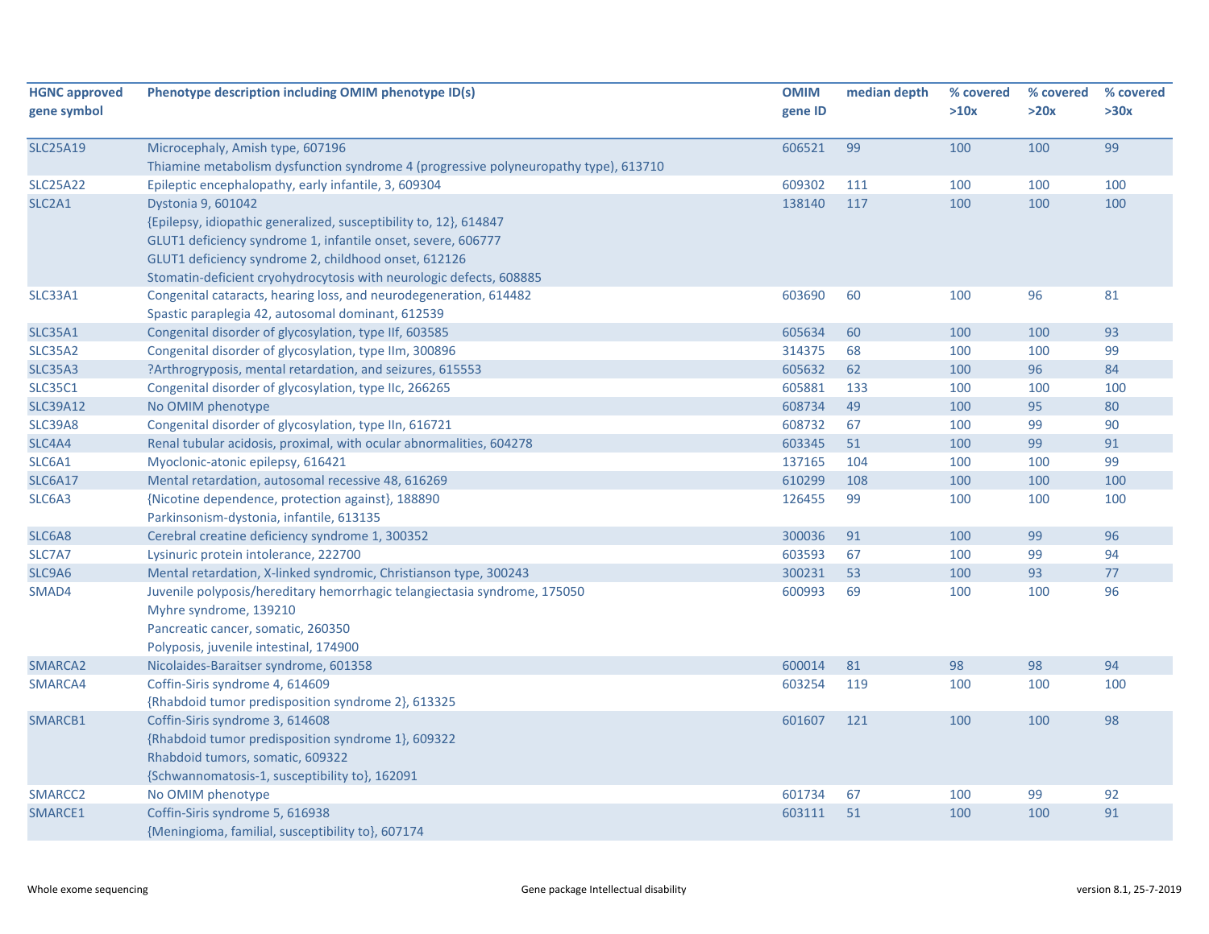| HGNC approved gene symbol | Phenotype description including OMIM phenotype ID(s) | OMIM gene ID | median depth | % covered >10x | % covered >20x | % covered >30x |
|---|---|---|---|---|---|---|
| SLC25A19 | Microcephaly, Amish type, 607196<br>Thiamine metabolism dysfunction syndrome 4 (progressive polyneuropathy type), 613710 | 606521 | 99 | 100 | 100 | 99 |
| SLC25A22 | Epileptic encephalopathy, early infantile, 3, 609304 | 609302 | 111 | 100 | 100 | 100 |
| SLC2A1 | Dystonia 9, 601042<br>{Epilepsy, idiopathic generalized, susceptibility to, 12}, 614847<br>GLUT1 deficiency syndrome 1, infantile onset, severe, 606777<br>GLUT1 deficiency syndrome 2, childhood onset, 612126<br>Stomatin-deficient cryohydrocytosis with neurologic defects, 608885 | 138140 | 117 | 100 | 100 | 100 |
| SLC33A1 | Congenital cataracts, hearing loss, and neurodegeneration, 614482<br>Spastic paraplegia 42, autosomal dominant, 612539 | 603690 | 60 | 100 | 96 | 81 |
| SLC35A1 | Congenital disorder of glycosylation, type IIf, 603585 | 605634 | 60 | 100 | 100 | 93 |
| SLC35A2 | Congenital disorder of glycosylation, type IIm, 300896 | 314375 | 68 | 100 | 100 | 99 |
| SLC35A3 | ?Arthrogryposis, mental retardation, and seizures, 615553 | 605632 | 62 | 100 | 96 | 84 |
| SLC35C1 | Congenital disorder of glycosylation, type IIc, 266265 | 605881 | 133 | 100 | 100 | 100 |
| SLC39A12 | No OMIM phenotype | 608734 | 49 | 100 | 95 | 80 |
| SLC39A8 | Congenital disorder of glycosylation, type IIn, 616721 | 608732 | 67 | 100 | 99 | 90 |
| SLC4A4 | Renal tubular acidosis, proximal, with ocular abnormalities, 604278 | 603345 | 51 | 100 | 99 | 91 |
| SLC6A1 | Myoclonic-atonic epilepsy, 616421 | 137165 | 104 | 100 | 100 | 99 |
| SLC6A17 | Mental retardation, autosomal recessive 48, 616269 | 610299 | 108 | 100 | 100 | 100 |
| SLC6A3 | {Nicotine dependence, protection against}, 188890<br>Parkinsonism-dystonia, infantile, 613135 | 126455 | 99 | 100 | 100 | 100 |
| SLC6A8 | Cerebral creatine deficiency syndrome 1, 300352 | 300036 | 91 | 100 | 99 | 96 |
| SLC7A7 | Lysinuric protein intolerance, 222700 | 603593 | 67 | 100 | 99 | 94 |
| SLC9A6 | Mental retardation, X-linked syndromic, Christianson type, 300243 | 300231 | 53 | 100 | 93 | 77 |
| SMAD4 | Juvenile polyposis/hereditary hemorrhagic telangiectasia syndrome, 175050<br>Myhre syndrome, 139210<br>Pancreatic cancer, somatic, 260350<br>Polyposis, juvenile intestinal, 174900 | 600993 | 69 | 100 | 100 | 96 |
| SMARCA2 | Nicolaides-Baraitser syndrome, 601358 | 600014 | 81 | 98 | 98 | 94 |
| SMARCA4 | Coffin-Siris syndrome 4, 614609<br>{Rhabdoid tumor predisposition syndrome 2}, 613325 | 603254 | 119 | 100 | 100 | 100 |
| SMARCB1 | Coffin-Siris syndrome 3, 614608<br>{Rhabdoid tumor predisposition syndrome 1}, 609322<br>Rhabdoid tumors, somatic, 609322<br>{Schwannomatosis-1, susceptibility to}, 162091 | 601607 | 121 | 100 | 100 | 98 |
| SMARCC2 | No OMIM phenotype | 601734 | 67 | 100 | 99 | 92 |
| SMARCE1 | Coffin-Siris syndrome 5, 616938<br>{Meningioma, familial, susceptibility to}, 607174 | 603111 | 51 | 100 | 100 | 91 |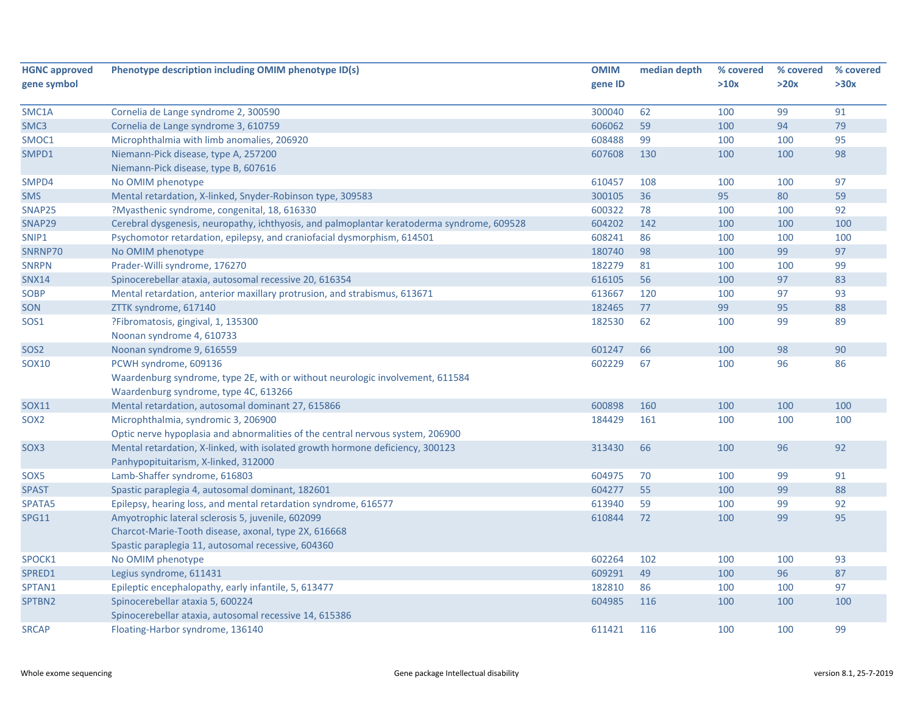| HGNC approved gene symbol | Phenotype description including OMIM phenotype ID(s) | OMIM gene ID | median depth | % covered >10x | % covered >20x | % covered >30x |
|---|---|---|---|---|---|---|
| SMC1A | Cornelia de Lange syndrome 2, 300590 | 300040 | 62 | 100 | 99 | 91 |
| SMC3 | Cornelia de Lange syndrome 3, 610759 | 606062 | 59 | 100 | 94 | 79 |
| SMOC1 | Microphthalmia with limb anomalies, 206920 | 608488 | 99 | 100 | 100 | 95 |
| SMPD1 | Niemann-Pick disease, type A, 257200<br>Niemann-Pick disease, type B, 607616 | 607608 | 130 | 100 | 100 | 98 |
| SMPD4 | No OMIM phenotype | 610457 | 108 | 100 | 100 | 97 |
| SMS | Mental retardation, X-linked, Snyder-Robinson type, 309583 | 300105 | 36 | 95 | 80 | 59 |
| SNAP25 | ?Myasthenic syndrome, congenital, 18, 616330 | 600322 | 78 | 100 | 100 | 92 |
| SNAP29 | Cerebral dysgenesis, neuropathy, ichthyosis, and palmoplantar keratoderma syndrome, 609528 | 604202 | 142 | 100 | 100 | 100 |
| SNIP1 | Psychomotor retardation, epilepsy, and craniofacial dysmorphism, 614501 | 608241 | 86 | 100 | 100 | 100 |
| SNRNP70 | No OMIM phenotype | 180740 | 98 | 100 | 99 | 97 |
| SNRPN | Prader-Willi syndrome, 176270 | 182279 | 81 | 100 | 100 | 99 |
| SNX14 | Spinocerebellar ataxia, autosomal recessive 20, 616354 | 616105 | 56 | 100 | 97 | 83 |
| SOBP | Mental retardation, anterior maxillary protrusion, and strabismus, 613671 | 613667 | 120 | 100 | 97 | 93 |
| SON | ZTTK syndrome, 617140 | 182465 | 77 | 99 | 95 | 88 |
| SOS1 | ?Fibromatosis, gingival, 1, 135300<br>Noonan syndrome 4, 610733 | 182530 | 62 | 100 | 99 | 89 |
| SOS2 | Noonan syndrome 9, 616559 | 601247 | 66 | 100 | 98 | 90 |
| SOX10 | PCWH syndrome, 609136<br>Waardenburg syndrome, type 2E, with or without neurologic involvement, 611584<br>Waardenburg syndrome, type 4C, 613266 | 602229 | 67 | 100 | 96 | 86 |
| SOX11 | Mental retardation, autosomal dominant 27, 615866 | 600898 | 160 | 100 | 100 | 100 |
| SOX2 | Microphthalmia, syndromic 3, 206900<br>Optic nerve hypoplasia and abnormalities of the central nervous system, 206900 | 184429 | 161 | 100 | 100 | 100 |
| SOX3 | Mental retardation, X-linked, with isolated growth hormone deficiency, 300123<br>Panhypopituitarism, X-linked, 312000 | 313430 | 66 | 100 | 96 | 92 |
| SOX5 | Lamb-Shaffer syndrome, 616803 | 604975 | 70 | 100 | 99 | 91 |
| SPAST | Spastic paraplegia 4, autosomal dominant, 182601 | 604277 | 55 | 100 | 99 | 88 |
| SPATA5 | Epilepsy, hearing loss, and mental retardation syndrome, 616577 | 613940 | 59 | 100 | 99 | 92 |
| SPG11 | Amyotrophic lateral sclerosis 5, juvenile, 602099<br>Charcot-Marie-Tooth disease, axonal, type 2X, 616668<br>Spastic paraplegia 11, autosomal recessive, 604360 | 610844 | 72 | 100 | 99 | 95 |
| SPOCK1 | No OMIM phenotype | 602264 | 102 | 100 | 100 | 93 |
| SPRED1 | Legius syndrome, 611431 | 609291 | 49 | 100 | 96 | 87 |
| SPTAN1 | Epileptic encephalopathy, early infantile, 5, 613477 | 182810 | 86 | 100 | 100 | 97 |
| SPTBN2 | Spinocerebellar ataxia 5, 600224<br>Spinocerebellar ataxia, autosomal recessive 14, 615386 | 604985 | 116 | 100 | 100 | 100 |
| SRCAP | Floating-Harbor syndrome, 136140 | 611421 | 116 | 100 | 100 | 99 |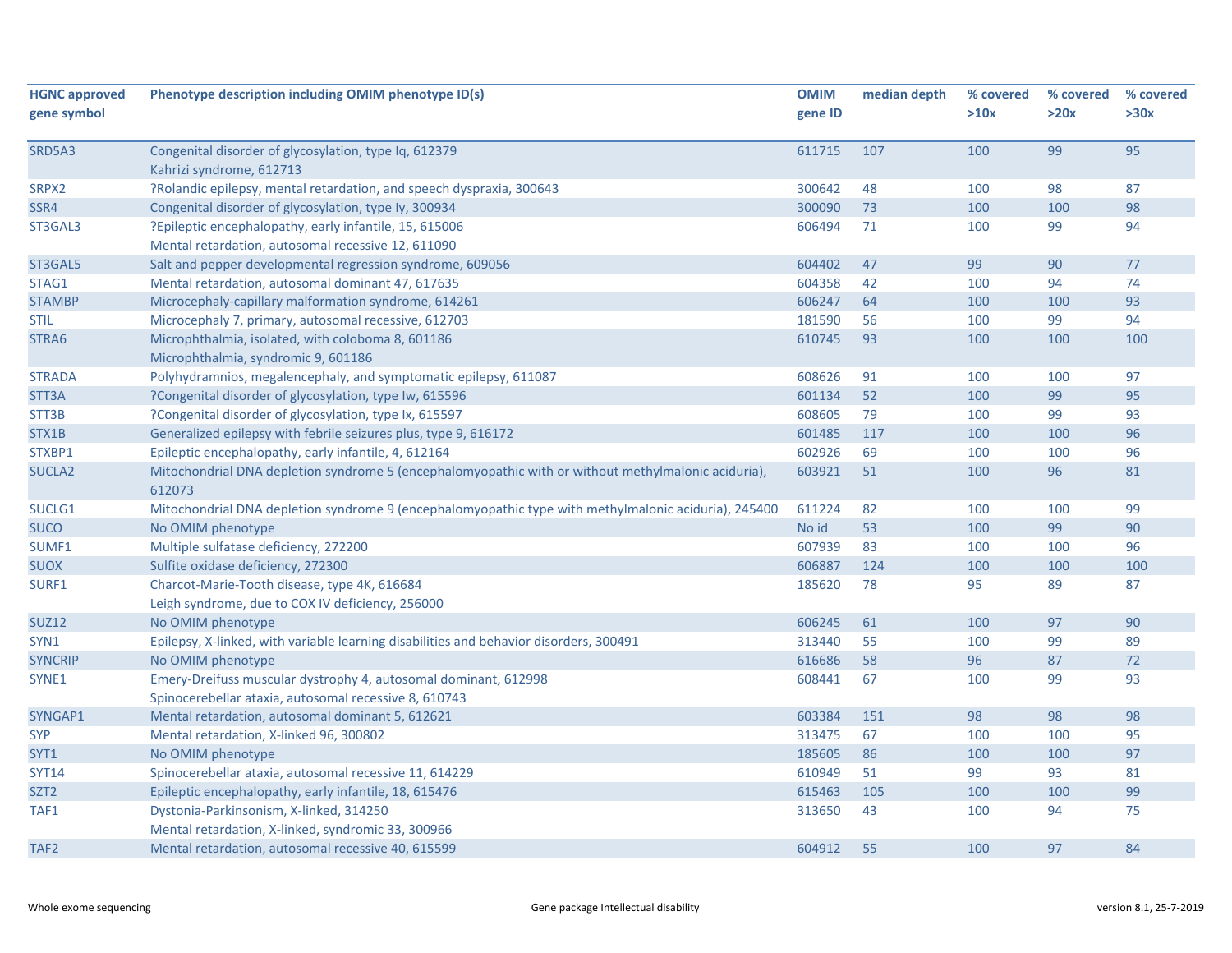| HGNC approved gene symbol | Phenotype description including OMIM phenotype ID(s) | OMIM gene ID | median depth | % covered >10x | % covered >20x | % covered >30x |
|---|---|---|---|---|---|---|
| SRD5A3 | Congenital disorder of glycosylation, type Iq, 612379<br>Kahrizi syndrome, 612713 | 611715 | 107 | 100 | 99 | 95 |
| SRPX2 | ?Rolandic epilepsy, mental retardation, and speech dyspraxia, 300643 | 300642 | 48 | 100 | 98 | 87 |
| SSR4 | Congenital disorder of glycosylation, type Iy, 300934 | 300090 | 73 | 100 | 100 | 98 |
| ST3GAL3 | ?Epileptic encephalopathy, early infantile, 15, 615006<br>Mental retardation, autosomal recessive 12, 611090 | 606494 | 71 | 100 | 99 | 94 |
| ST3GAL5 | Salt and pepper developmental regression syndrome, 609056 | 604402 | 47 | 99 | 90 | 77 |
| STAG1 | Mental retardation, autosomal dominant 47, 617635 | 604358 | 42 | 100 | 94 | 74 |
| STAMBP | Microcephaly-capillary malformation syndrome, 614261 | 606247 | 64 | 100 | 100 | 93 |
| STIL | Microcephaly 7, primary, autosomal recessive, 612703 | 181590 | 56 | 100 | 99 | 94 |
| STRA6 | Microphthalmia, isolated, with coloboma 8, 601186<br>Microphthalmia, syndromic 9, 601186 | 610745 | 93 | 100 | 100 | 100 |
| STRADA | Polyhydramnios, megalencephaly, and symptomatic epilepsy, 611087 | 608626 | 91 | 100 | 100 | 97 |
| STT3A | ?Congenital disorder of glycosylation, type Iw, 615596 | 601134 | 52 | 100 | 99 | 95 |
| STT3B | ?Congenital disorder of glycosylation, type Ix, 615597 | 608605 | 79 | 100 | 99 | 93 |
| STX1B | Generalized epilepsy with febrile seizures plus, type 9, 616172 | 601485 | 117 | 100 | 100 | 96 |
| STXBP1 | Epileptic encephalopathy, early infantile, 4, 612164 | 602926 | 69 | 100 | 100 | 96 |
| SUCLA2 | Mitochondrial DNA depletion syndrome 5 (encephalomyopathic with or without methylmalonic aciduria), 612073 | 603921 | 51 | 100 | 96 | 81 |
| SUCLG1 | Mitochondrial DNA depletion syndrome 9 (encephalomyopathic type with methylmalonic aciduria), 245400 | 611224 | 82 | 100 | 100 | 99 |
| SUCO | No OMIM phenotype | No id | 53 | 100 | 99 | 90 |
| SUMF1 | Multiple sulfatase deficiency, 272200 | 607939 | 83 | 100 | 100 | 96 |
| SUOX | Sulfite oxidase deficiency, 272300 | 606887 | 124 | 100 | 100 | 100 |
| SURF1 | Charcot-Marie-Tooth disease, type 4K, 616684<br>Leigh syndrome, due to COX IV deficiency, 256000 | 185620 | 78 | 95 | 89 | 87 |
| SUZ12 | No OMIM phenotype | 606245 | 61 | 100 | 97 | 90 |
| SYN1 | Epilepsy, X-linked, with variable learning disabilities and behavior disorders, 300491 | 313440 | 55 | 100 | 99 | 89 |
| SYNCRIP | No OMIM phenotype | 616686 | 58 | 96 | 87 | 72 |
| SYNE1 | Emery-Dreifuss muscular dystrophy 4, autosomal dominant, 612998<br>Spinocerebellar ataxia, autosomal recessive 8, 610743 | 608441 | 67 | 100 | 99 | 93 |
| SYNGAP1 | Mental retardation, autosomal dominant 5, 612621 | 603384 | 151 | 98 | 98 | 98 |
| SYP | Mental retardation, X-linked 96, 300802 | 313475 | 67 | 100 | 100 | 95 |
| SYT1 | No OMIM phenotype | 185605 | 86 | 100 | 100 | 97 |
| SYT14 | Spinocerebellar ataxia, autosomal recessive 11, 614229 | 610949 | 51 | 99 | 93 | 81 |
| SZT2 | Epileptic encephalopathy, early infantile, 18, 615476 | 615463 | 105 | 100 | 100 | 99 |
| TAF1 | Dystonia-Parkinsonism, X-linked, 314250<br>Mental retardation, X-linked, syndromic 33, 300966 | 313650 | 43 | 100 | 94 | 75 |
| TAF2 | Mental retardation, autosomal recessive 40, 615599 | 604912 | 55 | 100 | 97 | 84 |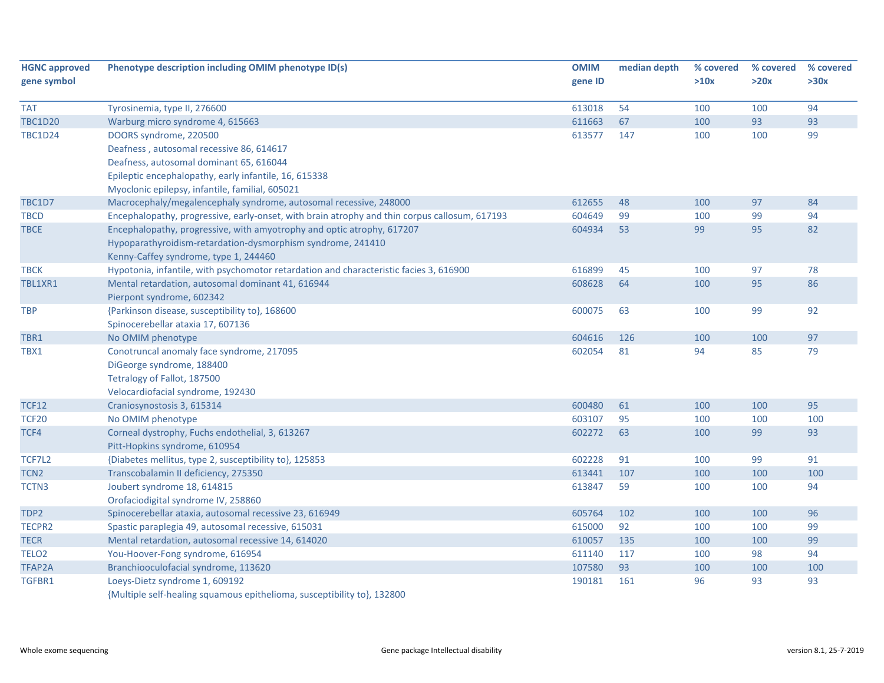| HGNC approved gene symbol | Phenotype description including OMIM phenotype ID(s) | OMIM gene ID | median depth | % covered >10x | % covered >20x | % covered >30x |
|---|---|---|---|---|---|---|
| TAT | Tyrosinemia, type II, 276600 | 613018 | 54 | 100 | 100 | 94 |
| TBC1D20 | Warburg micro syndrome 4, 615663 | 611663 | 67 | 100 | 93 | 93 |
| TBC1D24 | DOORS syndrome, 220500<br>Deafness , autosomal recessive 86, 614617<br>Deafness, autosomal dominant 65, 616044<br>Epileptic encephalopathy, early infantile, 16, 615338<br>Myoclonic epilepsy, infantile, familial, 605021 | 613577 | 147 | 100 | 100 | 99 |
| TBC1D7 | Macrocephaly/megalencephaly syndrome, autosomal recessive, 248000 | 612655 | 48 | 100 | 97 | 84 |
| TBCD | Encephalopathy, progressive, early-onset, with brain atrophy and thin corpus callosum, 617193 | 604649 | 99 | 100 | 99 | 94 |
| TBCE | Encephalopathy, progressive, with amyotrophy and optic atrophy, 617207<br>Hypoparathyroidism-retardation-dysmorphism syndrome, 241410<br>Kenny-Caffey syndrome, type 1, 244460 | 604934 | 53 | 99 | 95 | 82 |
| TBCK | Hypotonia, infantile, with psychomotor retardation and characteristic facies 3, 616900 | 616899 | 45 | 100 | 97 | 78 |
| TBL1XR1 | Mental retardation, autosomal dominant 41, 616944<br>Pierpont syndrome, 602342 | 608628 | 64 | 100 | 95 | 86 |
| TBP | {Parkinson disease, susceptibility to}, 168600<br>Spinocerebellar ataxia 17, 607136 | 600075 | 63 | 100 | 99 | 92 |
| TBR1 | No OMIM phenotype | 604616 | 126 | 100 | 100 | 97 |
| TBX1 | Conotruncal anomaly face syndrome, 217095<br>DiGeorge syndrome, 188400<br>Tetralogy of Fallot, 187500<br>Velocardiofacial syndrome, 192430 | 602054 | 81 | 94 | 85 | 79 |
| TCF12 | Craniosynostosis 3, 615314 | 600480 | 61 | 100 | 100 | 95 |
| TCF20 | No OMIM phenotype | 603107 | 95 | 100 | 100 | 100 |
| TCF4 | Corneal dystrophy, Fuchs endothelial, 3, 613267<br>Pitt-Hopkins syndrome, 610954 | 602272 | 63 | 100 | 99 | 93 |
| TCF7L2 | {Diabetes mellitus, type 2, susceptibility to}, 125853 | 602228 | 91 | 100 | 99 | 91 |
| TCN2 | Transcobalamin II deficiency, 275350 | 613441 | 107 | 100 | 100 | 100 |
| TCTN3 | Joubert syndrome 18, 614815<br>Orofaciodigital syndrome IV, 258860 | 613847 | 59 | 100 | 100 | 94 |
| TDP2 | Spinocerebellar ataxia, autosomal recessive 23, 616949 | 605764 | 102 | 100 | 100 | 96 |
| TECPR2 | Spastic paraplegia 49, autosomal recessive, 615031 | 615000 | 92 | 100 | 100 | 99 |
| TECR | Mental retardation, autosomal recessive 14, 614020 | 610057 | 135 | 100 | 100 | 99 |
| TELO2 | You-Hoover-Fong syndrome, 616954 | 611140 | 117 | 100 | 98 | 94 |
| TFAP2A | Branchiooculofacial syndrome, 113620 | 107580 | 93 | 100 | 100 | 100 |
| TGFBR1 | Loeys-Dietz syndrome 1, 609192<br>{Multiple self-healing squamous epithelioma, susceptibility to}, 132800 | 190181 | 161 | 96 | 93 | 93 |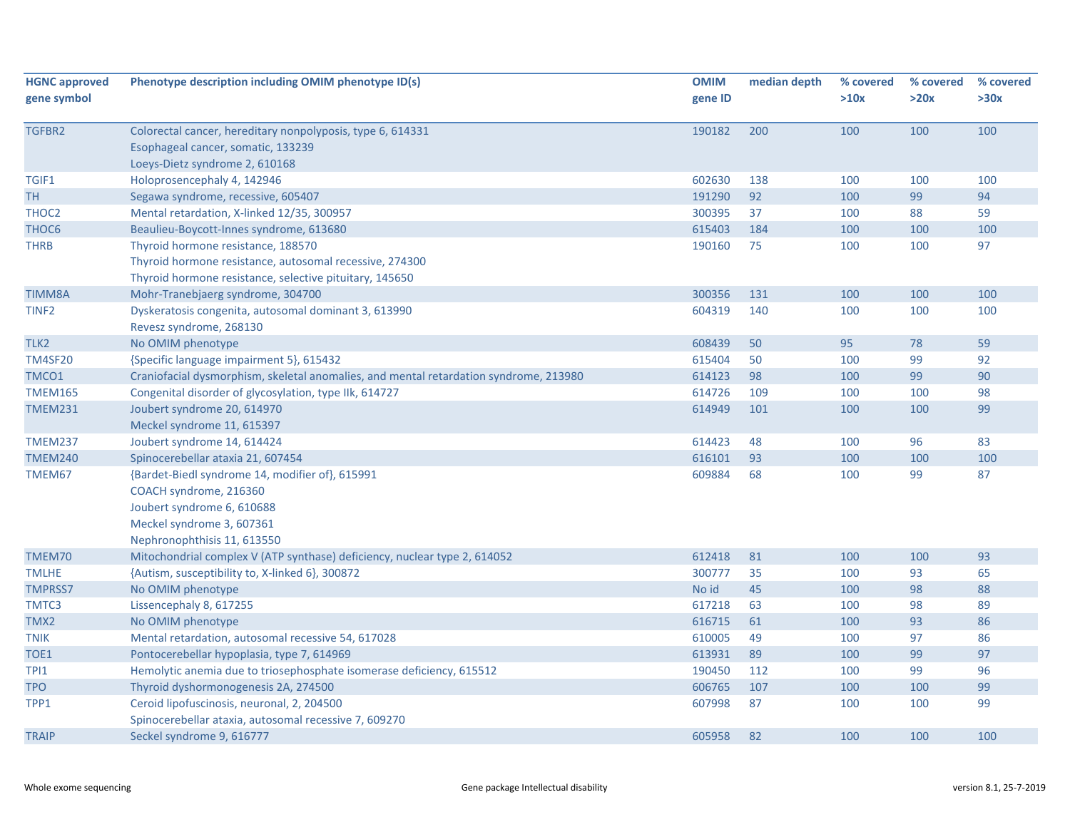| HGNC approved gene symbol | Phenotype description including OMIM phenotype ID(s) | OMIM gene ID | median depth | % covered >10x | % covered >20x | % covered >30x |
|---|---|---|---|---|---|---|
| TGFBR2 | Colorectal cancer, hereditary nonpolyposis, type 6, 614331<br>Esophageal cancer, somatic, 133239<br>Loeys-Dietz syndrome 2, 610168 | 190182 | 200 | 100 | 100 | 100 |
| TGIF1 | Holoprosencephaly 4, 142946 | 602630 | 138 | 100 | 100 | 100 |
| TH | Segawa syndrome, recessive, 605407 | 191290 | 92 | 100 | 99 | 94 |
| THOC2 | Mental retardation, X-linked 12/35, 300957 | 300395 | 37 | 100 | 88 | 59 |
| THOC6 | Beaulieu-Boycott-Innes syndrome, 613680 | 615403 | 184 | 100 | 100 | 100 |
| THRB | Thyroid hormone resistance, 188570<br>Thyroid hormone resistance, autosomal recessive, 274300<br>Thyroid hormone resistance, selective pituitary, 145650 | 190160 | 75 | 100 | 100 | 97 |
| TIMM8A | Mohr-Tranebjaerg syndrome, 304700 | 300356 | 131 | 100 | 100 | 100 |
| TINF2 | Dyskeratosis congenita, autosomal dominant 3, 613990<br>Revesz syndrome, 268130 | 604319 | 140 | 100 | 100 | 100 |
| TLK2 | No OMIM phenotype | 608439 | 50 | 95 | 78 | 59 |
| TM4SF20 | {Specific language impairment 5}, 615432 | 615404 | 50 | 100 | 99 | 92 |
| TMCO1 | Craniofacial dysmorphism, skeletal anomalies, and mental retardation syndrome, 213980 | 614123 | 98 | 100 | 99 | 90 |
| TMEM165 | Congenital disorder of glycosylation, type IIk, 614727 | 614726 | 109 | 100 | 100 | 98 |
| TMEM231 | Joubert syndrome 20, 614970<br>Meckel syndrome 11, 615397 | 614949 | 101 | 100 | 100 | 99 |
| TMEM237 | Joubert syndrome 14, 614424 | 614423 | 48 | 100 | 96 | 83 |
| TMEM240 | Spinocerebellar ataxia 21, 607454 | 616101 | 93 | 100 | 100 | 100 |
| TMEM67 | {Bardet-Biedl syndrome 14, modifier of}, 615991<br>COACH syndrome, 216360<br>Joubert syndrome 6, 610688<br>Meckel syndrome 3, 607361<br>Nephronophthisis 11, 613550 | 609884 | 68 | 100 | 99 | 87 |
| TMEM70 | Mitochondrial complex V (ATP synthase) deficiency, nuclear type 2, 614052 | 612418 | 81 | 100 | 100 | 93 |
| TMLHE | {Autism, susceptibility to, X-linked 6}, 300872 | 300777 | 35 | 100 | 93 | 65 |
| TMPRSS7 | No OMIM phenotype | No id | 45 | 100 | 98 | 88 |
| TMTC3 | Lissencephaly 8, 617255 | 617218 | 63 | 100 | 98 | 89 |
| TMX2 | No OMIM phenotype | 616715 | 61 | 100 | 93 | 86 |
| TNIK | Mental retardation, autosomal recessive 54, 617028 | 610005 | 49 | 100 | 97 | 86 |
| TOE1 | Pontocerebellar hypoplasia, type 7, 614969 | 613931 | 89 | 100 | 99 | 97 |
| TPI1 | Hemolytic anemia due to triosephosphate isomerase deficiency, 615512 | 190450 | 112 | 100 | 99 | 96 |
| TPO | Thyroid dyshormonogenesis 2A, 274500 | 606765 | 107 | 100 | 100 | 99 |
| TPP1 | Ceroid lipofuscinosis, neuronal, 2, 204500<br>Spinocerebellar ataxia, autosomal recessive 7, 609270 | 607998 | 87 | 100 | 100 | 99 |
| TRAIP | Seckel syndrome 9, 616777 | 605958 | 82 | 100 | 100 | 100 |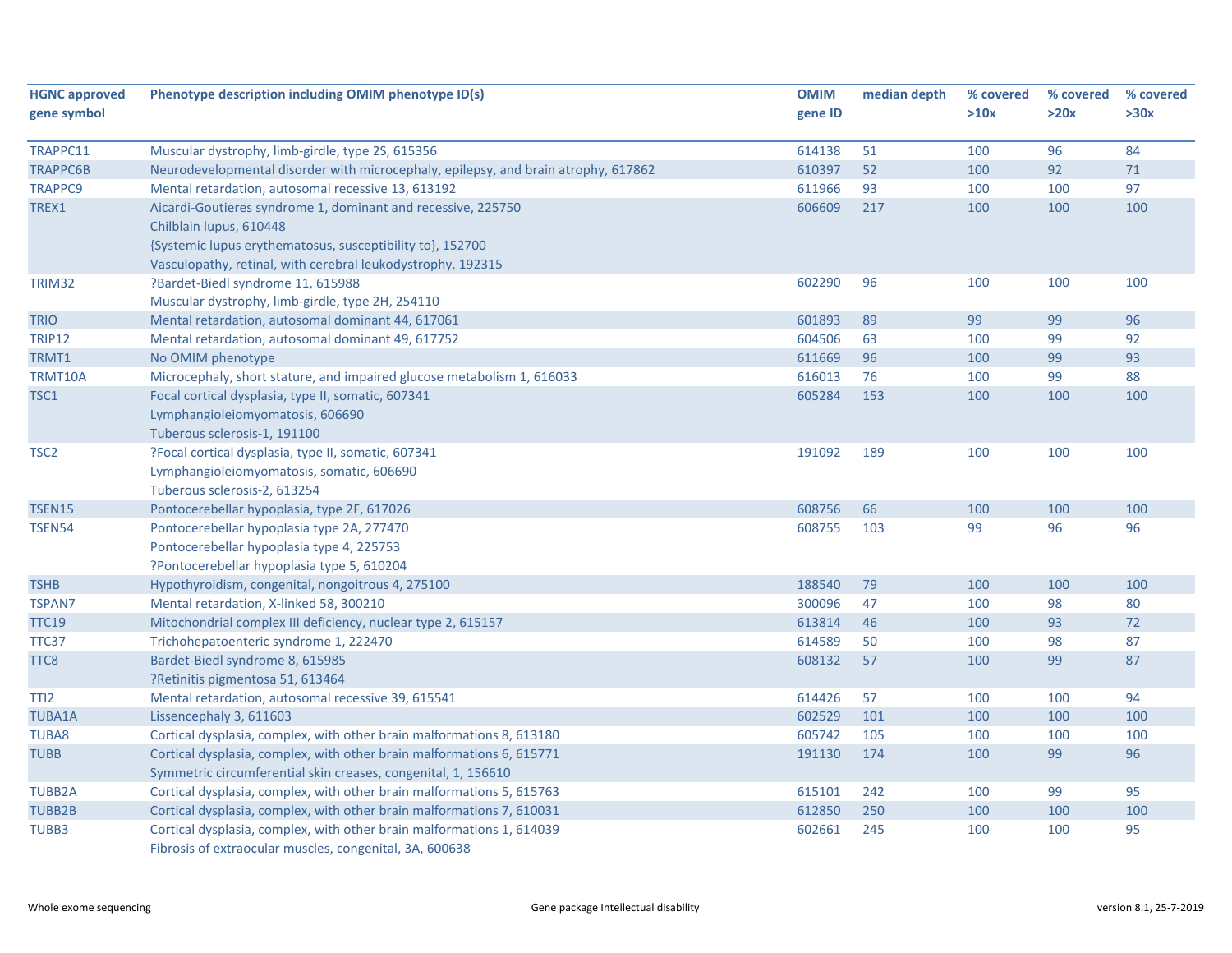| HGNC approved gene symbol | Phenotype description including OMIM phenotype ID(s) | OMIM gene ID | median depth | % covered >10x | % covered >20x | % covered >30x |
|---|---|---|---|---|---|---|
| TRAPPC11 | Muscular dystrophy, limb-girdle, type 2S, 615356 | 614138 | 51 | 100 | 96 | 84 |
| TRAPPC6B | Neurodevelopmental disorder with microcephaly, epilepsy, and brain atrophy, 617862 | 610397 | 52 | 100 | 92 | 71 |
| TRAPPC9 | Mental retardation, autosomal recessive 13, 613192 | 611966 | 93 | 100 | 100 | 97 |
| TREX1 | Aicardi-Goutieres syndrome 1, dominant and recessive, 225750<br>Chilblain lupus, 610448<br>{Systemic lupus erythematosus, susceptibility to}, 152700<br>Vasculopathy, retinal, with cerebral leukodystrophy, 192315 | 606609 | 217 | 100 | 100 | 100 |
| TRIM32 | ?Bardet-Biedl syndrome 11, 615988<br>Muscular dystrophy, limb-girdle, type 2H, 254110 | 602290 | 96 | 100 | 100 | 100 |
| TRIO | Mental retardation, autosomal dominant 44, 617061 | 601893 | 89 | 99 | 99 | 96 |
| TRIP12 | Mental retardation, autosomal dominant 49, 617752 | 604506 | 63 | 100 | 99 | 92 |
| TRMT1 | No OMIM phenotype | 611669 | 96 | 100 | 99 | 93 |
| TRMT10A | Microcephaly, short stature, and impaired glucose metabolism 1, 616033 | 616013 | 76 | 100 | 99 | 88 |
| TSC1 | Focal cortical dysplasia, type II, somatic, 607341<br>Lymphangioleiomyomatosis, 606690<br>Tuberous sclerosis-1, 191100 | 605284 | 153 | 100 | 100 | 100 |
| TSC2 | ?Focal cortical dysplasia, type II, somatic, 607341<br>Lymphangioleiomyomatosis, somatic, 606690<br>Tuberous sclerosis-2, 613254 | 191092 | 189 | 100 | 100 | 100 |
| TSEN15 | Pontocerebellar hypoplasia, type 2F, 617026 | 608756 | 66 | 100 | 100 | 100 |
| TSEN54 | Pontocerebellar hypoplasia type 2A, 277470<br>Pontocerebellar hypoplasia type 4, 225753<br>?Pontocerebellar hypoplasia type 5, 610204 | 608755 | 103 | 99 | 96 | 96 |
| TSHB | Hypothyroidism, congenital, nongoitrous 4, 275100 | 188540 | 79 | 100 | 100 | 100 |
| TSPAN7 | Mental retardation, X-linked 58, 300210 | 300096 | 47 | 100 | 98 | 80 |
| TTC19 | Mitochondrial complex III deficiency, nuclear type 2, 615157 | 613814 | 46 | 100 | 93 | 72 |
| TTC37 | Trichohepatoenteric syndrome 1, 222470 | 614589 | 50 | 100 | 98 | 87 |
| TTC8 | Bardet-Biedl syndrome 8, 615985<br>?Retinitis pigmentosa 51, 613464 | 608132 | 57 | 100 | 99 | 87 |
| TTI2 | Mental retardation, autosomal recessive 39, 615541 | 614426 | 57 | 100 | 100 | 94 |
| TUBA1A | Lissencephaly 3, 611603 | 602529 | 101 | 100 | 100 | 100 |
| TUBA8 | Cortical dysplasia, complex, with other brain malformations 8, 613180 | 605742 | 105 | 100 | 100 | 100 |
| TUBB | Cortical dysplasia, complex, with other brain malformations 6, 615771<br>Symmetric circumferential skin creases, congenital, 1, 156610 | 191130 | 174 | 100 | 99 | 96 |
| TUBB2A | Cortical dysplasia, complex, with other brain malformations 5, 615763 | 615101 | 242 | 100 | 99 | 95 |
| TUBB2B | Cortical dysplasia, complex, with other brain malformations 7, 610031 | 612850 | 250 | 100 | 100 | 100 |
| TUBB3 | Cortical dysplasia, complex, with other brain malformations 1, 614039<br>Fibrosis of extraocular muscles, congenital, 3A, 600638 | 602661 | 245 | 100 | 100 | 95 |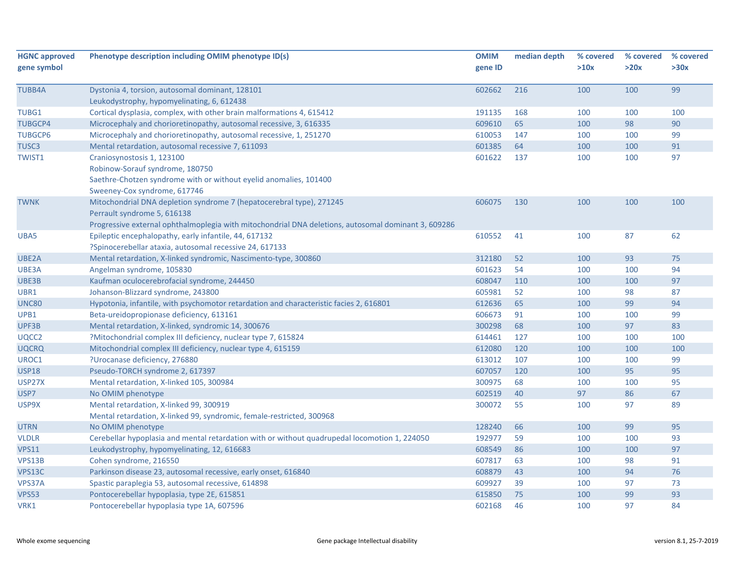| HGNC approved gene symbol | Phenotype description including OMIM phenotype ID(s) | OMIM gene ID | median depth | % covered >10x | % covered >20x | % covered >30x |
|---|---|---|---|---|---|---|
| TUBB4A | Dystonia 4, torsion, autosomal dominant, 128101<br>Leukodystrophy, hypomyelinating, 6, 612438 | 602662 | 216 | 100 | 100 | 99 |
| TUBG1 | Cortical dysplasia, complex, with other brain malformations 4, 615412 | 191135 | 168 | 100 | 100 | 100 |
| TUBGCP4 | Microcephaly and chorioretinopathy, autosomal recessive, 3, 616335 | 609610 | 65 | 100 | 98 | 90 |
| TUBGCP6 | Microcephaly and chorioretinopathy, autosomal recessive, 1, 251270 | 610053 | 147 | 100 | 100 | 99 |
| TUSC3 | Mental retardation, autosomal recessive 7, 611093 | 601385 | 64 | 100 | 100 | 91 |
| TWIST1 | Craniosynostosis 1, 123100<br>Robinow-Sorauf syndrome, 180750<br>Saethre-Chotzen syndrome with or without eyelid anomalies, 101400<br>Sweeney-Cox syndrome, 617746 | 601622 | 137 | 100 | 100 | 97 |
| TWNK | Mitochondrial DNA depletion syndrome 7 (hepatocerebral type), 271245<br>Perrault syndrome 5, 616138<br>Progressive external ophthalmoplegia with mitochondrial DNA deletions, autosomal dominant 3, 609286 | 606075 | 130 | 100 | 100 | 100 |
| UBA5 | Epileptic encephalopathy, early infantile, 44, 617132<br>?Spinocerebellar ataxia, autosomal recessive 24, 617133 | 610552 | 41 | 100 | 87 | 62 |
| UBE2A | Mental retardation, X-linked syndromic, Nascimento-type, 300860 | 312180 | 52 | 100 | 93 | 75 |
| UBE3A | Angelman syndrome, 105830 | 601623 | 54 | 100 | 100 | 94 |
| UBE3B | Kaufman oculocerebrofacial syndrome, 244450 | 608047 | 110 | 100 | 100 | 97 |
| UBR1 | Johanson-Blizzard syndrome, 243800 | 605981 | 52 | 100 | 98 | 87 |
| UNC80 | Hypotonia, infantile, with psychomotor retardation and characteristic facies 2, 616801 | 612636 | 65 | 100 | 99 | 94 |
| UPB1 | Beta-ureidopropionase deficiency, 613161 | 606673 | 91 | 100 | 100 | 99 |
| UPF3B | Mental retardation, X-linked, syndromic 14, 300676 | 300298 | 68 | 100 | 97 | 83 |
| UQCC2 | ?Mitochondrial complex III deficiency, nuclear type 7, 615824 | 614461 | 127 | 100 | 100 | 100 |
| UQCRQ | Mitochondrial complex III deficiency, nuclear type 4, 615159 | 612080 | 120 | 100 | 100 | 100 |
| UROC1 | ?Urocanase deficiency, 276880 | 613012 | 107 | 100 | 100 | 99 |
| USP18 | Pseudo-TORCH syndrome 2, 617397 | 607057 | 120 | 100 | 95 | 95 |
| USP27X | Mental retardation, X-linked 105, 300984 | 300975 | 68 | 100 | 100 | 95 |
| USP7 | No OMIM phenotype | 602519 | 40 | 97 | 86 | 67 |
| USP9X | Mental retardation, X-linked 99, 300919<br>Mental retardation, X-linked 99, syndromic, female-restricted, 300968 | 300072 | 55 | 100 | 97 | 89 |
| UTRN | No OMIM phenotype | 128240 | 66 | 100 | 99 | 95 |
| VLDLR | Cerebellar hypoplasia and mental retardation with or without quadrupedal locomotion 1, 224050 | 192977 | 59 | 100 | 100 | 93 |
| VPS11 | Leukodystrophy, hypomyelinating, 12, 616683 | 608549 | 86 | 100 | 100 | 97 |
| VPS13B | Cohen syndrome, 216550 | 607817 | 63 | 100 | 98 | 91 |
| VPS13C | Parkinson disease 23, autosomal recessive, early onset, 616840 | 608879 | 43 | 100 | 94 | 76 |
| VPS37A | Spastic paraplegia 53, autosomal recessive, 614898 | 609927 | 39 | 100 | 97 | 73 |
| VPS53 | Pontocerebellar hypoplasia, type 2E, 615851 | 615850 | 75 | 100 | 99 | 93 |
| VRK1 | Pontocerebellar hypoplasia type 1A, 607596 | 602168 | 46 | 100 | 97 | 84 |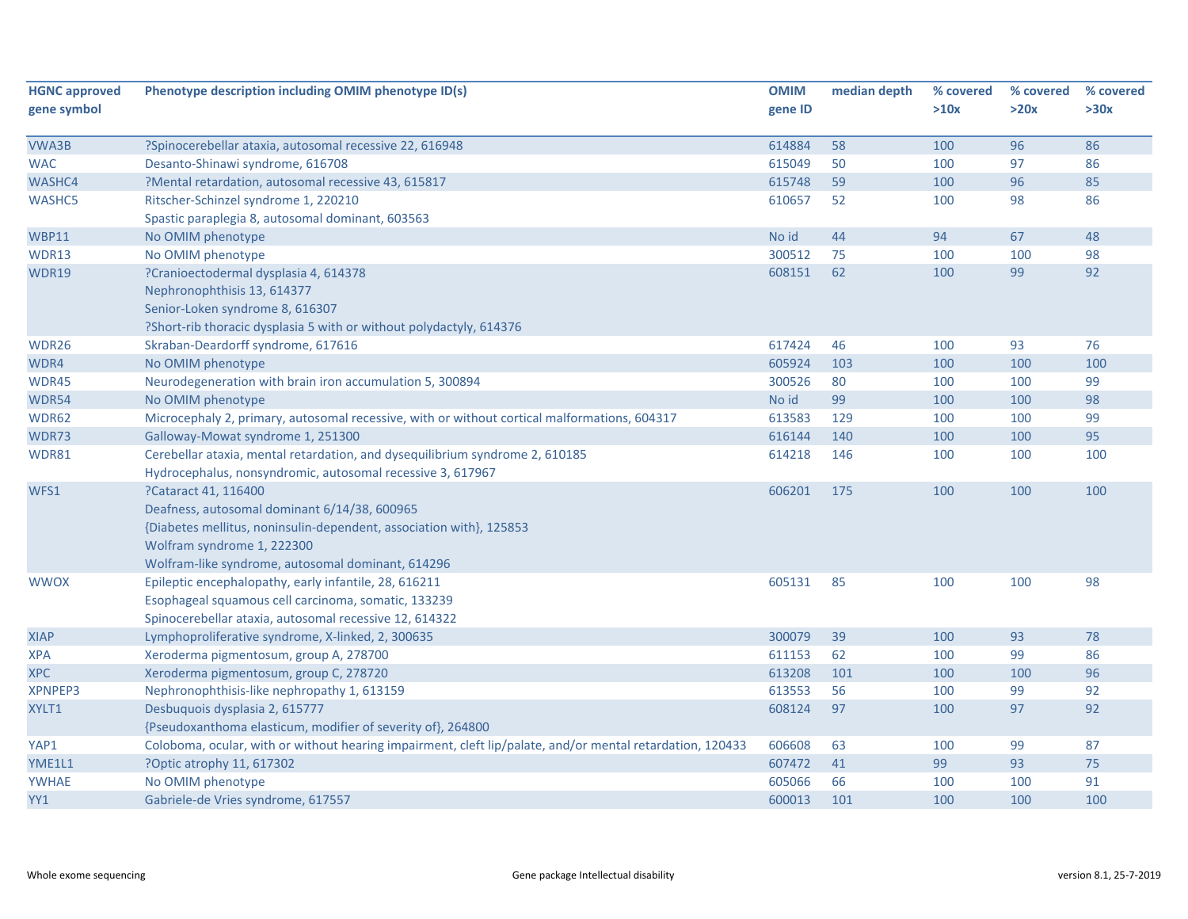| HGNC approved gene symbol | Phenotype description including OMIM phenotype ID(s) | OMIM gene ID | median depth | % covered >10x | % covered >20x | % covered >30x |
|---|---|---|---|---|---|---|
| VWA3B | ?Spinocerebellar ataxia, autosomal recessive 22, 616948 | 614884 | 58 | 100 | 96 | 86 |
| WAC | Desanto-Shinawi syndrome, 616708 | 615049 | 50 | 100 | 97 | 86 |
| WASHC4 | ?Mental retardation, autosomal recessive 43, 615817 | 615748 | 59 | 100 | 96 | 85 |
| WASHC5 | Ritscher-Schinzel syndrome 1, 220210<br>Spastic paraplegia 8, autosomal dominant, 603563 | 610657 | 52 | 100 | 98 | 86 |
| WBP11 | No OMIM phenotype | No id | 44 | 94 | 67 | 48 |
| WDR13 | No OMIM phenotype | 300512 | 75 | 100 | 100 | 98 |
| WDR19 | ?Cranioectodermal dysplasia 4, 614378<br>Nephronophthisis 13, 614377<br>Senior-Loken syndrome 8, 616307<br>?Short-rib thoracic dysplasia 5 with or without polydactyly, 614376 | 608151 | 62 | 100 | 99 | 92 |
| WDR26 | Skraban-Deardorff syndrome, 617616 | 617424 | 46 | 100 | 93 | 76 |
| WDR4 | No OMIM phenotype | 605924 | 103 | 100 | 100 | 100 |
| WDR45 | Neurodegeneration with brain iron accumulation 5, 300894 | 300526 | 80 | 100 | 100 | 99 |
| WDR54 | No OMIM phenotype | No id | 99 | 100 | 100 | 98 |
| WDR62 | Microcephaly 2, primary, autosomal recessive, with or without cortical malformations, 604317 | 613583 | 129 | 100 | 100 | 99 |
| WDR73 | Galloway-Mowat syndrome 1, 251300 | 616144 | 140 | 100 | 100 | 95 |
| WDR81 | Cerebellar ataxia, mental retardation, and dysequilibrium syndrome 2, 610185<br>Hydrocephalus, nonsyndromic, autosomal recessive 3, 617967 | 614218 | 146 | 100 | 100 | 100 |
| WFS1 | ?Cataract 41, 116400<br>Deafness, autosomal dominant 6/14/38, 600965<br>{Diabetes mellitus, noninsulin-dependent, association with}, 125853<br>Wolfram syndrome 1, 222300<br>Wolfram-like syndrome, autosomal dominant, 614296 | 606201 | 175 | 100 | 100 | 100 |
| WWOX | Epileptic encephalopathy, early infantile, 28, 616211<br>Esophageal squamous cell carcinoma, somatic, 133239<br>Spinocerebellar ataxia, autosomal recessive 12, 614322 | 605131 | 85 | 100 | 100 | 98 |
| XIAP | Lymphoproliferative syndrome, X-linked, 2, 300635 | 300079 | 39 | 100 | 93 | 78 |
| XPA | Xeroderma pigmentosum, group A, 278700 | 611153 | 62 | 100 | 99 | 86 |
| XPC | Xeroderma pigmentosum, group C, 278720 | 613208 | 101 | 100 | 100 | 96 |
| XPNPEP3 | Nephronophthisis-like nephropathy 1, 613159 | 613553 | 56 | 100 | 99 | 92 |
| XYLT1 | Desbuquois dysplasia 2, 615777<br>{Pseudoxanthoma elasticum, modifier of severity of}, 264800 | 608124 | 97 | 100 | 97 | 92 |
| YAP1 | Coloboma, ocular, with or without hearing impairment, cleft lip/palate, and/or mental retardation, 120433 | 606608 | 63 | 100 | 99 | 87 |
| YME1L1 | ?Optic atrophy 11, 617302 | 607472 | 41 | 99 | 93 | 75 |
| YWHAE | No OMIM phenotype | 605066 | 66 | 100 | 100 | 91 |
| YY1 | Gabriele-de Vries syndrome, 617557 | 600013 | 101 | 100 | 100 | 100 |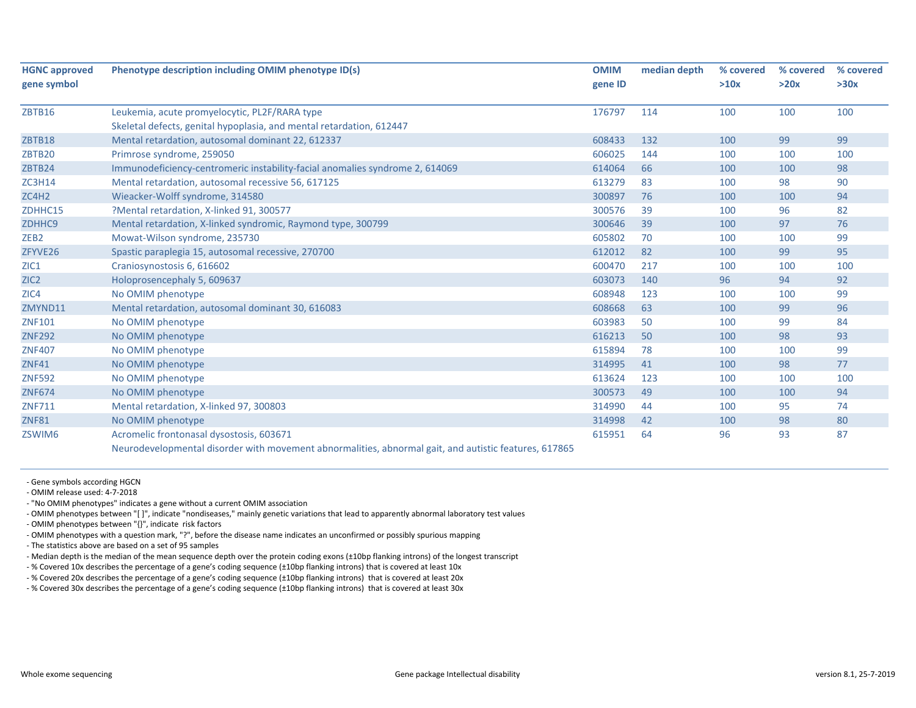| HGNC approved gene symbol | Phenotype description including OMIM phenotype ID(s) | OMIM gene ID | median depth | % covered >10x | % covered >20x | % covered >30x |
|---|---|---|---|---|---|---|
| ZBTB16 | Leukemia, acute promyelocytic, PL2F/RARA type<br>Skeletal defects, genital hypoplasia, and mental retardation, 612447 | 176797 | 114 | 100 | 100 | 100 |
| ZBTB18 | Mental retardation, autosomal dominant 22, 612337 | 608433 | 132 | 100 | 99 | 99 |
| ZBTB20 | Primrose syndrome, 259050 | 606025 | 144 | 100 | 100 | 100 |
| ZBTB24 | Immunodeficiency-centromeric instability-facial anomalies syndrome 2, 614069 | 614064 | 66 | 100 | 100 | 98 |
| ZC3H14 | Mental retardation, autosomal recessive 56, 617125 | 613279 | 83 | 100 | 98 | 90 |
| ZC4H2 | Wieacker-Wolff syndrome, 314580 | 300897 | 76 | 100 | 100 | 94 |
| ZDHHC15 | ?Mental retardation, X-linked 91, 300577 | 300576 | 39 | 100 | 96 | 82 |
| ZDHHC9 | Mental retardation, X-linked syndromic, Raymond type, 300799 | 300646 | 39 | 100 | 97 | 76 |
| ZEB2 | Mowat-Wilson syndrome, 235730 | 605802 | 70 | 100 | 100 | 99 |
| ZFYVE26 | Spastic paraplegia 15, autosomal recessive, 270700 | 612012 | 82 | 100 | 99 | 95 |
| ZIC1 | Craniosynostosis 6, 616602 | 600470 | 217 | 100 | 100 | 100 |
| ZIC2 | Holoprosencephaly 5, 609637 | 603073 | 140 | 96 | 94 | 92 |
| ZIC4 | No OMIM phenotype | 608948 | 123 | 100 | 100 | 99 |
| ZMYND11 | Mental retardation, autosomal dominant 30, 616083 | 608668 | 63 | 100 | 99 | 96 |
| ZNF101 | No OMIM phenotype | 603983 | 50 | 100 | 99 | 84 |
| ZNF292 | No OMIM phenotype | 616213 | 50 | 100 | 98 | 93 |
| ZNF407 | No OMIM phenotype | 615894 | 78 | 100 | 100 | 99 |
| ZNF41 | No OMIM phenotype | 314995 | 41 | 100 | 98 | 77 |
| ZNF592 | No OMIM phenotype | 613624 | 123 | 100 | 100 | 100 |
| ZNF674 | No OMIM phenotype | 300573 | 49 | 100 | 100 | 94 |
| ZNF711 | Mental retardation, X-linked 97, 300803 | 314990 | 44 | 100 | 95 | 74 |
| ZNF81 | No OMIM phenotype | 314998 | 42 | 100 | 98 | 80 |
| ZSWIM6 | Acromelic frontonasal dysostosis, 603671<br>Neurodevelopmental disorder with movement abnormalities, abnormal gait, and autistic features, 617865 | 615951 | 64 | 96 | 93 | 87 |

- Gene symbols according HGCN
- OMIM release used: 4-7-2018
- "No OMIM phenotypes" indicates a gene without a current OMIM association
- OMIM phenotypes between "[ ]", indicate "nondiseases," mainly genetic variations that lead to apparently abnormal laboratory test values
- OMIM phenotypes between "{}", indicate risk factors
- OMIM phenotypes with a question mark, "?", before the disease name indicates an unconfirmed or possibly spurious mapping
- The statistics above are based on a set of 95 samples
- Median depth is the median of the mean sequence depth over the protein coding exons (±10bp flanking introns) of the longest transcript
- % Covered 10x describes the percentage of a gene's coding sequence (±10bp flanking introns) that is covered at least 10x
- % Covered 20x describes the percentage of a gene's coding sequence (±10bp flanking introns) that is covered at least 20x
- % Covered 30x describes the percentage of a gene's coding sequence (±10bp flanking introns) that is covered at least 30x